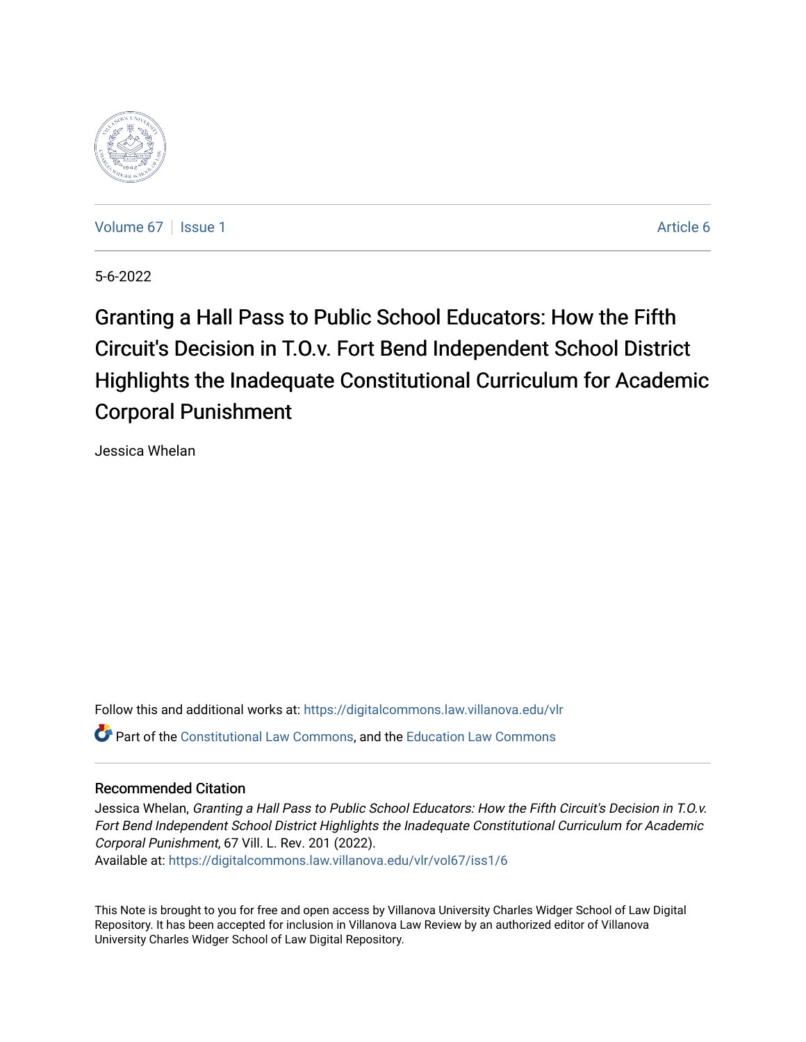Volume 67 | Issue 1 | Article 6

5-6-2022

# Granting a Hall Pass to Public School Educators: How the Fifth Circuit's Decision in T.O.v. Fort Bend Independent School District Highlights the Inadequate Constitutional Curriculum for Academic Corporal Punishment

Jessica Whelan

Follow this and additional works at: https://digitalcommons.law.villanova.edu/vlr

Part of the Constitutional Law Commons, and the Education Law Commons

## Recommended Citation

Jessica Whelan, *Granting a Hall Pass to Public School Educators: How the Fifth Circuit's Decision in T.O.v. Fort Bend Independent School District Highlights the Inadequate Constitutional Curriculum for Academic Corporal Punishment*, 67 Vill. L. Rev. 201 (2022).
Available at: https://digitalcommons.law.villanova.edu/vlr/vol67/iss1/6

This Note is brought to you for free and open access by Villanova University Charles Widger School of Law Digital Repository. It has been accepted for inclusion in Villanova Law Review by an authorized editor of Villanova University Charles Widger School of Law Digital Repository.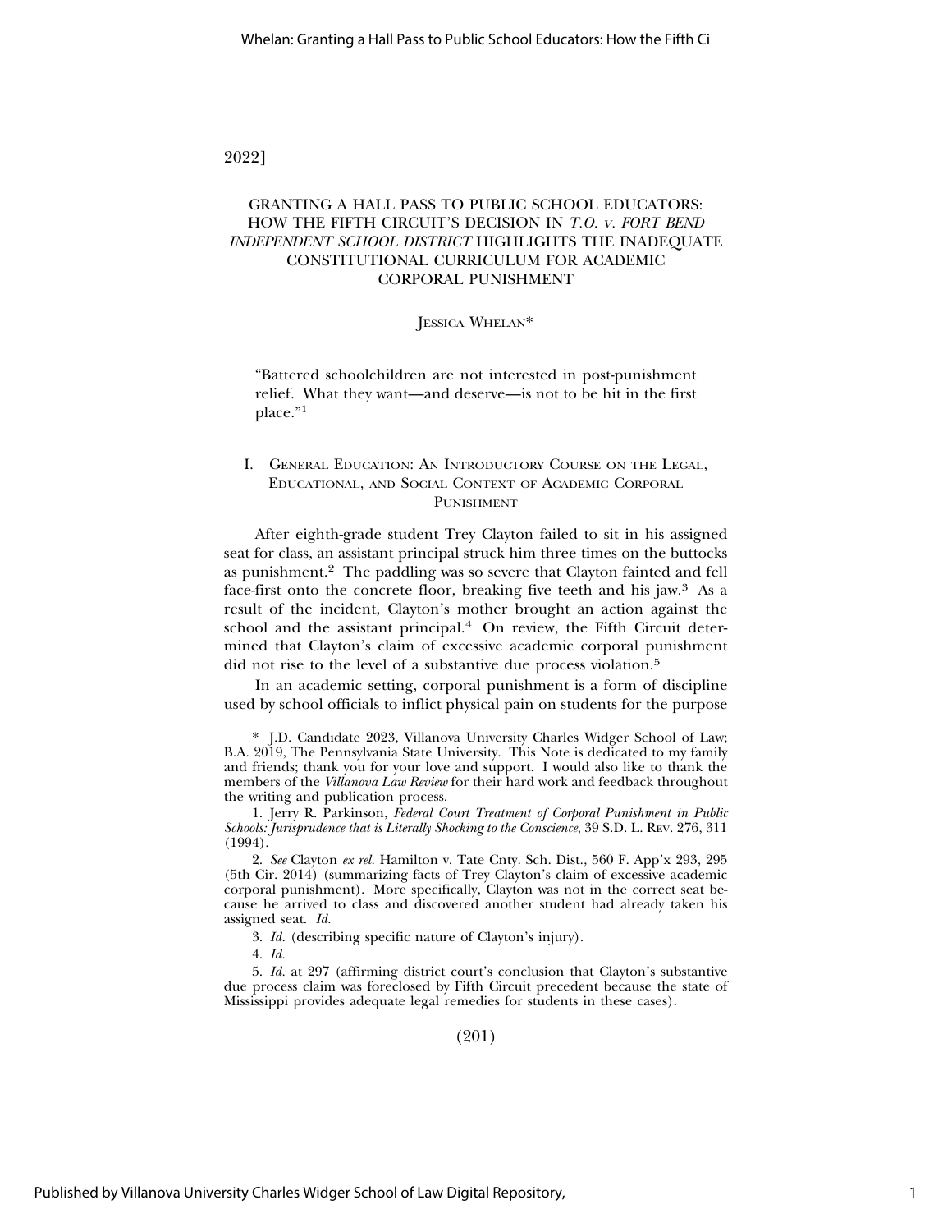# GRANTING A HALL PASS TO PUBLIC SCHOOL EDUCATORS: HOW THE FIFTH CIRCUIT'S DECISION IN *T.O. v. FORT BEND INDEPENDENT SCHOOL DISTRICT* HIGHLIGHTS THE INADEQUATE CONSTITUTIONAL CURRICULUM FOR ACADEMIC CORPORAL PUNISHMENT

JESSICA WHELAN*

> "Battered schoolchildren are not interested in post-punishment relief. What they want—and deserve—is not to be hit in the first place."[1]

## I. GENERAL EDUCATION: AN INTRODUCTORY COURSE ON THE LEGAL, EDUCATIONAL, AND SOCIAL CONTEXT OF ACADEMIC CORPORAL PUNISHMENT

After eighth-grade student Trey Clayton failed to sit in his assigned seat for class, an assistant principal struck him three times on the buttocks as punishment.[2] The paddling was so severe that Clayton fainted and fell face-first onto the concrete floor, breaking five teeth and his jaw.[3] As a result of the incident, Clayton's mother brought an action against the school and the assistant principal.[4] On review, the Fifth Circuit determined that Clayton's claim of excessive academic corporal punishment did not rise to the level of a substantive due process violation.[5]

In an academic setting, corporal punishment is a form of discipline used by school officials to inflict physical pain on students for the purpose

---

\* J.D. Candidate 2023, Villanova University Charles Widger School of Law; B.A. 2019, The Pennsylvania State University. This Note is dedicated to my family and friends; thank you for your love and support. I would also like to thank the members of the *Villanova Law Review* for their hard work and feedback throughout the writing and publication process.

1. Jerry R. Parkinson, *Federal Court Treatment of Corporal Punishment in Public Schools: Jurisprudence that is Literally Shocking to the Conscience*, 39 S.D. L. REV. 276, 311 (1994).

2. *See* Clayton *ex rel.* Hamilton v. Tate Cnty. Sch. Dist., 560 F. App'x 293, 295 (5th Cir. 2014) (summarizing facts of Trey Clayton's claim of excessive academic corporal punishment). More specifically, Clayton was not in the correct seat because he arrived to class and discovered another student had already taken his assigned seat. *Id.*

3. *Id.* (describing specific nature of Clayton's injury).

4. *Id.*

5. *Id.* at 297 (affirming district court's conclusion that Clayton's substantive due process claim was foreclosed by Fifth Circuit precedent because the state of Mississippi provides adequate legal remedies for students in these cases).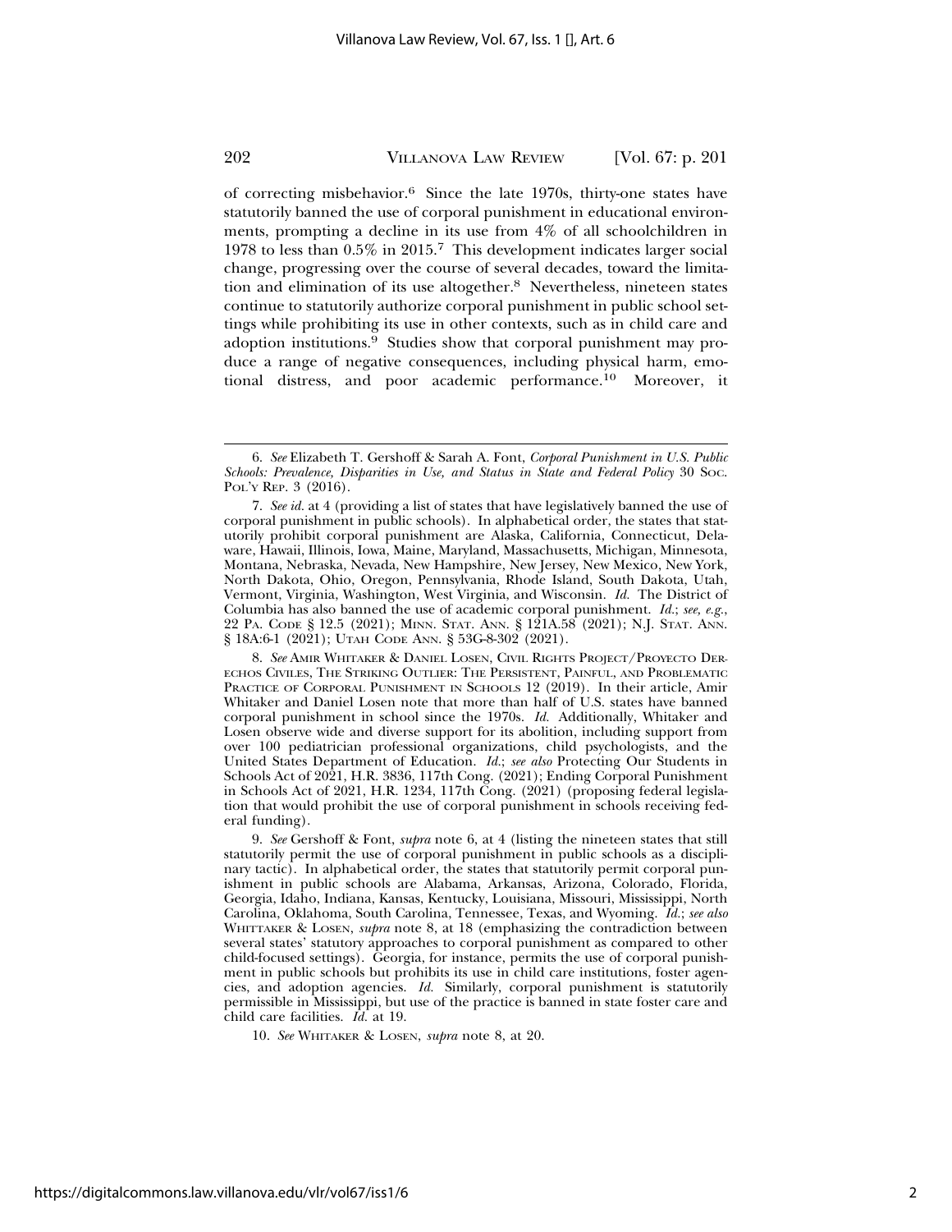of correcting misbehavior.[6] Since the late 1970s, thirty-one states have statutorily banned the use of corporal punishment in educational environments, prompting a decline in its use from 4% of all schoolchildren in 1978 to less than 0.5% in 2015.[7] This development indicates larger social change, progressing over the course of several decades, toward the limitation and elimination of its use altogether.[8] Nevertheless, nineteen states continue to statutorily authorize corporal punishment in public school settings while prohibiting its use in other contexts, such as in child care and adoption institutions.[9] Studies show that corporal punishment may produce a range of negative consequences, including physical harm, emotional distress, and poor academic performance.[10] Moreover, it

---

6. *See* Elizabeth T. Gershoff & Sarah A. Font, *Corporal Punishment in U.S. Public Schools: Prevalence, Disparities in Use, and Status in State and Federal Policy* 30 Soc. Pol'y Rep. 3 (2016).

7. *See id.* at 4 (providing a list of states that have legislatively banned the use of corporal punishment in public schools). In alphabetical order, the states that statutorily prohibit corporal punishment are Alaska, California, Connecticut, Delaware, Hawaii, Illinois, Iowa, Maine, Maryland, Massachusetts, Michigan, Minnesota, Montana, Nebraska, Nevada, New Hampshire, New Jersey, New Mexico, New York, North Dakota, Ohio, Oregon, Pennsylvania, Rhode Island, South Dakota, Utah, Vermont, Virginia, Washington, West Virginia, and Wisconsin. *Id.* The District of Columbia has also banned the use of academic corporal punishment. *Id.*; *see, e.g.*, 22 Pa. Code § 12.5 (2021); Minn. Stat. Ann. § 121A.58 (2021); N.J. Stat. Ann. § 18A:6-1 (2021); Utah Code Ann. § 53G-8-302 (2021).

8. *See* Amir Whitaker & Daniel Losen, Civil Rights Project/Proyecto Derechos Civiles, The Striking Outlier: The Persistent, Painful, and Problematic Practice of Corporal Punishment in Schools 12 (2019). In their article, Amir Whitaker and Daniel Losen note that more than half of U.S. states have banned corporal punishment in school since the 1970s. *Id.* Additionally, Whitaker and Losen observe wide and diverse support for its abolition, including support from over 100 pediatrician professional organizations, child psychologists, and the United States Department of Education. *Id.*; *see also* Protecting Our Students in Schools Act of 2021, H.R. 3836, 117th Cong. (2021); Ending Corporal Punishment in Schools Act of 2021, H.R. 1234, 117th Cong. (2021) (proposing federal legislation that would prohibit the use of corporal punishment in schools receiving federal funding).

9. *See* Gershoff & Font, *supra* note 6, at 4 (listing the nineteen states that still statutorily permit the use of corporal punishment in public schools as a disciplinary tactic). In alphabetical order, the states that statutorily permit corporal punishment in public schools are Alabama, Arkansas, Arizona, Colorado, Florida, Georgia, Idaho, Indiana, Kansas, Kentucky, Louisiana, Missouri, Mississippi, North Carolina, Oklahoma, South Carolina, Tennessee, Texas, and Wyoming. *Id.*; *see also* Whittaker & Losen, *supra* note 8, at 18 (emphasizing the contradiction between several states' statutory approaches to corporal punishment as compared to other child-focused settings). Georgia, for instance, permits the use of corporal punishment in public schools but prohibits its use in child care institutions, foster agencies, and adoption agencies. *Id.* Similarly, corporal punishment is statutorily permissible in Mississippi, but use of the practice is banned in state foster care and child care facilities. *Id.* at 19.

10. *See* Whitaker & Losen, *supra* note 8, at 20.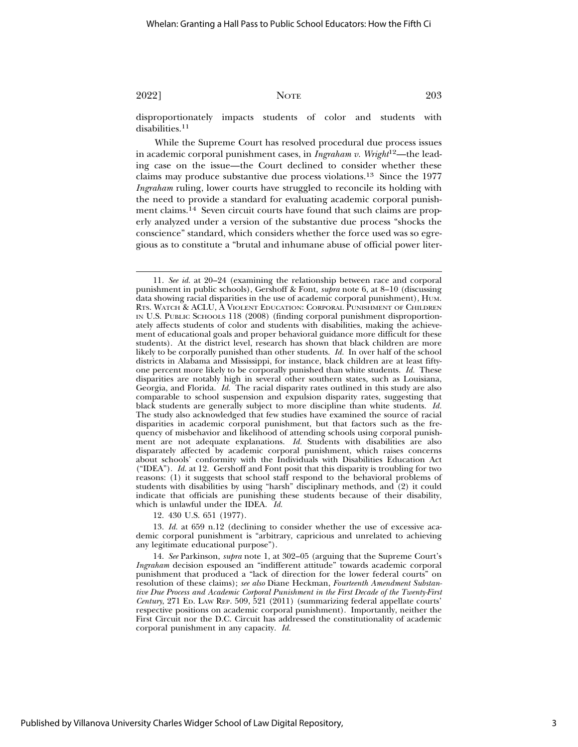disproportionately impacts students of color and students with disabilities.[11]

While the Supreme Court has resolved procedural due process issues in academic corporal punishment cases, in *Ingraham v. Wright*[12]—the leading case on the issue—the Court declined to consider whether these claims may produce substantive due process violations.[13] Since the 1977 *Ingraham* ruling, lower courts have struggled to reconcile its holding with the need to provide a standard for evaluating academic corporal punishment claims.[14] Seven circuit courts have found that such claims are properly analyzed under a version of the substantive due process "shocks the conscience" standard, which considers whether the force used was so egregious as to constitute a "brutal and inhumane abuse of official power liter-

---

11. *See id.* at 20–24 (examining the relationship between race and corporal punishment in public schools), Gershoff & Font, *supra* note 6, at 8–10 (discussing data showing racial disparities in the use of academic corporal punishment), HUM. RTS. WATCH & ACLU, A VIOLENT EDUCATION: CORPORAL PUNISHMENT OF CHILDREN IN U.S. PUBLIC SCHOOLS 118 (2008) (finding corporal punishment disproportionately affects students of color and students with disabilities, making the achievement of educational goals and proper behavioral guidance more difficult for these students). At the district level, research has shown that black children are more likely to be corporally punished than other students. *Id.* In over half of the school districts in Alabama and Mississippi, for instance, black children are at least fifty-one percent more likely to be corporally punished than white students. *Id.* These disparities are notably high in several other southern states, such as Louisiana, Georgia, and Florida. *Id.* The racial disparity rates outlined in this study are also comparable to school suspension and expulsion disparity rates, suggesting that black students are generally subject to more discipline than white students. *Id.* The study also acknowledged that few studies have examined the source of racial disparities in academic corporal punishment, but that factors such as the frequency of misbehavior and likelihood of attending schools using corporal punishment are not adequate explanations. *Id.* Students with disabilities are also disparately affected by academic corporal punishment, which raises concerns about schools' conformity with the Individuals with Disabilities Education Act ("IDEA"). *Id.* at 12. Gershoff and Font posit that this disparity is troubling for two reasons: (1) it suggests that school staff respond to the behavioral problems of students with disabilities by using "harsh" disciplinary methods, and (2) it could indicate that officials are punishing these students because of their disability, which is unlawful under the IDEA. *Id.*

12. 430 U.S. 651 (1977).

13. *Id.* at 659 n.12 (declining to consider whether the use of excessive academic corporal punishment is "arbitrary, capricious and unrelated to achieving any legitimate educational purpose").

14. *See* Parkinson, *supra* note 1, at 302–05 (arguing that the Supreme Court's *Ingraham* decision espoused an "indifferent attitude" towards academic corporal punishment that produced a "lack of direction for the lower federal courts" on resolution of these claims); *see also* Diane Heckman, *Fourteenth Amendment Substantive Due Process and Academic Corporal Punishment in the First Decade of the Twenty-First Century*, 271 ED. LAW REP. 509, 521 (2011) (summarizing federal appellate courts' respective positions on academic corporal punishment). Importantly, neither the First Circuit nor the D.C. Circuit has addressed the constitutionality of academic corporal punishment in any capacity. *Id.*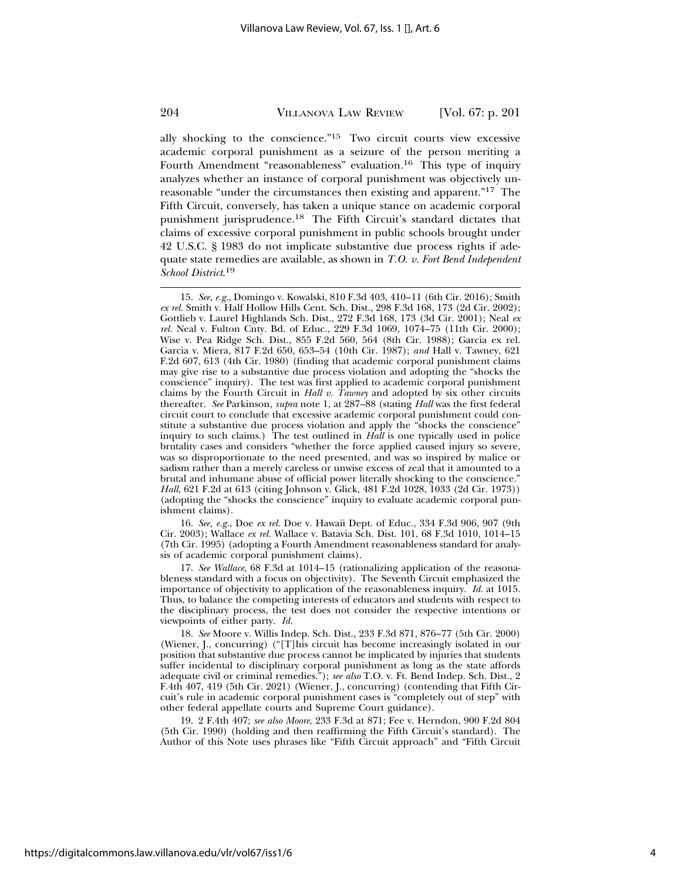ally shocking to the conscience."[15] Two circuit courts view excessive academic corporal punishment as a seizure of the person meriting a Fourth Amendment "reasonableness" evaluation.[16] This type of inquiry analyzes whether an instance of corporal punishment was objectively unreasonable "under the circumstances then existing and apparent."[17] The Fifth Circuit, conversely, has taken a unique stance on academic corporal punishment jurisprudence.[18] The Fifth Circuit's standard dictates that claims of excessive corporal punishment in public schools brought under 42 U.S.C. § 1983 do not implicate substantive due process rights if adequate state remedies are available, as shown in *T.O. v. Fort Bend Independent School District*.[19]

---

15. *See, e.g.*, Domingo v. Kowalski, 810 F.3d 403, 410–11 (6th Cir. 2016); Smith *ex rel.* Smith v. Half Hollow Hills Cent. Sch. Dist., 298 F.3d 168, 173 (2d Cir. 2002); Gottlieb v. Laurel Highlands Sch. Dist., 272 F.3d 168, 173 (3d Cir. 2001); Neal *ex rel.* Neal v. Fulton Cnty. Bd. of Educ., 229 F.3d 1069, 1074–75 (11th Cir. 2000); Wise v. Pea Ridge Sch. Dist., 855 F.2d 560, 564 (8th Cir. 1988); Garcia ex rel. Garcia v. Miera, 817 F.2d 650, 653–54 (10th Cir. 1987); *and* Hall v. Tawney, 621 F.2d 607, 613 (4th Cir. 1980) (finding that academic corporal punishment claims may give rise to a substantive due process violation and adopting the "shocks the conscience" inquiry). The test was first applied to academic corporal punishment claims by the Fourth Circuit in *Hall v. Tawney* and adopted by six other circuits thereafter. *See* Parkinson, *supra* note 1, at 287–88 (stating *Hall* was the first federal circuit court to conclude that excessive academic corporal punishment could constitute a substantive due process violation and apply the "shocks the conscience" inquiry to such claims.) The test outlined in *Hall* is one typically used in police brutality cases and considers "whether the force applied caused injury so severe, was so disproportionate to the need presented, and was so inspired by malice or sadism rather than a merely careless or unwise excess of zeal that it amounted to a brutal and inhumane abuse of official power literally shocking to the conscience." *Hall*, 621 F.2d at 613 (citing Johnson v. Glick, 481 F.2d 1028, 1033 (2d Cir. 1973)) (adopting the "shocks the conscience" inquiry to evaluate academic corporal punishment claims).

16. *See, e.g.*, Doe *ex rel.* Doe v. Hawaii Dept. of Educ., 334 F.3d 906, 907 (9th Cir. 2003); Wallace *ex rel.* Wallace v. Batavia Sch. Dist. 101, 68 F.3d 1010, 1014–15 (7th Cir. 1995) (adopting a Fourth Amendment reasonableness standard for analysis of academic corporal punishment claims).

17. *See Wallace*, 68 F.3d at 1014–15 (rationalizing application of the reasonableness standard with a focus on objectivity). The Seventh Circuit emphasized the importance of objectivity to application of the reasonableness inquiry. *Id.* at 1015. Thus, to balance the competing interests of educators and students with respect to the disciplinary process, the test does not consider the respective intentions or viewpoints of either party. *Id.*

18. *See* Moore v. Willis Indep. Sch. Dist., 233 F.3d 871, 876–77 (5th Cir. 2000) (Wiener, J., concurring) ("[T]his circuit has become increasingly isolated in our position that substantive due process cannot be implicated by injuries that students suffer incidental to disciplinary corporal punishment as long as the state affords adequate civil or criminal remedies."); *see also* T.O. v. Ft. Bend Indep. Sch. Dist., 2 F.4th 407, 419 (5th Cir. 2021) (Wiener, J., concurring) (contending that Fifth Circuit's rule in academic corporal punishment cases is "completely out of step" with other federal appellate courts and Supreme Court guidance).

19. 2 F.4th 407; *see also Moore*, 233 F.3d at 871; Fee v. Herndon, 900 F.2d 804 (5th Cir. 1990) (holding and then reaffirming the Fifth Circuit's standard). The Author of this Note uses phrases like "Fifth Circuit approach" and "Fifth Circuit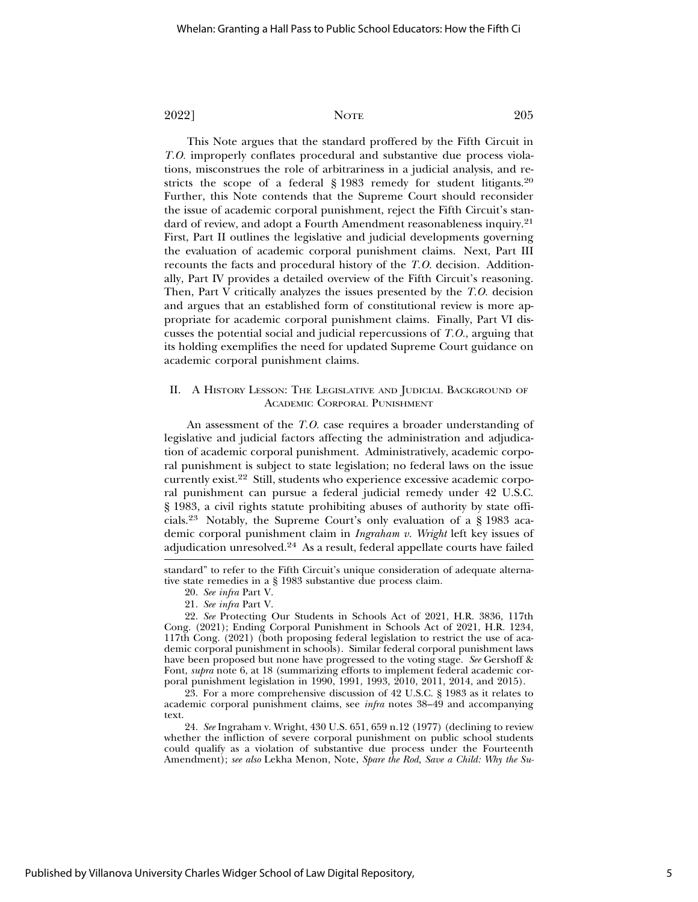This Note argues that the standard proffered by the Fifth Circuit in *T.O.* improperly conflates procedural and substantive due process violations, misconstrues the role of arbitrariness in a judicial analysis, and restricts the scope of a federal § 1983 remedy for student litigants.[20] Further, this Note contends that the Supreme Court should reconsider the issue of academic corporal punishment, reject the Fifth Circuit's standard of review, and adopt a Fourth Amendment reasonableness inquiry.[21] First, Part II outlines the legislative and judicial developments governing the evaluation of academic corporal punishment claims. Next, Part III recounts the facts and procedural history of the *T.O.* decision. Additionally, Part IV provides a detailed overview of the Fifth Circuit's reasoning. Then, Part V critically analyzes the issues presented by the *T.O.* decision and argues that an established form of constitutional review is more appropriate for academic corporal punishment claims. Finally, Part VI discusses the potential social and judicial repercussions of *T.O.*, arguing that its holding exemplifies the need for updated Supreme Court guidance on academic corporal punishment claims.

## II. A History Lesson: The Legislative and Judicial Background of Academic Corporal Punishment

An assessment of the *T.O.* case requires a broader understanding of legislative and judicial factors affecting the administration and adjudication of academic corporal punishment. Administratively, academic corporal punishment is subject to state legislation; no federal laws on the issue currently exist.[22] Still, students who experience excessive academic corporal punishment can pursue a federal judicial remedy under 42 U.S.C. § 1983, a civil rights statute prohibiting abuses of authority by state officials.[23] Notably, the Supreme Court's only evaluation of a § 1983 academic corporal punishment claim in *Ingraham v. Wright* left key issues of adjudication unresolved.[24] As a result, federal appellate courts have failed

---

standard" to refer to the Fifth Circuit's unique consideration of adequate alternative state remedies in a § 1983 substantive due process claim.

20. *See infra* Part V.

21. *See infra* Part V.

22. *See* Protecting Our Students in Schools Act of 2021, H.R. 3836, 117th Cong. (2021); Ending Corporal Punishment in Schools Act of 2021, H.R. 1234, 117th Cong. (2021) (both proposing federal legislation to restrict the use of academic corporal punishment in schools). Similar federal corporal punishment laws have been proposed but none have progressed to the voting stage. *See* Gershoff & Font, *supra* note 6, at 18 (summarizing efforts to implement federal academic corporal punishment legislation in 1990, 1991, 1993, 2010, 2011, 2014, and 2015).

23. For a more comprehensive discussion of 42 U.S.C. § 1983 as it relates to academic corporal punishment claims, see *infra* notes 38–49 and accompanying text.

24. *See* Ingraham v. Wright, 430 U.S. 651, 659 n.12 (1977) (declining to review whether the infliction of severe corporal punishment on public school students could qualify as a violation of substantive due process under the Fourteenth Amendment); *see also* Lekha Menon, Note, *Spare the Rod, Save a Child: Why the Su-*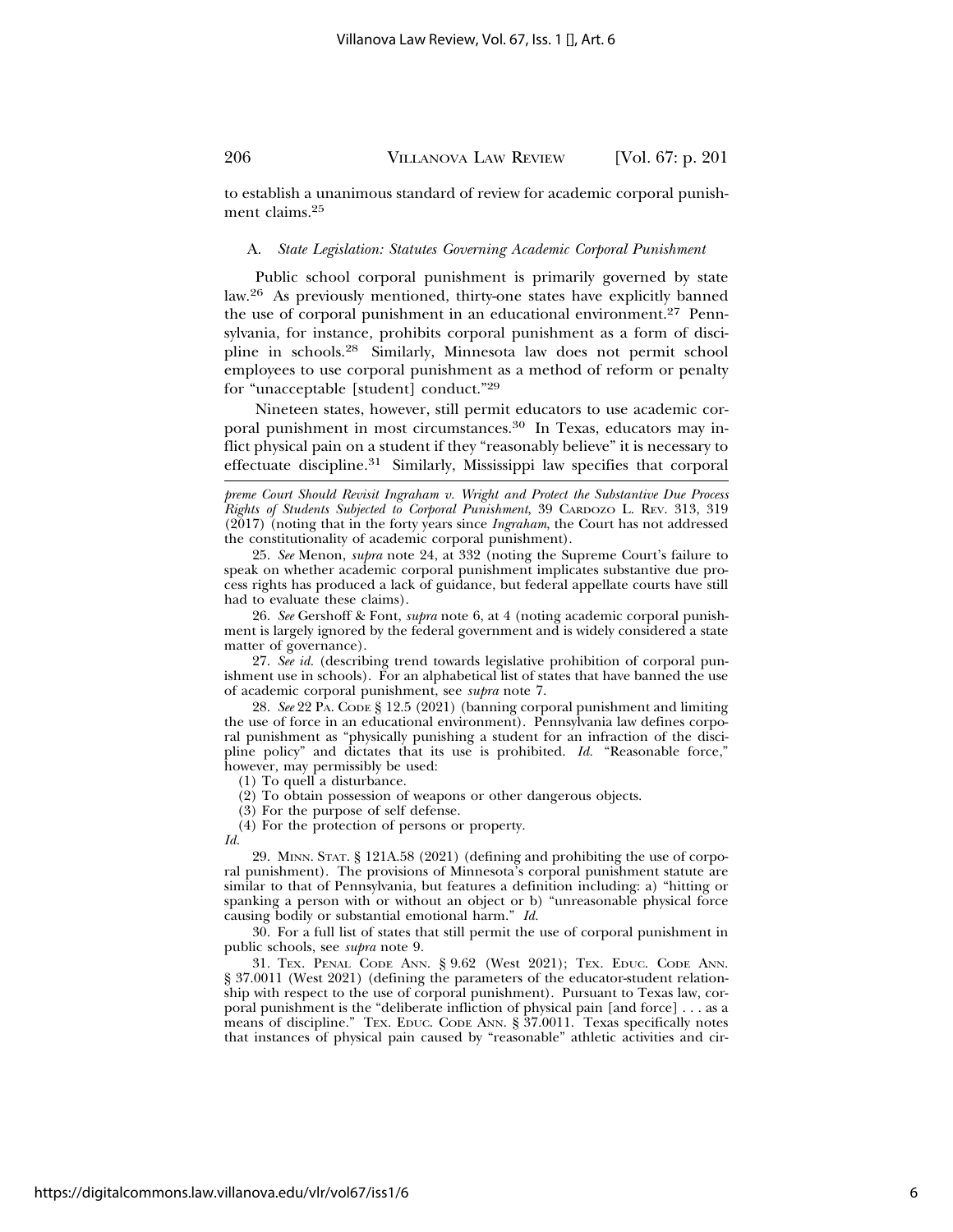to establish a unanimous standard of review for academic corporal punishment claims.[25]

### A. *State Legislation: Statutes Governing Academic Corporal Punishment*

Public school corporal punishment is primarily governed by state law.[26] As previously mentioned, thirty-one states have explicitly banned the use of corporal punishment in an educational environment.[27] Pennsylvania, for instance, prohibits corporal punishment as a form of discipline in schools.[28] Similarly, Minnesota law does not permit school employees to use corporal punishment as a method of reform or penalty for "unacceptable [student] conduct."[29]

Nineteen states, however, still permit educators to use academic corporal punishment in most circumstances.[30] In Texas, educators may inflict physical pain on a student if they "reasonably believe" it is necessary to effectuate discipline.[31] Similarly, Mississippi law specifies that corporal

---

*preme Court Should Revisit Ingraham v. Wright and Protect the Substantive Due Process Rights of Students Subjected to Corporal Punishment*, 39 CARDOZO L. REV. 313, 319 (2017) (noting that in the forty years since *Ingraham*, the Court has not addressed the constitutionality of academic corporal punishment).

25. *See* Menon, *supra* note 24, at 332 (noting the Supreme Court's failure to speak on whether academic corporal punishment implicates substantive due process rights has produced a lack of guidance, but federal appellate courts have still had to evaluate these claims).

26. *See* Gershoff & Font, *supra* note 6, at 4 (noting academic corporal punishment is largely ignored by the federal government and is widely considered a state matter of governance).

27. *See id.* (describing trend towards legislative prohibition of corporal punishment use in schools). For an alphabetical list of states that have banned the use of academic corporal punishment, see *supra* note 7.

28. *See* 22 PA. CODE § 12.5 (2021) (banning corporal punishment and limiting the use of force in an educational environment). Pennsylvania law defines corporal punishment as "physically punishing a student for an infraction of the discipline policy" and dictates that its use is prohibited. *Id.* "Reasonable force," however, may permissibly be used:

(1) To quell a disturbance.
(2) To obtain possession of weapons or other dangerous objects.
(3) For the purpose of self defense.
(4) For the protection of persons or property.

*Id.*

29. MINN. STAT. § 121A.58 (2021) (defining and prohibiting the use of corporal punishment). The provisions of Minnesota's corporal punishment statute are similar to that of Pennsylvania, but features a definition including: a) "hitting or spanking a person with or without an object or b) "unreasonable physical force causing bodily or substantial emotional harm." *Id.*

30. For a full list of states that still permit the use of corporal punishment in public schools, see *supra* note 9.

31. TEX. PENAL CODE ANN. § 9.62 (West 2021); TEX. EDUC. CODE ANN. § 37.0011 (West 2021) (defining the parameters of the educator-student relationship with respect to the use of corporal punishment). Pursuant to Texas law, corporal punishment is the "deliberate infliction of physical pain [and force] . . . as a means of discipline." TEX. EDUC. CODE ANN. § 37.0011. Texas specifically notes that instances of physical pain caused by "reasonable" athletic activities and cir-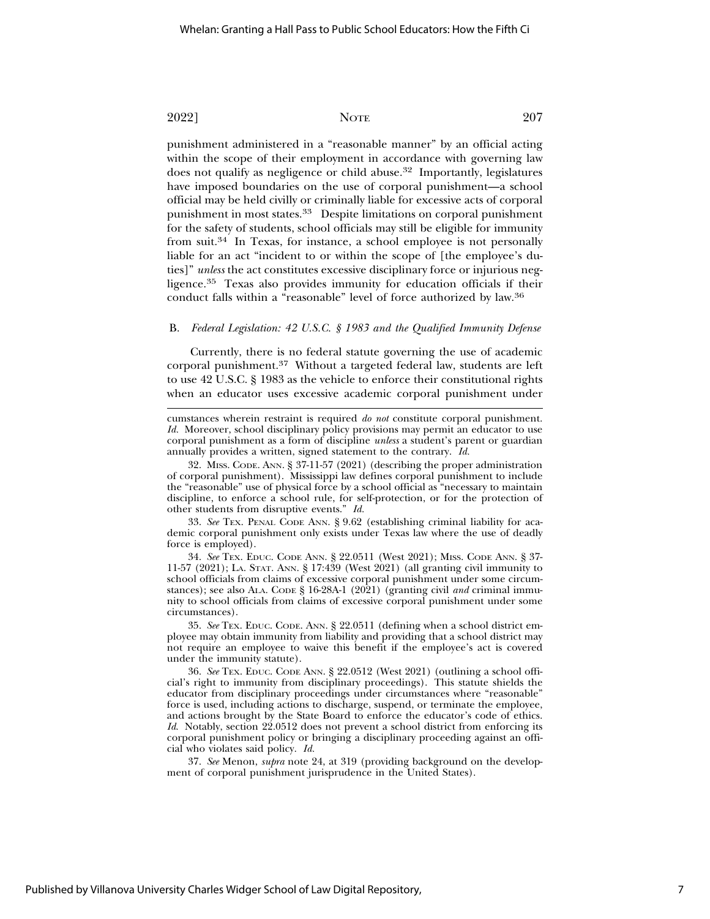punishment administered in a "reasonable manner" by an official acting within the scope of their employment in accordance with governing law does not qualify as negligence or child abuse.[32] Importantly, legislatures have imposed boundaries on the use of corporal punishment—a school official may be held civilly or criminally liable for excessive acts of corporal punishment in most states.[33] Despite limitations on corporal punishment for the safety of students, school officials may still be eligible for immunity from suit.[34] In Texas, for instance, a school employee is not personally liable for an act "incident to or within the scope of [the employee's duties]" *unless* the act constitutes excessive disciplinary force or injurious negligence.[35] Texas also provides immunity for education officials if their conduct falls within a "reasonable" level of force authorized by law.[36]

### B. *Federal Legislation: 42 U.S.C. § 1983 and the Qualified Immunity Defense*

Currently, there is no federal statute governing the use of academic corporal punishment.[37] Without a targeted federal law, students are left to use 42 U.S.C. § 1983 as the vehicle to enforce their constitutional rights when an educator uses excessive academic corporal punishment under

---

cumstances wherein restraint is required *do not* constitute corporal punishment. *Id.* Moreover, school disciplinary policy provisions may permit an educator to use corporal punishment as a form of discipline *unless* a student's parent or guardian annually provides a written, signed statement to the contrary. *Id.*

32. MISS. CODE. ANN. § 37-11-57 (2021) (describing the proper administration of corporal punishment). Mississippi law defines corporal punishment to include the "reasonable" use of physical force by a school official as "necessary to maintain discipline, to enforce a school rule, for self-protection, or for the protection of other students from disruptive events." *Id.*

33. *See* TEX. PENAL CODE ANN. § 9.62 (establishing criminal liability for academic corporal punishment only exists under Texas law where the use of deadly force is employed).

34. *See* TEX. EDUC. CODE ANN. § 22.0511 (West 2021); MISS. CODE ANN. § 37-11-57 (2021); LA. STAT. ANN. § 17:439 (West 2021) (all granting civil immunity to school officials from claims of excessive corporal punishment under some circumstances); see also ALA. CODE § 16-28A-1 (2021) (granting civil *and* criminal immunity to school officials from claims of excessive corporal punishment under some circumstances).

35. *See* TEX. EDUC. CODE. ANN. § 22.0511 (defining when a school district employee may obtain immunity from liability and providing that a school district may not require an employee to waive this benefit if the employee's act is covered under the immunity statute).

36. *See* TEX. EDUC. CODE ANN. § 22.0512 (West 2021) (outlining a school official's right to immunity from disciplinary proceedings). This statute shields the educator from disciplinary proceedings under circumstances where "reasonable" force is used, including actions to discharge, suspend, or terminate the employee, and actions brought by the State Board to enforce the educator's code of ethics. *Id.* Notably, section 22.0512 does not prevent a school district from enforcing its corporal punishment policy or bringing a disciplinary proceeding against an official who violates said policy. *Id.*

37. *See* Menon, *supra* note 24, at 319 (providing background on the development of corporal punishment jurisprudence in the United States).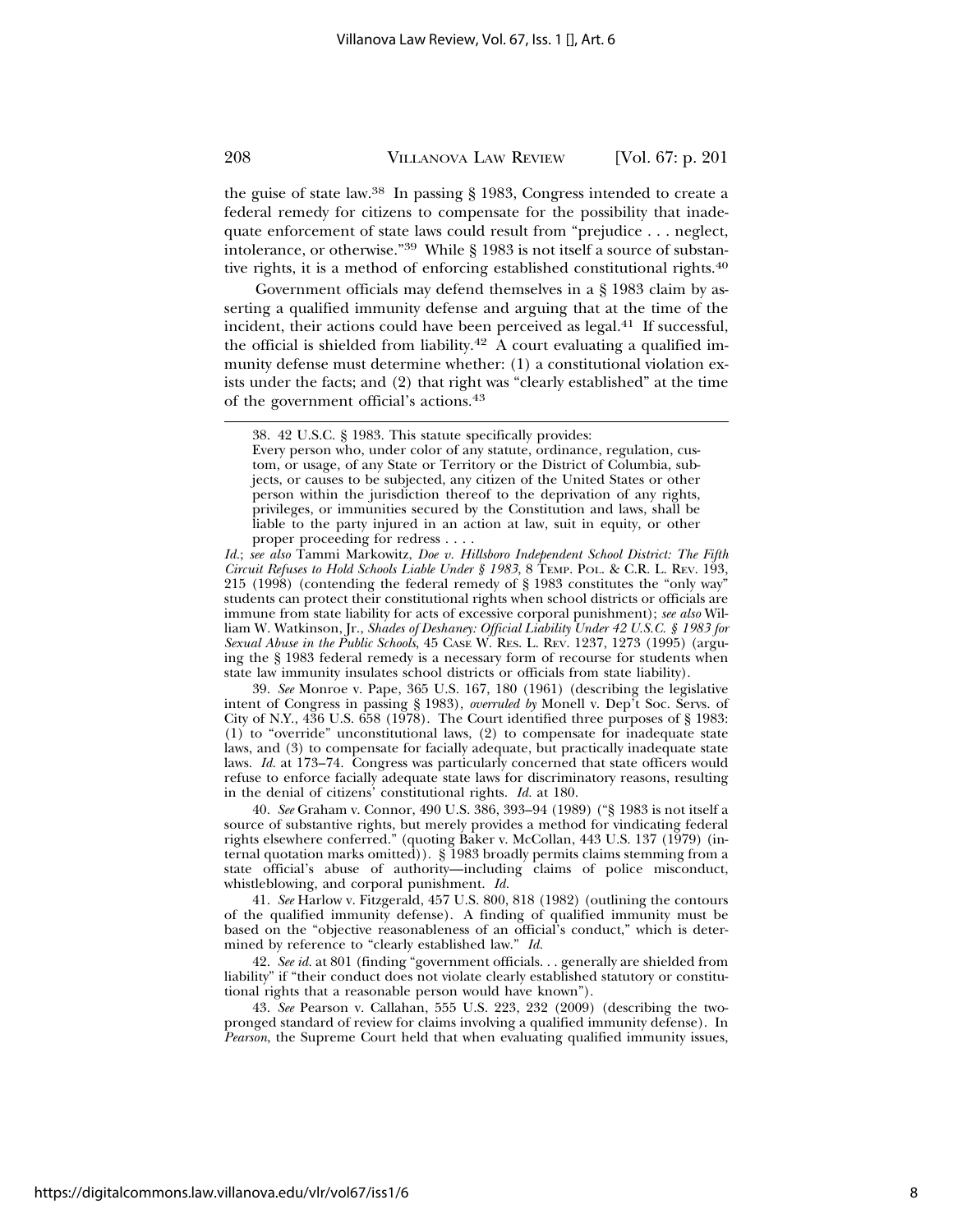the guise of state law.[38] In passing § 1983, Congress intended to create a federal remedy for citizens to compensate for the possibility that inadequate enforcement of state laws could result from "prejudice . . . neglect, intolerance, or otherwise."[39] While § 1983 is not itself a source of substantive rights, it is a method of enforcing established constitutional rights.[40]

Government officials may defend themselves in a § 1983 claim by asserting a qualified immunity defense and arguing that at the time of the incident, their actions could have been perceived as legal.[41] If successful, the official is shielded from liability.[42] A court evaluating a qualified immunity defense must determine whether: (1) a constitutional violation exists under the facts; and (2) that right was "clearly established" at the time of the government official's actions.[43]

---

38. 42 U.S.C. § 1983. This statute specifically provides:

> Every person who, under color of any statute, ordinance, regulation, custom, or usage, of any State or Territory or the District of Columbia, subjects, or causes to be subjected, any citizen of the United States or other person within the jurisdiction thereof to the deprivation of any rights, privileges, or immunities secured by the Constitution and laws, shall be liable to the party injured in an action at law, suit in equity, or other proper proceeding for redress . . . .

*Id.*; *see also* Tammi Markowitz, *Doe v. Hillsboro Independent School District: The Fifth Circuit Refuses to Hold Schools Liable Under § 1983*, 8 TEMP. POL. & C.R. L. REV. 193, 215 (1998) (contending the federal remedy of § 1983 constitutes the "only way" students can protect their constitutional rights when school districts or officials are immune from state liability for acts of excessive corporal punishment); *see also* William W. Watkinson, Jr., *Shades of Deshaney: Official Liability Under 42 U.S.C. § 1983 for Sexual Abuse in the Public Schools*, 45 CASE W. RES. L. REV. 1237, 1273 (1995) (arguing the § 1983 federal remedy is a necessary form of recourse for students when state law immunity insulates school districts or officials from state liability).

39. *See* Monroe v. Pape, 365 U.S. 167, 180 (1961) (describing the legislative intent of Congress in passing § 1983), *overruled by* Monell v. Dep't Soc. Servs. of City of N.Y., 436 U.S. 658 (1978). The Court identified three purposes of § 1983: (1) to "override" unconstitutional laws, (2) to compensate for inadequate state laws, and (3) to compensate for facially adequate, but practically inadequate state laws. *Id.* at 173–74. Congress was particularly concerned that state officers would refuse to enforce facially adequate state laws for discriminatory reasons, resulting in the denial of citizens' constitutional rights. *Id.* at 180.

40. *See* Graham v. Connor, 490 U.S. 386, 393–94 (1989) ("§ 1983 is not itself a source of substantive rights, but merely provides a method for vindicating federal rights elsewhere conferred." (quoting Baker v. McCollan, 443 U.S. 137 (1979) (internal quotation marks omitted)). § 1983 broadly permits claims stemming from a state official's abuse of authority—including claims of police misconduct, whistleblowing, and corporal punishment. *Id.*

41. *See* Harlow v. Fitzgerald, 457 U.S. 800, 818 (1982) (outlining the contours of the qualified immunity defense). A finding of qualified immunity must be based on the "objective reasonableness of an official's conduct," which is determined by reference to "clearly established law." *Id.*

42. *See id.* at 801 (finding "government officials. . . generally are shielded from liability" if "their conduct does not violate clearly established statutory or constitutional rights that a reasonable person would have known").

43. *See* Pearson v. Callahan, 555 U.S. 223, 232 (2009) (describing the two-pronged standard of review for claims involving a qualified immunity defense). In *Pearson*, the Supreme Court held that when evaluating qualified immunity issues,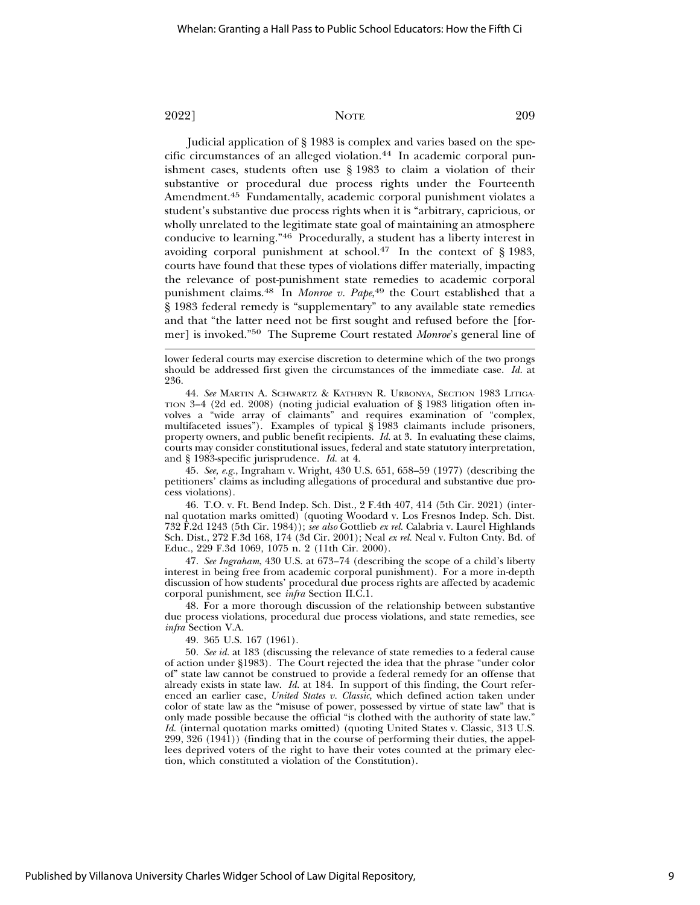Judicial application of § 1983 is complex and varies based on the specific circumstances of an alleged violation.[44] In academic corporal punishment cases, students often use § 1983 to claim a violation of their substantive or procedural due process rights under the Fourteenth Amendment.[45] Fundamentally, academic corporal punishment violates a student's substantive due process rights when it is "arbitrary, capricious, or wholly unrelated to the legitimate state goal of maintaining an atmosphere conducive to learning."[46] Procedurally, a student has a liberty interest in avoiding corporal punishment at school.[47] In the context of § 1983, courts have found that these types of violations differ materially, impacting the relevance of post-punishment state remedies to academic corporal punishment claims.[48] In *Monroe v. Pape*,[49] the Court established that a § 1983 federal remedy is "supplementary" to any available state remedies and that "the latter need not be first sought and refused before the [former] is invoked."[50] The Supreme Court restated *Monroe*'s general line of

---

lower federal courts may exercise discretion to determine which of the two prongs should be addressed first given the circumstances of the immediate case. *Id.* at 236.

44. *See* MARTIN A. SCHWARTZ & KATHRYN R. URBONYA, SECTION 1983 LITIGATION 3–4 (2d ed. 2008) (noting judicial evaluation of § 1983 litigation often involves a "wide array of claimants" and requires examination of "complex, multifaceted issues"). Examples of typical § 1983 claimants include prisoners, property owners, and public benefit recipients. *Id.* at 3. In evaluating these claims, courts may consider constitutional issues, federal and state statutory interpretation, and § 1983-specific jurisprudence. *Id.* at 4.

45. *See, e.g.*, Ingraham v. Wright, 430 U.S. 651, 658–59 (1977) (describing the petitioners' claims as including allegations of procedural and substantive due process violations).

46. T.O. v. Ft. Bend Indep. Sch. Dist., 2 F.4th 407, 414 (5th Cir. 2021) (internal quotation marks omitted) (quoting Woodard v. Los Fresnos Indep. Sch. Dist. 732 F.2d 1243 (5th Cir. 1984)); *see also* Gottlieb *ex rel.* Calabria v. Laurel Highlands Sch. Dist., 272 F.3d 168, 174 (3d Cir. 2001); Neal *ex rel.* Neal v. Fulton Cnty. Bd. of Educ., 229 F.3d 1069, 1075 n. 2 (11th Cir. 2000).

47. *See Ingraham*, 430 U.S. at 673–74 (describing the scope of a child's liberty interest in being free from academic corporal punishment). For a more in-depth discussion of how students' procedural due process rights are affected by academic corporal punishment, see *infra* Section II.C.1.

48. For a more thorough discussion of the relationship between substantive due process violations, procedural due process violations, and state remedies, see *infra* Section V.A.

49. 365 U.S. 167 (1961).

50. *See id.* at 183 (discussing the relevance of state remedies to a federal cause of action under §1983). The Court rejected the idea that the phrase "under color of" state law cannot be construed to provide a federal remedy for an offense that already exists in state law. *Id.* at 184. In support of this finding, the Court referenced an earlier case, *United States v. Classic*, which defined action taken under color of state law as the "misuse of power, possessed by virtue of state law" that is only made possible because the official "is clothed with the authority of state law." *Id.* (internal quotation marks omitted) (quoting United States v. Classic, 313 U.S. 299, 326 (1941)) (finding that in the course of performing their duties, the appellees deprived voters of the right to have their votes counted at the primary election, which constituted a violation of the Constitution).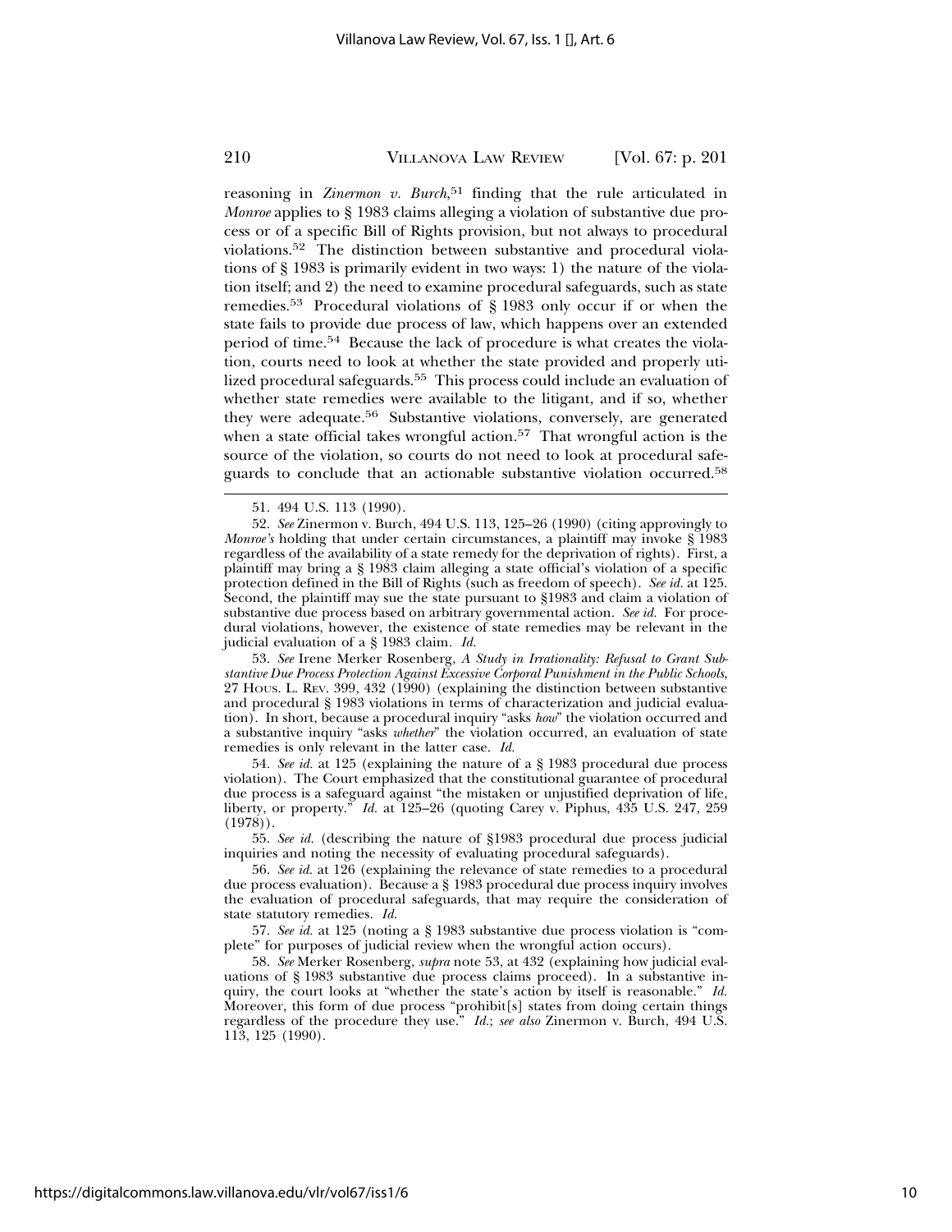reasoning in *Zinermon v. Burch*,[51] finding that the rule articulated in *Monroe* applies to § 1983 claims alleging a violation of substantive due process or of a specific Bill of Rights provision, but not always to procedural violations.[52] The distinction between substantive and procedural violations of § 1983 is primarily evident in two ways: 1) the nature of the violation itself; and 2) the need to examine procedural safeguards, such as state remedies.[53] Procedural violations of § 1983 only occur if or when the state fails to provide due process of law, which happens over an extended period of time.[54] Because the lack of procedure is what creates the violation, courts need to look at whether the state provided and properly utilized procedural safeguards.[55] This process could include an evaluation of whether state remedies were available to the litigant, and if so, whether they were adequate.[56] Substantive violations, conversely, are generated when a state official takes wrongful action.[57] That wrongful action is the source of the violation, so courts do not need to look at procedural safeguards to conclude that an actionable substantive violation occurred.[58]

---

51. 494 U.S. 113 (1990).

52. *See* Zinermon v. Burch, 494 U.S. 113, 125–26 (1990) (citing approvingly to *Monroe's* holding that under certain circumstances, a plaintiff may invoke § 1983 regardless of the availability of a state remedy for the deprivation of rights). First, a plaintiff may bring a § 1983 claim alleging a state official's violation of a specific protection defined in the Bill of Rights (such as freedom of speech). *See id.* at 125. Second, the plaintiff may sue the state pursuant to §1983 and claim a violation of substantive due process based on arbitrary governmental action. *See id.* For procedural violations, however, the existence of state remedies may be relevant in the judicial evaluation of a § 1983 claim. *Id.*

53. *See* Irene Merker Rosenberg, *A Study in Irrationality: Refusal to Grant Substantive Due Process Protection Against Excessive Corporal Punishment in the Public Schools*, 27 HOUS. L. REV. 399, 432 (1990) (explaining the distinction between substantive and procedural § 1983 violations in terms of characterization and judicial evaluation). In short, because a procedural inquiry "asks *how*" the violation occurred and a substantive inquiry "asks *whether*" the violation occurred, an evaluation of state remedies is only relevant in the latter case. *Id.*

54. *See id.* at 125 (explaining the nature of a § 1983 procedural due process violation). The Court emphasized that the constitutional guarantee of procedural due process is a safeguard against "the mistaken or unjustified deprivation of life, liberty, or property." *Id.* at 125–26 (quoting Carey v. Piphus, 435 U.S. 247, 259 (1978)).

55. *See id.* (describing the nature of §1983 procedural due process judicial inquiries and noting the necessity of evaluating procedural safeguards).

56. *See id.* at 126 (explaining the relevance of state remedies to a procedural due process evaluation). Because a § 1983 procedural due process inquiry involves the evaluation of procedural safeguards, that may require the consideration of state statutory remedies. *Id.*

57. *See id.* at 125 (noting a § 1983 substantive due process violation is "complete" for purposes of judicial review when the wrongful action occurs).

58. *See* Merker Rosenberg, *supra* note 53, at 432 (explaining how judicial evaluations of § 1983 substantive due process claims proceed). In a substantive inquiry, the court looks at "whether the state's action by itself is reasonable." *Id.* Moreover, this form of due process "prohibit[s] states from doing certain things regardless of the procedure they use." *Id.*; *see also* Zinermon v. Burch, 494 U.S. 113, 125 (1990).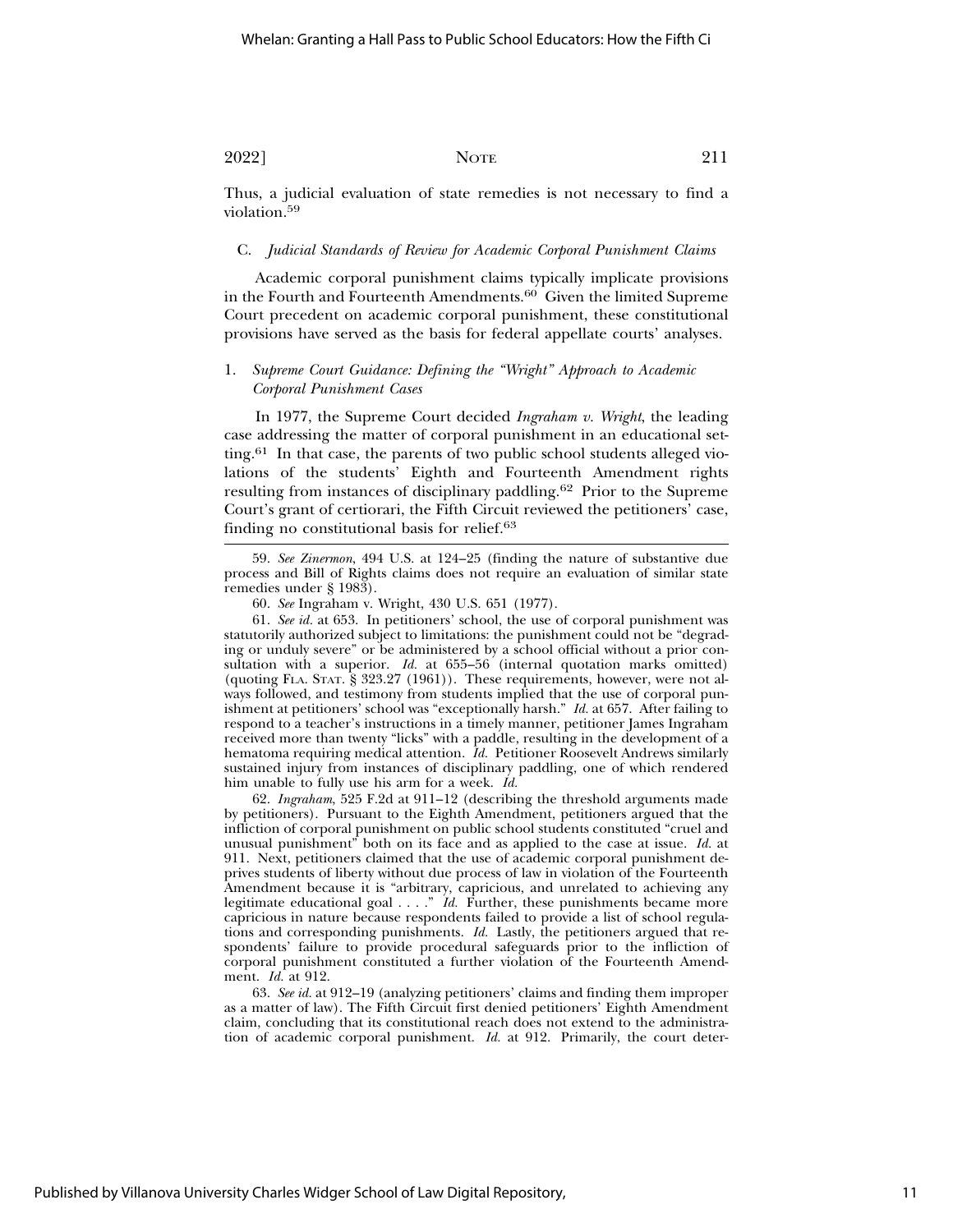Thus, a judicial evaluation of state remedies is not necessary to find a violation.[59]

### C. *Judicial Standards of Review for Academic Corporal Punishment Claims*

Academic corporal punishment claims typically implicate provisions in the Fourth and Fourteenth Amendments.[60] Given the limited Supreme Court precedent on academic corporal punishment, these constitutional provisions have served as the basis for federal appellate courts' analyses.

#### 1. *Supreme Court Guidance: Defining the "Wright" Approach to Academic Corporal Punishment Cases*

In 1977, the Supreme Court decided *Ingraham v. Wright*, the leading case addressing the matter of corporal punishment in an educational setting.[61] In that case, the parents of two public school students alleged violations of the students' Eighth and Fourteenth Amendment rights resulting from instances of disciplinary paddling.[62] Prior to the Supreme Court's grant of certiorari, the Fifth Circuit reviewed the petitioners' case, finding no constitutional basis for relief.[63]

---

59. *See Zinermon*, 494 U.S. at 124–25 (finding the nature of substantive due process and Bill of Rights claims does not require an evaluation of similar state remedies under § 1983).

60. *See* Ingraham v. Wright, 430 U.S. 651 (1977).

61. *See id.* at 653. In petitioners' school, the use of corporal punishment was statutorily authorized subject to limitations: the punishment could not be "degrading or unduly severe" or be administered by a school official without a prior consultation with a superior. *Id.* at 655–56 (internal quotation marks omitted) (quoting FLA. STAT. § 323.27 (1961)). These requirements, however, were not always followed, and testimony from students implied that the use of corporal punishment at petitioners' school was "exceptionally harsh." *Id.* at 657. After failing to respond to a teacher's instructions in a timely manner, petitioner James Ingraham received more than twenty "licks" with a paddle, resulting in the development of a hematoma requiring medical attention. *Id.* Petitioner Roosevelt Andrews similarly sustained injury from instances of disciplinary paddling, one of which rendered him unable to fully use his arm for a week. *Id.*

62. *Ingraham*, 525 F.2d at 911–12 (describing the threshold arguments made by petitioners). Pursuant to the Eighth Amendment, petitioners argued that the infliction of corporal punishment on public school students constituted "cruel and unusual punishment" both on its face and as applied to the case at issue. *Id.* at 911. Next, petitioners claimed that the use of academic corporal punishment deprives students of liberty without due process of law in violation of the Fourteenth Amendment because it is "arbitrary, capricious, and unrelated to achieving any legitimate educational goal . . . ." *Id.* Further, these punishments became more capricious in nature because respondents failed to provide a list of school regulations and corresponding punishments. *Id.* Lastly, the petitioners argued that respondents' failure to provide procedural safeguards prior to the infliction of corporal punishment constituted a further violation of the Fourteenth Amendment. *Id.* at 912.

63. *See id.* at 912–19 (analyzing petitioners' claims and finding them improper as a matter of law). The Fifth Circuit first denied petitioners' Eighth Amendment claim, concluding that its constitutional reach does not extend to the administration of academic corporal punishment. *Id.* at 912. Primarily, the court deter-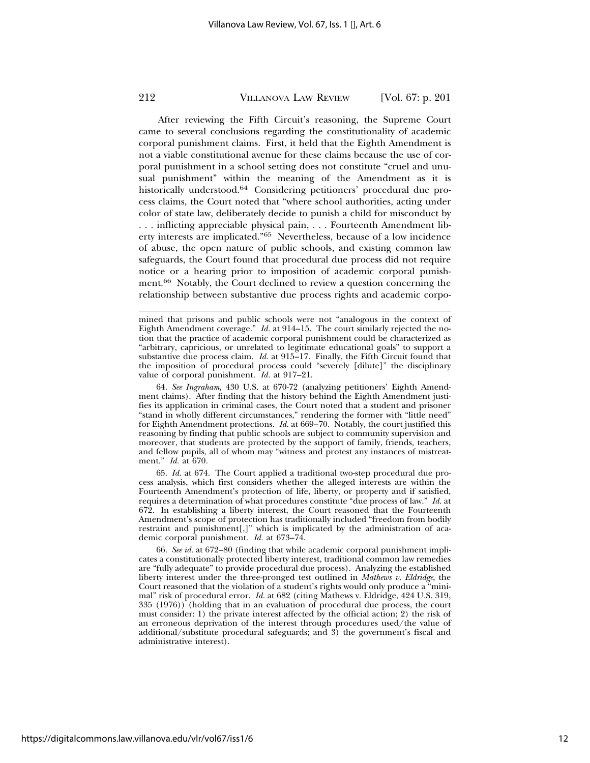After reviewing the Fifth Circuit's reasoning, the Supreme Court came to several conclusions regarding the constitutionality of academic corporal punishment claims. First, it held that the Eighth Amendment is not a viable constitutional avenue for these claims because the use of corporal punishment in a school setting does not constitute "cruel and unusual punishment" within the meaning of the Amendment as it is historically understood.[64] Considering petitioners' procedural due process claims, the Court noted that "where school authorities, acting under color of state law, deliberately decide to punish a child for misconduct by . . . inflicting appreciable physical pain, . . . Fourteenth Amendment liberty interests are implicated."[65] Nevertheless, because of a low incidence of abuse, the open nature of public schools, and existing common law safeguards, the Court found that procedural due process did not require notice or a hearing prior to imposition of academic corporal punishment.[66] Notably, the Court declined to review a question concerning the relationship between substantive due process rights and academic corpo-

---

mined that prisons and public schools were not "analogous in the context of Eighth Amendment coverage." *Id.* at 914–15. The court similarly rejected the notion that the practice of academic corporal punishment could be characterized as "arbitrary, capricious, or unrelated to legitimate educational goals" to support a substantive due process claim. *Id.* at 915–17. Finally, the Fifth Circuit found that the imposition of procedural process could "severely [dilute]" the disciplinary value of corporal punishment. *Id.* at 917–21.

64. *See Ingraham*, 430 U.S. at 670-72 (analyzing petitioners' Eighth Amendment claims). After finding that the history behind the Eighth Amendment justifies its application in criminal cases, the Court noted that a student and prisoner "stand in wholly different circumstances," rendering the former with "little need" for Eighth Amendment protections. *Id.* at 669–70. Notably, the court justified this reasoning by finding that public schools are subject to community supervision and moreover, that students are protected by the support of family, friends, teachers, and fellow pupils, all of whom may "witness and protest any instances of mistreatment." *Id.* at 670.

65. *Id.* at 674. The Court applied a traditional two-step procedural due process analysis, which first considers whether the alleged interests are within the Fourteenth Amendment's protection of life, liberty, or property and if satisfied, requires a determination of what procedures constitute "due process of law." *Id.* at 672. In establishing a liberty interest, the Court reasoned that the Fourteenth Amendment's scope of protection has traditionally included "freedom from bodily restraint and punishment[,]" which is implicated by the administration of academic corporal punishment. *Id.* at 673–74.

66. *See id.* at 672–80 (finding that while academic corporal punishment implicates a constitutionally protected liberty interest, traditional common law remedies are "fully adequate" to provide procedural due process). Analyzing the established liberty interest under the three-pronged test outlined in *Mathews v. Eldridge*, the Court reasoned that the violation of a student's rights would only produce a "minimal" risk of procedural error. *Id.* at 682 (citing Mathews v. Eldridge, 424 U.S. 319, 335 (1976)) (holding that in an evaluation of procedural due process, the court must consider: 1) the private interest affected by the official action; 2) the risk of an erroneous deprivation of the interest through procedures used/the value of additional/substitute procedural safeguards; and 3) the government's fiscal and administrative interest).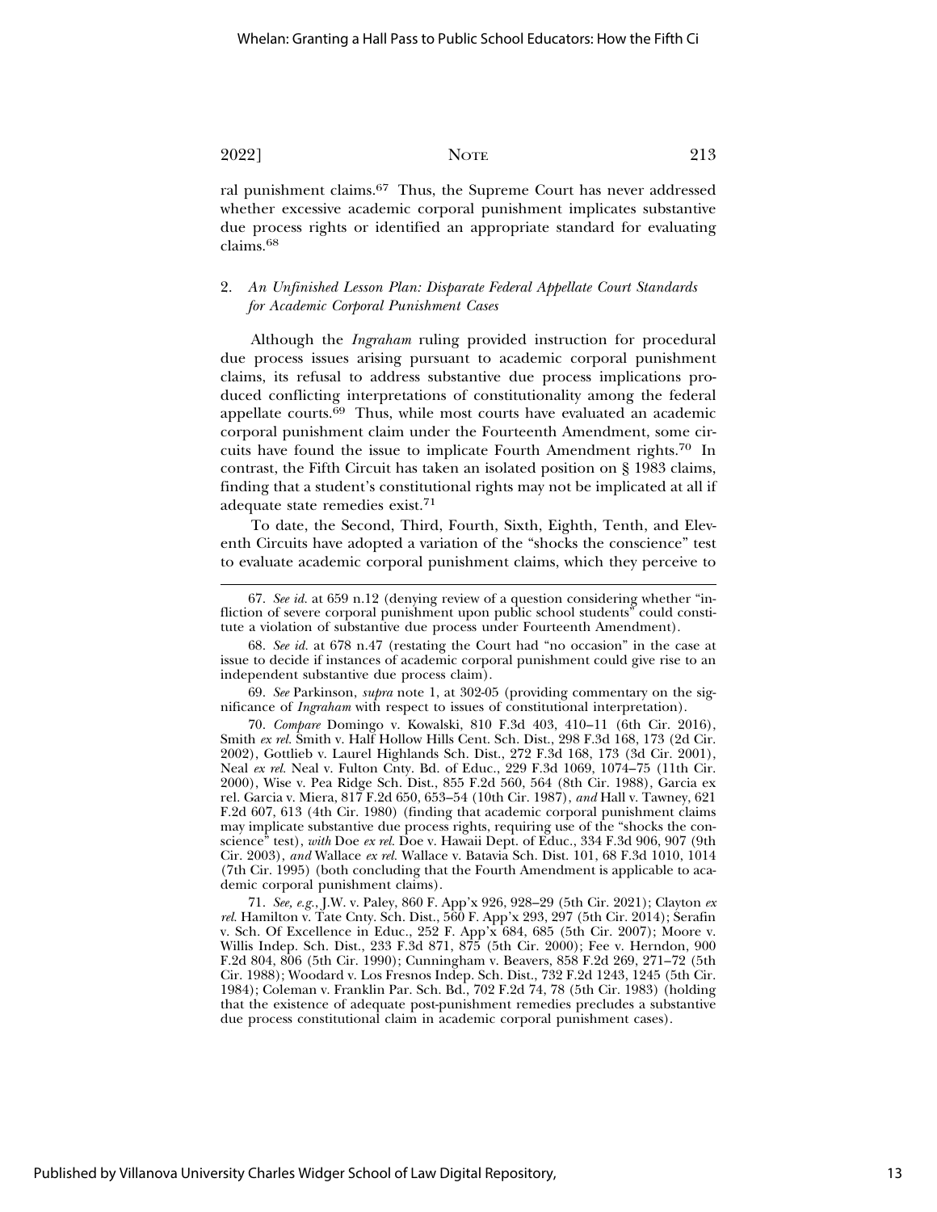ral punishment claims.[67] Thus, the Supreme Court has never addressed whether excessive academic corporal punishment implicates substantive due process rights or identified an appropriate standard for evaluating claims.[68]

### 2. *An Unfinished Lesson Plan: Disparate Federal Appellate Court Standards for Academic Corporal Punishment Cases*

Although the *Ingraham* ruling provided instruction for procedural due process issues arising pursuant to academic corporal punishment claims, its refusal to address substantive due process implications produced conflicting interpretations of constitutionality among the federal appellate courts.[69] Thus, while most courts have evaluated an academic corporal punishment claim under the Fourteenth Amendment, some circuits have found the issue to implicate Fourth Amendment rights.[70] In contrast, the Fifth Circuit has taken an isolated position on § 1983 claims, finding that a student's constitutional rights may not be implicated at all if adequate state remedies exist.[71]

To date, the Second, Third, Fourth, Sixth, Eighth, Tenth, and Eleventh Circuits have adopted a variation of the "shocks the conscience" test to evaluate academic corporal punishment claims, which they perceive to

---

67. *See id.* at 659 n.12 (denying review of a question considering whether "infliction of severe corporal punishment upon public school students" could constitute a violation of substantive due process under Fourteenth Amendment).

68. *See id.* at 678 n.47 (restating the Court had "no occasion" in the case at issue to decide if instances of academic corporal punishment could give rise to an independent substantive due process claim).

69. *See* Parkinson, *supra* note 1, at 302-05 (providing commentary on the significance of *Ingraham* with respect to issues of constitutional interpretation).

70. *Compare* Domingo v. Kowalski, 810 F.3d 403, 410–11 (6th Cir. 2016), Smith *ex rel.* Smith v. Half Hollow Hills Cent. Sch. Dist., 298 F.3d 168, 173 (2d Cir. 2002), Gottlieb v. Laurel Highlands Sch. Dist., 272 F.3d 168, 173 (3d Cir. 2001), Neal *ex rel.* Neal v. Fulton Cnty. Bd. of Educ., 229 F.3d 1069, 1074–75 (11th Cir. 2000), Wise v. Pea Ridge Sch. Dist., 855 F.2d 560, 564 (8th Cir. 1988), Garcia ex rel. Garcia v. Miera, 817 F.2d 650, 653–54 (10th Cir. 1987), *and* Hall v. Tawney, 621 F.2d 607, 613 (4th Cir. 1980) (finding that academic corporal punishment claims may implicate substantive due process rights, requiring use of the "shocks the conscience" test), *with* Doe *ex rel.* Doe v. Hawaii Dept. of Educ., 334 F.3d 906, 907 (9th Cir. 2003), *and* Wallace *ex rel.* Wallace v. Batavia Sch. Dist. 101, 68 F.3d 1010, 1014 (7th Cir. 1995) (both concluding that the Fourth Amendment is applicable to academic corporal punishment claims).

71. *See, e.g.*, J.W. v. Paley, 860 F. App'x 926, 928–29 (5th Cir. 2021); Clayton *ex rel.* Hamilton v. Tate Cnty. Sch. Dist., 560 F. App'x 293, 297 (5th Cir. 2014); Serafin v. Sch. Of Excellence in Educ., 252 F. App'x 684, 685 (5th Cir. 2007); Moore v. Willis Indep. Sch. Dist., 233 F.3d 871, 875 (5th Cir. 2000); Fee v. Herndon, 900 F.2d 804, 806 (5th Cir. 1990); Cunningham v. Beavers, 858 F.2d 269, 271–72 (5th Cir. 1988); Woodard v. Los Fresnos Indep. Sch. Dist., 732 F.2d 1243, 1245 (5th Cir. 1984); Coleman v. Franklin Par. Sch. Bd., 702 F.2d 74, 78 (5th Cir. 1983) (holding that the existence of adequate post-punishment remedies precludes a substantive due process constitutional claim in academic corporal punishment cases).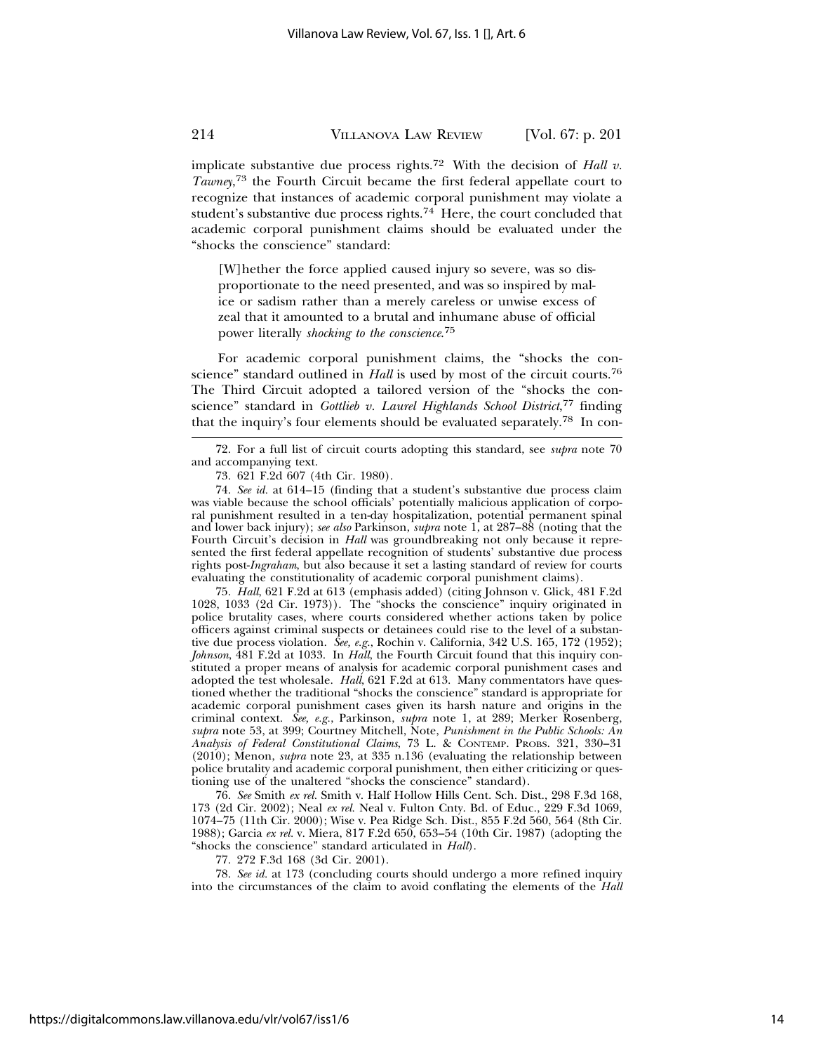implicate substantive due process rights.[72] With the decision of *Hall v. Tawney*,[73] the Fourth Circuit became the first federal appellate court to recognize that instances of academic corporal punishment may violate a student's substantive due process rights.[74] Here, the court concluded that academic corporal punishment claims should be evaluated under the "shocks the conscience" standard:

> [W]hether the force applied caused injury so severe, was so disproportionate to the need presented, and was so inspired by malice or sadism rather than a merely careless or unwise excess of zeal that it amounted to a brutal and inhumane abuse of official power literally *shocking to the conscience*.[75]

For academic corporal punishment claims, the "shocks the conscience" standard outlined in *Hall* is used by most of the circuit courts.[76] The Third Circuit adopted a tailored version of the "shocks the conscience" standard in *Gottlieb v. Laurel Highlands School District*,[77] finding that the inquiry's four elements should be evaluated separately.[78] In con-

72. For a full list of circuit courts adopting this standard, see *supra* note 70 and accompanying text.

73. 621 F.2d 607 (4th Cir. 1980).

74. *See id.* at 614–15 (finding that a student's substantive due process claim was viable because the school officials' potentially malicious application of corporal punishment resulted in a ten-day hospitalization, potential permanent spinal and lower back injury); *see also* Parkinson, *supra* note 1, at 287–88 (noting that the Fourth Circuit's decision in *Hall* was groundbreaking not only because it represented the first federal appellate recognition of students' substantive due process rights post-*Ingraham*, but also because it set a lasting standard of review for courts evaluating the constitutionality of academic corporal punishment claims).

75. *Hall*, 621 F.2d at 613 (emphasis added) (citing Johnson v. Glick, 481 F.2d 1028, 1033 (2d Cir. 1973)). The "shocks the conscience" inquiry originated in police brutality cases, where courts considered whether actions taken by police officers against criminal suspects or detainees could rise to the level of a substantive due process violation. *See, e.g.*, Rochin v. California, 342 U.S. 165, 172 (1952); *Johnson*, 481 F.2d at 1033. In *Hall*, the Fourth Circuit found that this inquiry constituted a proper means of analysis for academic corporal punishment cases and adopted the test wholesale. *Hall*, 621 F.2d at 613. Many commentators have questioned whether the traditional "shocks the conscience" standard is appropriate for academic corporal punishment cases given its harsh nature and origins in the criminal context. *See, e.g.*, Parkinson, *supra* note 1, at 289; Merker Rosenberg, *supra* note 53, at 399; Courtney Mitchell, Note, *Punishment in the Public Schools: An Analysis of Federal Constitutional Claims*, 73 L. & CONTEMP. PROBS. 321, 330–31 (2010); Menon, *supra* note 23, at 335 n.136 (evaluating the relationship between police brutality and academic corporal punishment, then either criticizing or questioning use of the unaltered "shocks the conscience" standard).

76. *See* Smith *ex rel.* Smith v. Half Hollow Hills Cent. Sch. Dist., 298 F.3d 168, 173 (2d Cir. 2002); Neal *ex rel.* Neal v. Fulton Cnty. Bd. of Educ., 229 F.3d 1069, 1074–75 (11th Cir. 2000); Wise v. Pea Ridge Sch. Dist., 855 F.2d 560, 564 (8th Cir. 1988); Garcia *ex rel.* v. Miera, 817 F.2d 650, 653–54 (10th Cir. 1987) (adopting the "shocks the conscience" standard articulated in *Hall*).

77. 272 F.3d 168 (3d Cir. 2001).

78. *See id.* at 173 (concluding courts should undergo a more refined inquiry into the circumstances of the claim to avoid conflating the elements of the *Hall*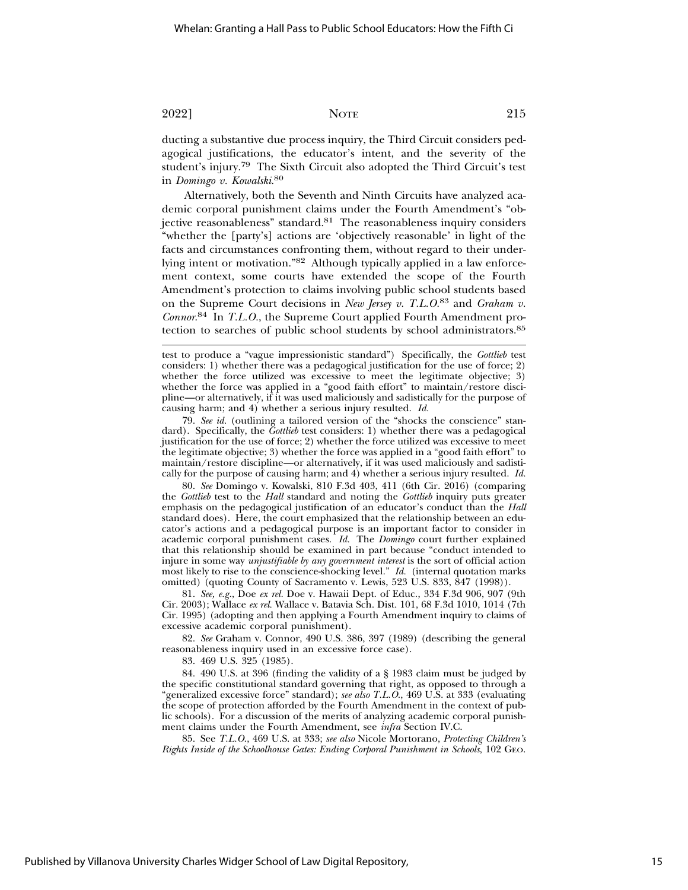ducting a substantive due process inquiry, the Third Circuit considers pedagogical justifications, the educator's intent, and the severity of the student's injury.[79] The Sixth Circuit also adopted the Third Circuit's test in *Domingo v. Kowalski*.[80]

Alternatively, both the Seventh and Ninth Circuits have analyzed academic corporal punishment claims under the Fourth Amendment's "objective reasonableness" standard.[81] The reasonableness inquiry considers "whether the [party's] actions are 'objectively reasonable' in light of the facts and circumstances confronting them, without regard to their underlying intent or motivation."[82] Although typically applied in a law enforcement context, some courts have extended the scope of the Fourth Amendment's protection to claims involving public school students based on the Supreme Court decisions in *New Jersey v. T.L.O.*[83] and *Graham v. Connor*.[84] In *T.L.O.*, the Supreme Court applied Fourth Amendment protection to searches of public school students by school administrators.[85]

---

test to produce a "vague impressionistic standard") Specifically, the *Gottlieb* test considers: 1) whether there was a pedagogical justification for the use of force; 2) whether the force utilized was excessive to meet the legitimate objective; 3) whether the force was applied in a "good faith effort" to maintain/restore discipline—or alternatively, if it was used maliciously and sadistically for the purpose of causing harm; and 4) whether a serious injury resulted. *Id.*

79. *See id.* (outlining a tailored version of the "shocks the conscience" standard). Specifically, the *Gottlieb* test considers: 1) whether there was a pedagogical justification for the use of force; 2) whether the force utilized was excessive to meet the legitimate objective; 3) whether the force was applied in a "good faith effort" to maintain/restore discipline—or alternatively, if it was used maliciously and sadistically for the purpose of causing harm; and 4) whether a serious injury resulted. *Id.*

80. *See* Domingo v. Kowalski, 810 F.3d 403, 411 (6th Cir. 2016) (comparing the *Gottlieb* test to the *Hall* standard and noting the *Gottlieb* inquiry puts greater emphasis on the pedagogical justification of an educator's conduct than the *Hall* standard does). Here, the court emphasized that the relationship between an educator's actions and a pedagogical purpose is an important factor to consider in academic corporal punishment cases. *Id.* The *Domingo* court further explained that this relationship should be examined in part because "conduct intended to injure in some way *unjustifiable by any government interest* is the sort of official action most likely to rise to the conscience-shocking level." *Id.* (internal quotation marks omitted) (quoting County of Sacramento v. Lewis, 523 U.S. 833, 847 (1998)).

81. *See, e.g.*, Doe *ex rel.* Doe v. Hawaii Dept. of Educ., 334 F.3d 906, 907 (9th Cir. 2003); Wallace *ex rel.* Wallace v. Batavia Sch. Dist. 101, 68 F.3d 1010, 1014 (7th Cir. 1995) (adopting and then applying a Fourth Amendment inquiry to claims of excessive academic corporal punishment).

82. *See* Graham v. Connor, 490 U.S. 386, 397 (1989) (describing the general reasonableness inquiry used in an excessive force case).

83. 469 U.S. 325 (1985).

84. 490 U.S. at 396 (finding the validity of a § 1983 claim must be judged by the specific constitutional standard governing that right, as opposed to through a "generalized excessive force" standard); *see also T.L.O.*, 469 U.S. at 333 (evaluating the scope of protection afforded by the Fourth Amendment in the context of public schools). For a discussion of the merits of analyzing academic corporal punishment claims under the Fourth Amendment, see *infra* Section IV.C.

85. See *T.L.O.*, 469 U.S. at 333; *see also* Nicole Mortorano, *Protecting Children's Rights Inside of the Schoolhouse Gates: Ending Corporal Punishment in Schools*, 102 GEO.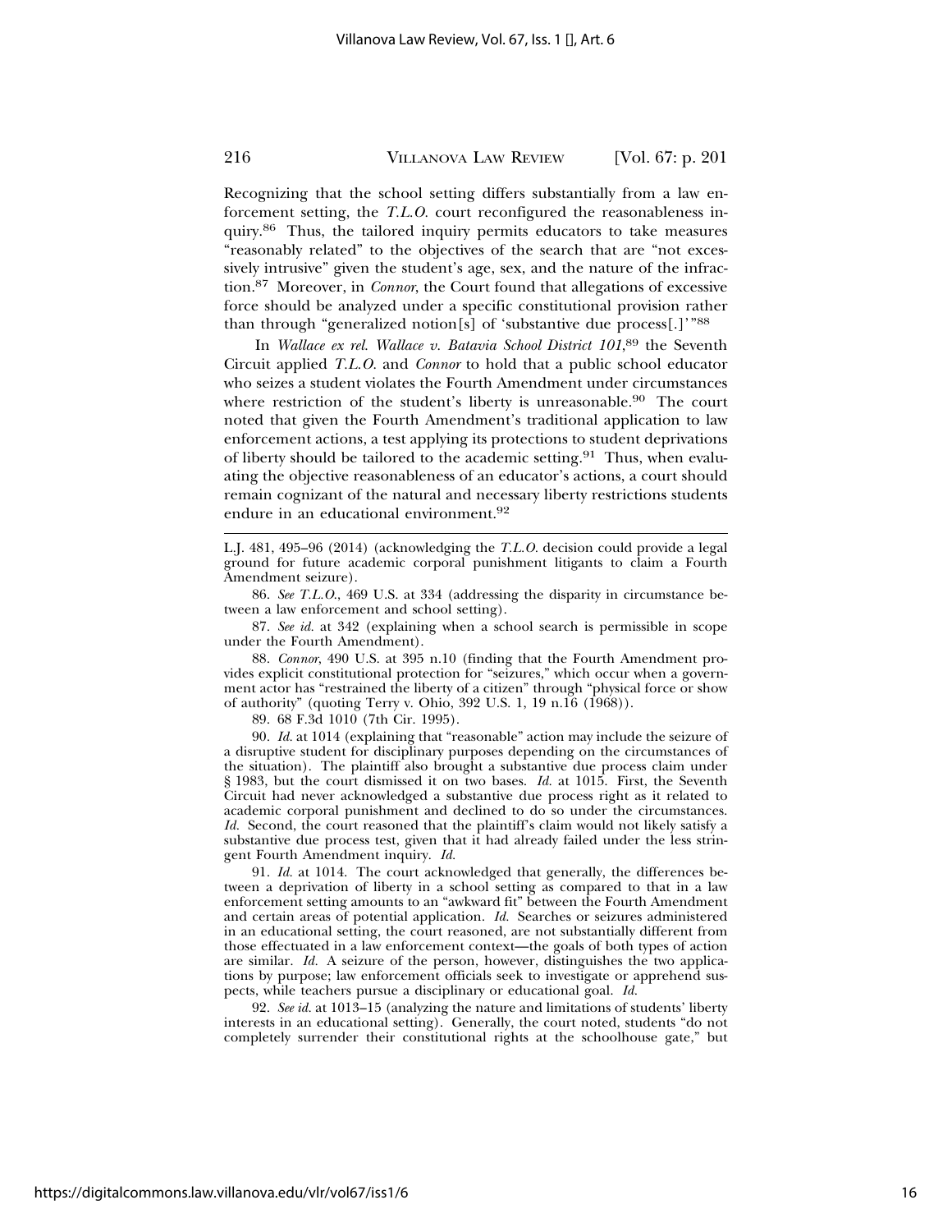Recognizing that the school setting differs substantially from a law enforcement setting, the *T.L.O.* court reconfigured the reasonableness inquiry.[86] Thus, the tailored inquiry permits educators to take measures "reasonably related" to the objectives of the search that are "not excessively intrusive" given the student's age, sex, and the nature of the infraction.[87] Moreover, in *Connor*, the Court found that allegations of excessive force should be analyzed under a specific constitutional provision rather than through "generalized notion[s] of 'substantive due process[.]'"[88]

In *Wallace ex rel. Wallace v. Batavia School District 101*,[89] the Seventh Circuit applied *T.L.O.* and *Connor* to hold that a public school educator who seizes a student violates the Fourth Amendment under circumstances where restriction of the student's liberty is unreasonable.[90] The court noted that given the Fourth Amendment's traditional application to law enforcement actions, a test applying its protections to student deprivations of liberty should be tailored to the academic setting.[91] Thus, when evaluating the objective reasonableness of an educator's actions, a court should remain cognizant of the natural and necessary liberty restrictions students endure in an educational environment.[92]

---

L.J. 481, 495–96 (2014) (acknowledging the *T.L.O.* decision could provide a legal ground for future academic corporal punishment litigants to claim a Fourth Amendment seizure).

86. *See T.L.O.*, 469 U.S. at 334 (addressing the disparity in circumstance between a law enforcement and school setting).

87. *See id.* at 342 (explaining when a school search is permissible in scope under the Fourth Amendment).

88. *Connor*, 490 U.S. at 395 n.10 (finding that the Fourth Amendment provides explicit constitutional protection for "seizures," which occur when a government actor has "restrained the liberty of a citizen" through "physical force or show of authority" (quoting Terry v. Ohio, 392 U.S. 1, 19 n.16 (1968)).

89. 68 F.3d 1010 (7th Cir. 1995).

90. *Id.* at 1014 (explaining that "reasonable" action may include the seizure of a disruptive student for disciplinary purposes depending on the circumstances of the situation). The plaintiff also brought a substantive due process claim under § 1983, but the court dismissed it on two bases. *Id.* at 1015. First, the Seventh Circuit had never acknowledged a substantive due process right as it related to academic corporal punishment and declined to do so under the circumstances. *Id.* Second, the court reasoned that the plaintiff's claim would not likely satisfy a substantive due process test, given that it had already failed under the less stringent Fourth Amendment inquiry. *Id.*

91. *Id.* at 1014. The court acknowledged that generally, the differences between a deprivation of liberty in a school setting as compared to that in a law enforcement setting amounts to an "awkward fit" between the Fourth Amendment and certain areas of potential application. *Id.* Searches or seizures administered in an educational setting, the court reasoned, are not substantially different from those effectuated in a law enforcement context—the goals of both types of action are similar. *Id.* A seizure of the person, however, distinguishes the two applications by purpose; law enforcement officials seek to investigate or apprehend suspects, while teachers pursue a disciplinary or educational goal. *Id.*

92. *See id.* at 1013–15 (analyzing the nature and limitations of students' liberty interests in an educational setting). Generally, the court noted, students "do not completely surrender their constitutional rights at the schoolhouse gate," but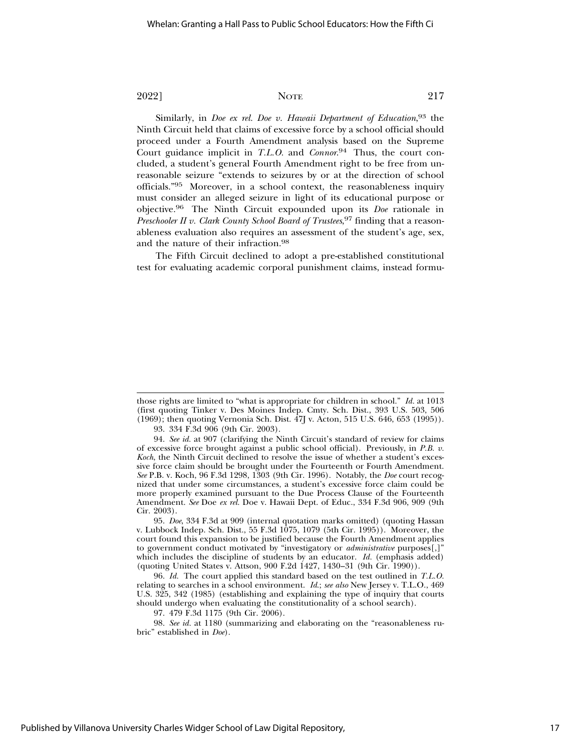Similarly, in *Doe ex rel. Doe v. Hawaii Department of Education*,[93] the Ninth Circuit held that claims of excessive force by a school official should proceed under a Fourth Amendment analysis based on the Supreme Court guidance implicit in *T.L.O.* and *Connor*.[94] Thus, the court concluded, a student's general Fourth Amendment right to be free from unreasonable seizure "extends to seizures by or at the direction of school officials."[95] Moreover, in a school context, the reasonableness inquiry must consider an alleged seizure in light of its educational purpose or objective.[96] The Ninth Circuit expounded upon its *Doe* rationale in *Preschooler II v. Clark County School Board of Trustees*,[97] finding that a reasonableness evaluation also requires an assessment of the student's age, sex, and the nature of their infraction.[98]

The Fifth Circuit declined to adopt a pre-established constitutional test for evaluating academic corporal punishment claims, instead formu-

---

those rights are limited to "what is appropriate for children in school." *Id.* at 1013 (first quoting Tinker v. Des Moines Indep. Cmty. Sch. Dist., 393 U.S. 503, 506 (1969); then quoting Vernonia Sch. Dist. 47J v. Acton, 515 U.S. 646, 653 (1995)).

93. 334 F.3d 906 (9th Cir. 2003).

94. *See id.* at 907 (clarifying the Ninth Circuit's standard of review for claims of excessive force brought against a public school official). Previously, in *P.B. v. Koch*, the Ninth Circuit declined to resolve the issue of whether a student's excessive force claim should be brought under the Fourteenth or Fourth Amendment. *See* P.B. v. Koch, 96 F.3d 1298, 1303 (9th Cir. 1996). Notably, the *Doe* court recognized that under some circumstances, a student's excessive force claim could be more properly examined pursuant to the Due Process Clause of the Fourteenth Amendment. *See* Doe *ex rel.* Doe v. Hawaii Dept. of Educ., 334 F.3d 906, 909 (9th Cir. 2003).

95. *Doe*, 334 F.3d at 909 (internal quotation marks omitted) (quoting Hassan v. Lubbock Indep. Sch. Dist., 55 F.3d 1075, 1079 (5th Cir. 1995)). Moreover, the court found this expansion to be justified because the Fourth Amendment applies to government conduct motivated by "investigatory or *administrative* purposes[,]" which includes the discipline of students by an educator. *Id.* (emphasis added) (quoting United States v. Attson, 900 F.2d 1427, 1430–31 (9th Cir. 1990)).

96. *Id.* The court applied this standard based on the test outlined in *T.L.O.* relating to searches in a school environment. *Id.*; *see also* New Jersey v. T.L.O., 469 U.S. 325, 342 (1985) (establishing and explaining the type of inquiry that courts should undergo when evaluating the constitutionality of a school search).

97. 479 F.3d 1175 (9th Cir. 2006).

98. *See id.* at 1180 (summarizing and elaborating on the "reasonableness rubric" established in *Doe*).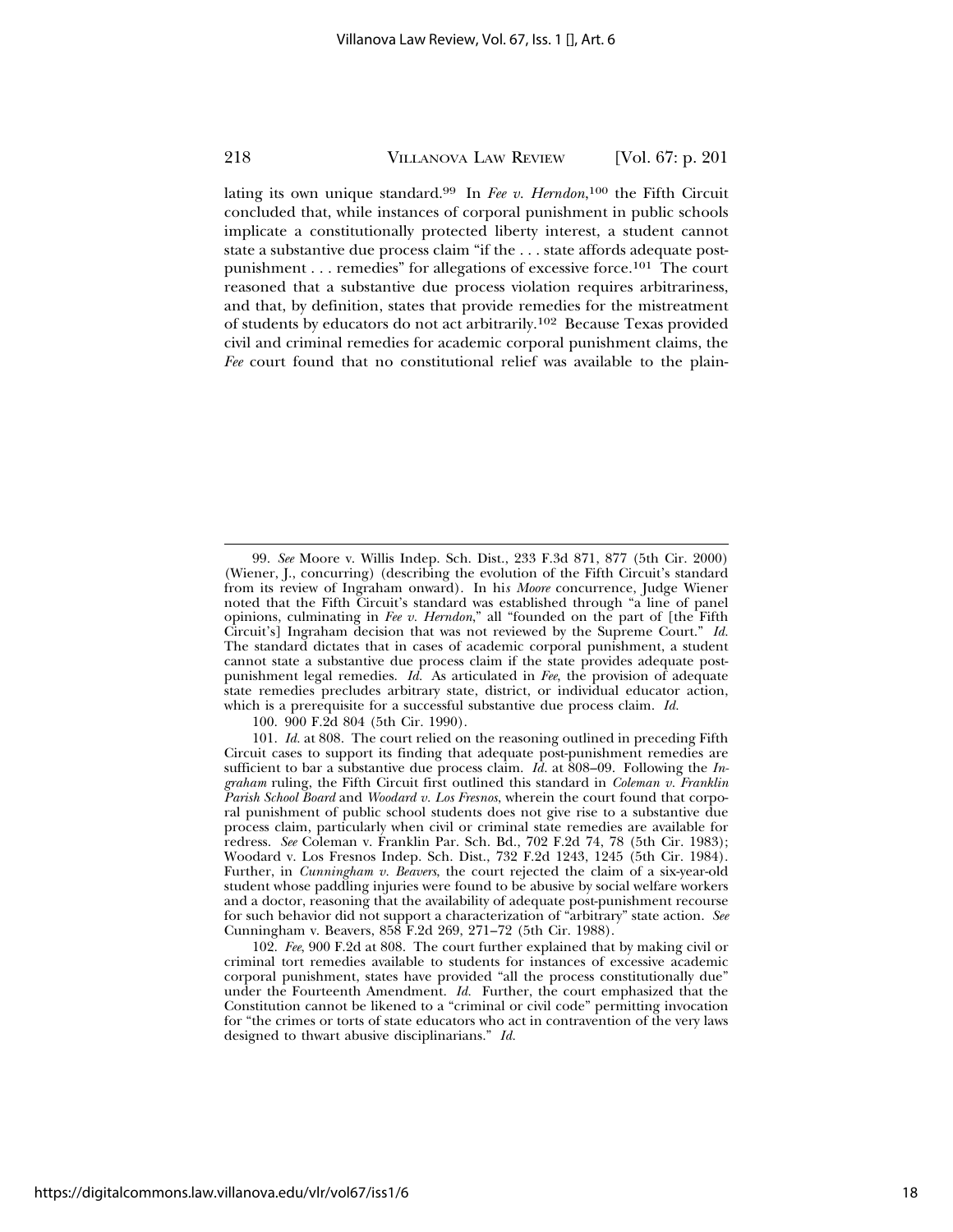lating its own unique standard.[99] In *Fee v. Herndon*,[100] the Fifth Circuit concluded that, while instances of corporal punishment in public schools implicate a constitutionally protected liberty interest, a student cannot state a substantive due process claim "if the . . . state affords adequate post-punishment . . . remedies" for allegations of excessive force.[101] The court reasoned that a substantive due process violation requires arbitrariness, and that, by definition, states that provide remedies for the mistreatment of students by educators do not act arbitrarily.[102] Because Texas provided civil and criminal remedies for academic corporal punishment claims, the *Fee* court found that no constitutional relief was available to the plain-

---

99. *See* Moore v. Willis Indep. Sch. Dist., 233 F.3d 871, 877 (5th Cir. 2000) (Wiener, J., concurring) (describing the evolution of the Fifth Circuit's standard from its review of Ingraham onward). In his *Moore* concurrence, Judge Wiener noted that the Fifth Circuit's standard was established through "a line of panel opinions, culminating in *Fee v. Herndon*," all "founded on the part of [the Fifth Circuit's] Ingraham decision that was not reviewed by the Supreme Court." *Id.* The standard dictates that in cases of academic corporal punishment, a student cannot state a substantive due process claim if the state provides adequate post-punishment legal remedies. *Id.* As articulated in *Fee*, the provision of adequate state remedies precludes arbitrary state, district, or individual educator action, which is a prerequisite for a successful substantive due process claim. *Id.*

100. 900 F.2d 804 (5th Cir. 1990).

101. *Id.* at 808. The court relied on the reasoning outlined in preceding Fifth Circuit cases to support its finding that adequate post-punishment remedies are sufficient to bar a substantive due process claim. *Id.* at 808–09. Following the *Ingraham* ruling, the Fifth Circuit first outlined this standard in *Coleman v. Franklin Parish School Board* and *Woodard v. Los Fresnos*, wherein the court found that corporal punishment of public school students does not give rise to a substantive due process claim, particularly when civil or criminal state remedies are available for redress. *See* Coleman v. Franklin Par. Sch. Bd., 702 F.2d 74, 78 (5th Cir. 1983); Woodard v. Los Fresnos Indep. Sch. Dist., 732 F.2d 1243, 1245 (5th Cir. 1984). Further, in *Cunningham v. Beavers*, the court rejected the claim of a six-year-old student whose paddling injuries were found to be abusive by social welfare workers and a doctor, reasoning that the availability of adequate post-punishment recourse for such behavior did not support a characterization of "arbitrary" state action. *See* Cunningham v. Beavers, 858 F.2d 269, 271–72 (5th Cir. 1988).

102. *Fee*, 900 F.2d at 808. The court further explained that by making civil or criminal tort remedies available to students for instances of excessive academic corporal punishment, states have provided "all the process constitutionally due" under the Fourteenth Amendment. *Id.* Further, the court emphasized that the Constitution cannot be likened to a "criminal or civil code" permitting invocation for "the crimes or torts of state educators who act in contravention of the very laws designed to thwart abusive disciplinarians." *Id.*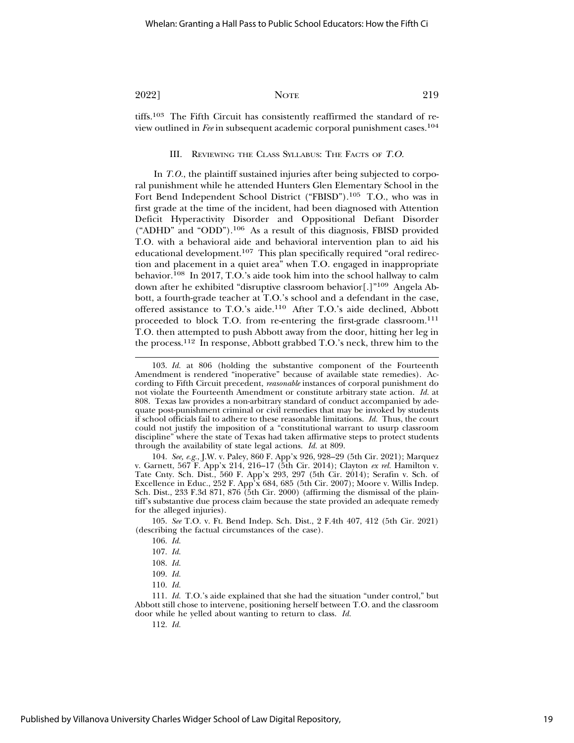tiffs.[103] The Fifth Circuit has consistently reaffirmed the standard of review outlined in *Fee* in subsequent academic corporal punishment cases.[104]

### III. Reviewing the Class Syllabus: The Facts of *T.O.*

In *T.O.*, the plaintiff sustained injuries after being subjected to corporal punishment while he attended Hunters Glen Elementary School in the Fort Bend Independent School District ("FBISD").[105] T.O., who was in first grade at the time of the incident, had been diagnosed with Attention Deficit Hyperactivity Disorder and Oppositional Defiant Disorder ("ADHD" and "ODD").[106] As a result of this diagnosis, FBISD provided T.O. with a behavioral aide and behavioral intervention plan to aid his educational development.[107] This plan specifically required "oral redirection and placement in a quiet area" when T.O. engaged in inappropriate behavior.[108] In 2017, T.O.'s aide took him into the school hallway to calm down after he exhibited "disruptive classroom behavior[.]"[109] Angela Abbott, a fourth-grade teacher at T.O.'s school and a defendant in the case, offered assistance to T.O.'s aide.[110] After T.O.'s aide declined, Abbott proceeded to block T.O. from re-entering the first-grade classroom.[111] T.O. then attempted to push Abbott away from the door, hitting her leg in the process.[112] In response, Abbott grabbed T.O.'s neck, threw him to the

---

103. *Id.* at 806 (holding the substantive component of the Fourteenth Amendment is rendered "inoperative" because of available state remedies). According to Fifth Circuit precedent, *reasonable* instances of corporal punishment do not violate the Fourteenth Amendment or constitute arbitrary state action. *Id.* at 808. Texas law provides a non-arbitrary standard of conduct accompanied by adequate post-punishment criminal or civil remedies that may be invoked by students if school officials fail to adhere to these reasonable limitations. *Id.* Thus, the court could not justify the imposition of a "constitutional warrant to usurp classroom discipline" where the state of Texas had taken affirmative steps to protect students through the availability of state legal actions. *Id.* at 809.

104. *See, e.g.*, J.W. v. Paley, 860 F. App'x 926, 928–29 (5th Cir. 2021); Marquez v. Garnett, 567 F. App'x 214, 216–17 (5th Cir. 2014); Clayton *ex rel.* Hamilton v. Tate Cnty. Sch. Dist., 560 F. App'x 293, 297 (5th Cir. 2014); Serafin v. Sch. of Excellence in Educ., 252 F. App'x 684, 685 (5th Cir. 2007); Moore v. Willis Indep. Sch. Dist., 233 F.3d 871, 876 (5th Cir. 2000) (affirming the dismissal of the plaintiff's substantive due process claim because the state provided an adequate remedy for the alleged injuries).

105. *See* T.O. v. Ft. Bend Indep. Sch. Dist., 2 F.4th 407, 412 (5th Cir. 2021) (describing the factual circumstances of the case).

106. *Id.*

107. *Id.*

108. *Id.*

109. *Id.*

110. *Id.*

111. *Id.* T.O.'s aide explained that she had the situation "under control," but Abbott still chose to intervene, positioning herself between T.O. and the classroom door while he yelled about wanting to return to class. *Id.*

112. *Id.*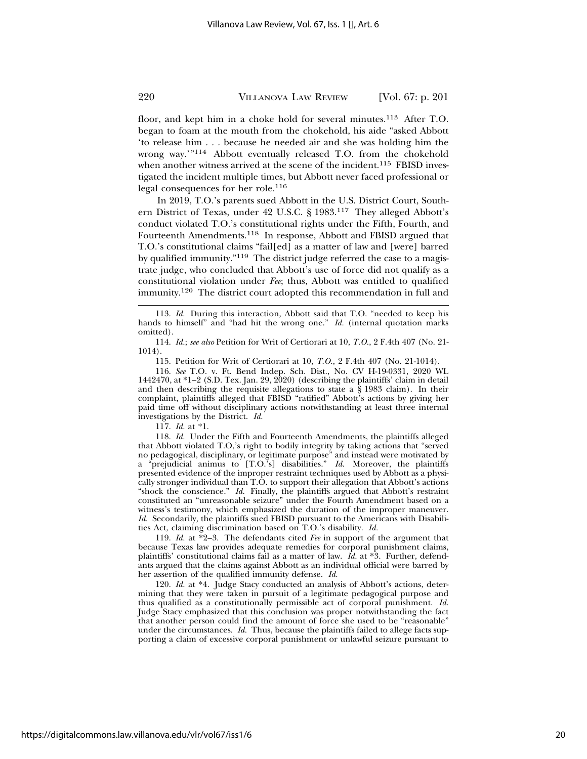floor, and kept him in a choke hold for several minutes.[113] After T.O. began to foam at the mouth from the chokehold, his aide "asked Abbott 'to release him . . . because he needed air and she was holding him the wrong way.'"[114] Abbott eventually released T.O. from the chokehold when another witness arrived at the scene of the incident.[115] FBISD investigated the incident multiple times, but Abbott never faced professional or legal consequences for her role.[116]

In 2019, T.O.'s parents sued Abbott in the U.S. District Court, Southern District of Texas, under 42 U.S.C. § 1983.[117] They alleged Abbott's conduct violated T.O.'s constitutional rights under the Fifth, Fourth, and Fourteenth Amendments.[118] In response, Abbott and FBISD argued that T.O.'s constitutional claims "fail[ed] as a matter of law and [were] barred by qualified immunity."[119] The district judge referred the case to a magistrate judge, who concluded that Abbott's use of force did not qualify as a constitutional violation under *Fee*; thus, Abbott was entitled to qualified immunity.[120] The district court adopted this recommendation in full and

---

113. *Id.* During this interaction, Abbott said that T.O. "needed to keep his hands to himself" and "had hit the wrong one." *Id.* (internal quotation marks omitted).

114. *Id.*; *see also* Petition for Writ of Certiorari at 10, *T.O.*, 2 F.4th 407 (No. 21-1014).

115. Petition for Writ of Certiorari at 10, *T.O.*, 2 F.4th 407 (No. 21-1014).

116. *See* T.O. v. Ft. Bend Indep. Sch. Dist., No. CV H-19-0331, 2020 WL 1442470, at *1–2 (S.D. Tex. Jan. 29, 2020) (describing the plaintiffs' claim in detail and then describing the requisite allegations to state a § 1983 claim). In their complaint, plaintiffs alleged that FBISD "ratified" Abbott's actions by giving her paid time off without disciplinary actions notwithstanding at least three internal investigations by the District. *Id.*

117. *Id.* at *1.

118. *Id.* Under the Fifth and Fourteenth Amendments, the plaintiffs alleged that Abbott violated T.O,'s right to bodily integrity by taking actions that "served no pedagogical, disciplinary, or legitimate purpose" and instead were motivated by a "prejudicial animus to [T.O.'s] disabilities." *Id.* Moreover, the plaintiffs presented evidence of the improper restraint techniques used by Abbott as a physically stronger individual than T.O. to support their allegation that Abbott's actions "shock the conscience." *Id.* Finally, the plaintiffs argued that Abbott's restraint constituted an "unreasonable seizure" under the Fourth Amendment based on a witness's testimony, which emphasized the duration of the improper maneuver. *Id.* Secondarily, the plaintiffs sued FBISD pursuant to the Americans with Disabilities Act, claiming discrimination based on T.O.'s disability. *Id.*

119. *Id.* at *2–3. The defendants cited *Fee* in support of the argument that because Texas law provides adequate remedies for corporal punishment claims, plaintiffs' constitutional claims fail as a matter of law. *Id.* at *3. Further, defendants argued that the claims against Abbott as an individual official were barred by her assertion of the qualified immunity defense. *Id.*

120. *Id.* at *4. Judge Stacy conducted an analysis of Abbott's actions, determining that they were taken in pursuit of a legitimate pedagogical purpose and thus qualified as a constitutionally permissible act of corporal punishment. *Id.* Judge Stacy emphasized that this conclusion was proper notwithstanding the fact that another person could find the amount of force she used to be "reasonable" under the circumstances. *Id.* Thus, because the plaintiffs failed to allege facts supporting a claim of excessive corporal punishment or unlawful seizure pursuant to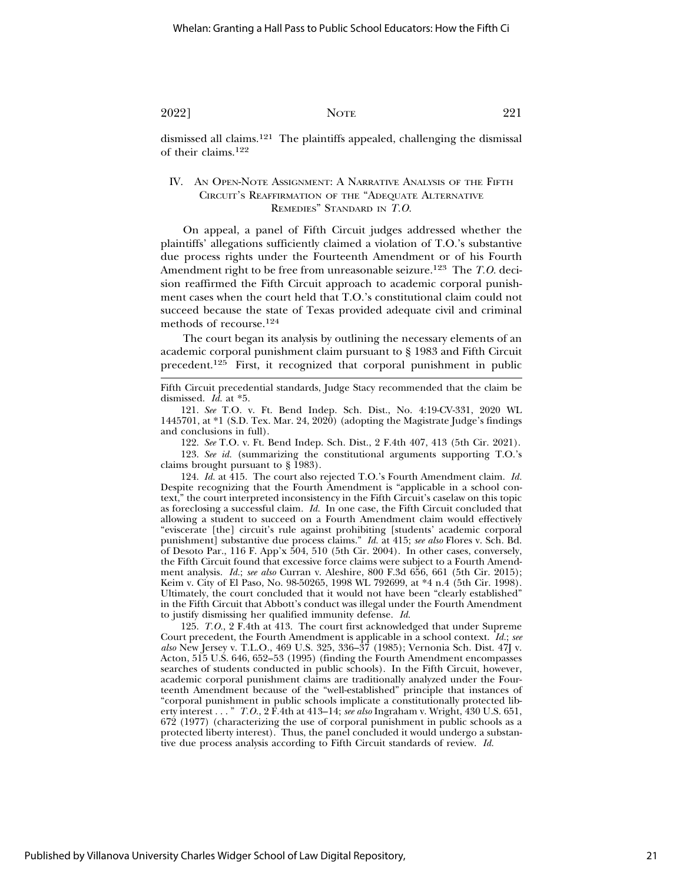dismissed all claims.[121] The plaintiffs appealed, challenging the dismissal of their claims.[122]

## IV. An Open-Note Assignment: A Narrative Analysis of the Fifth Circuit's Reaffirmation of the "Adequate Alternative Remedies" Standard in *T.O.*

On appeal, a panel of Fifth Circuit judges addressed whether the plaintiffs' allegations sufficiently claimed a violation of T.O.'s substantive due process rights under the Fourteenth Amendment or of his Fourth Amendment right to be free from unreasonable seizure.[123] The *T.O.* decision reaffirmed the Fifth Circuit approach to academic corporal punishment cases when the court held that T.O.'s constitutional claim could not succeed because the state of Texas provided adequate civil and criminal methods of recourse.[124]

The court began its analysis by outlining the necessary elements of an academic corporal punishment claim pursuant to § 1983 and Fifth Circuit precedent.[125] First, it recognized that corporal punishment in public

---

Fifth Circuit precedential standards, Judge Stacy recommended that the claim be dismissed. *Id.* at *5.

121. *See* T.O. v. Ft. Bend Indep. Sch. Dist., No. 4:19-CV-331, 2020 WL 1445701, at *1 (S.D. Tex. Mar. 24, 2020) (adopting the Magistrate Judge's findings and conclusions in full).

122. *See* T.O. v. Ft. Bend Indep. Sch. Dist., 2 F.4th 407, 413 (5th Cir. 2021).

123. *See id.* (summarizing the constitutional arguments supporting T.O.'s claims brought pursuant to § 1983).

124. *Id.* at 415. The court also rejected T.O.'s Fourth Amendment claim. *Id.* Despite recognizing that the Fourth Amendment is "applicable in a school context," the court interpreted inconsistency in the Fifth Circuit's caselaw on this topic as foreclosing a successful claim. *Id.* In one case, the Fifth Circuit concluded that allowing a student to succeed on a Fourth Amendment claim would effectively "eviscerate [the] circuit's rule against prohibiting [students' academic corporal punishment] substantive due process claims." *Id.* at 415; *see also* Flores v. Sch. Bd. of Desoto Par., 116 F. App'x 504, 510 (5th Cir. 2004). In other cases, conversely, the Fifth Circuit found that excessive force claims were subject to a Fourth Amendment analysis. *Id.*; *see also* Curran v. Aleshire, 800 F.3d 656, 661 (5th Cir. 2015); Keim v. City of El Paso, No. 98-50265, 1998 WL 792699, at *4 n.4 (5th Cir. 1998). Ultimately, the court concluded that it would not have been "clearly established" in the Fifth Circuit that Abbott's conduct was illegal under the Fourth Amendment to justify dismissing her qualified immunity defense. *Id.*

125. *T.O.*, 2 F.4th at 413. The court first acknowledged that under Supreme Court precedent, the Fourth Amendment is applicable in a school context. *Id.*; *see also* New Jersey v. T.L.O., 469 U.S. 325, 336–37 (1985); Vernonia Sch. Dist. 47J v. Acton, 515 U.S. 646, 652–53 (1995) (finding the Fourth Amendment encompasses searches of students conducted in public schools). In the Fifth Circuit, however, academic corporal punishment claims are traditionally analyzed under the Fourteenth Amendment because of the "well-established" principle that instances of "corporal punishment in public schools implicate a constitutionally protected liberty interest . . . " *T.O.*, 2 F.4th at 413–14; *see also* Ingraham v. Wright, 430 U.S. 651, 672 (1977) (characterizing the use of corporal punishment in public schools as a protected liberty interest). Thus, the panel concluded it would undergo a substantive due process analysis according to Fifth Circuit standards of review. *Id.*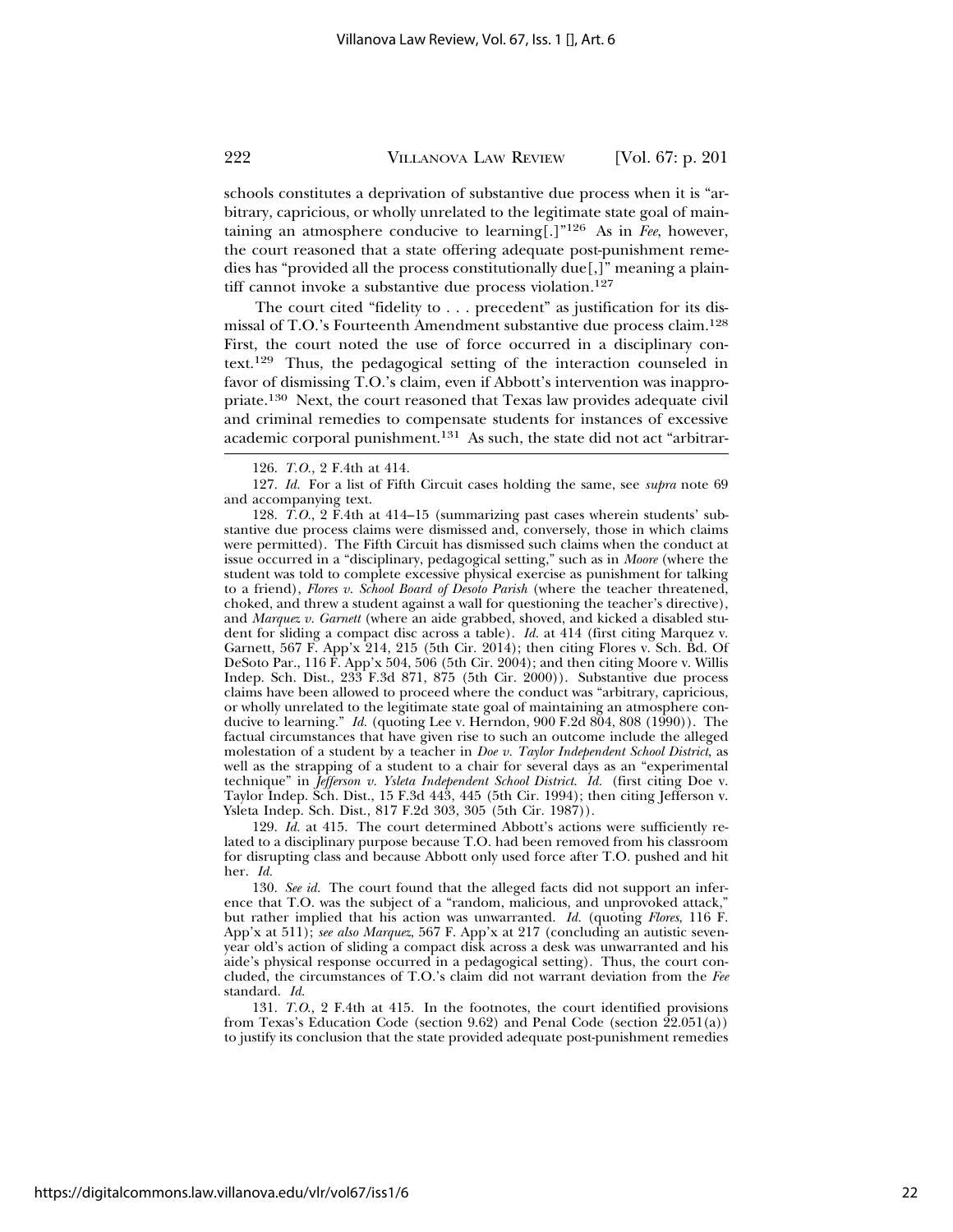schools constitutes a deprivation of substantive due process when it is "arbitrary, capricious, or wholly unrelated to the legitimate state goal of maintaining an atmosphere conducive to learning[.]"[126] As in *Fee*, however, the court reasoned that a state offering adequate post-punishment remedies has "provided all the process constitutionally due[,]" meaning a plaintiff cannot invoke a substantive due process violation.[127]

The court cited "fidelity to . . . precedent" as justification for its dismissal of T.O.'s Fourteenth Amendment substantive due process claim.[128] First, the court noted the use of force occurred in a disciplinary context.[129] Thus, the pedagogical setting of the interaction counseled in favor of dismissing T.O.'s claim, even if Abbott's intervention was inappropriate.[130] Next, the court reasoned that Texas law provides adequate civil and criminal remedies to compensate students for instances of excessive academic corporal punishment.[131] As such, the state did not act "arbitrar-

---

126. *T.O.*, 2 F.4th at 414.

127. *Id.* For a list of Fifth Circuit cases holding the same, see *supra* note 69 and accompanying text.

128. *T.O.*, 2 F.4th at 414–15 (summarizing past cases wherein students' substantive due process claims were dismissed and, conversely, those in which claims were permitted). The Fifth Circuit has dismissed such claims when the conduct at issue occurred in a "disciplinary, pedagogical setting," such as in *Moore* (where the student was told to complete excessive physical exercise as punishment for talking to a friend), *Flores v. School Board of Desoto Parish* (where the teacher threatened, choked, and threw a student against a wall for questioning the teacher's directive), and *Marquez v. Garnett* (where an aide grabbed, shoved, and kicked a disabled student for sliding a compact disc across a table). *Id.* at 414 (first citing Marquez v. Garnett, 567 F. App'x 214, 215 (5th Cir. 2014); then citing Flores v. Sch. Bd. Of DeSoto Par., 116 F. App'x 504, 506 (5th Cir. 2004); and then citing Moore v. Willis Indep. Sch. Dist., 233 F.3d 871, 875 (5th Cir. 2000)). Substantive due process claims have been allowed to proceed where the conduct was "arbitrary, capricious, or wholly unrelated to the legitimate state goal of maintaining an atmosphere conducive to learning." *Id.* (quoting Lee v. Herndon, 900 F.2d 804, 808 (1990)). The factual circumstances that have given rise to such an outcome include the alleged molestation of a student by a teacher in *Doe v. Taylor Independent School District*, as well as the strapping of a student to a chair for several days as an "experimental technique" in *Jefferson v. Ysleta Independent School District*. *Id.* (first citing Doe v. Taylor Indep. Sch. Dist., 15 F.3d 443, 445 (5th Cir. 1994); then citing Jefferson v. Ysleta Indep. Sch. Dist., 817 F.2d 303, 305 (5th Cir. 1987)).

129. *Id.* at 415. The court determined Abbott's actions were sufficiently related to a disciplinary purpose because T.O. had been removed from his classroom for disrupting class and because Abbott only used force after T.O. pushed and hit her. *Id.*

130. *See id.* The court found that the alleged facts did not support an inference that T.O. was the subject of a "random, malicious, and unprovoked attack," but rather implied that his action was unwarranted. *Id.* (quoting *Flores*, 116 F. App'x at 511); *see also Marquez*, 567 F. App'x at 217 (concluding an autistic seven-year old's action of sliding a compact disk across a desk was unwarranted and his aide's physical response occurred in a pedagogical setting). Thus, the court concluded, the circumstances of T.O.'s claim did not warrant deviation from the *Fee* standard. *Id.*

131. *T.O.*, 2 F.4th at 415. In the footnotes, the court identified provisions from Texas's Education Code (section 9.62) and Penal Code (section 22.051(a)) to justify its conclusion that the state provided adequate post-punishment remedies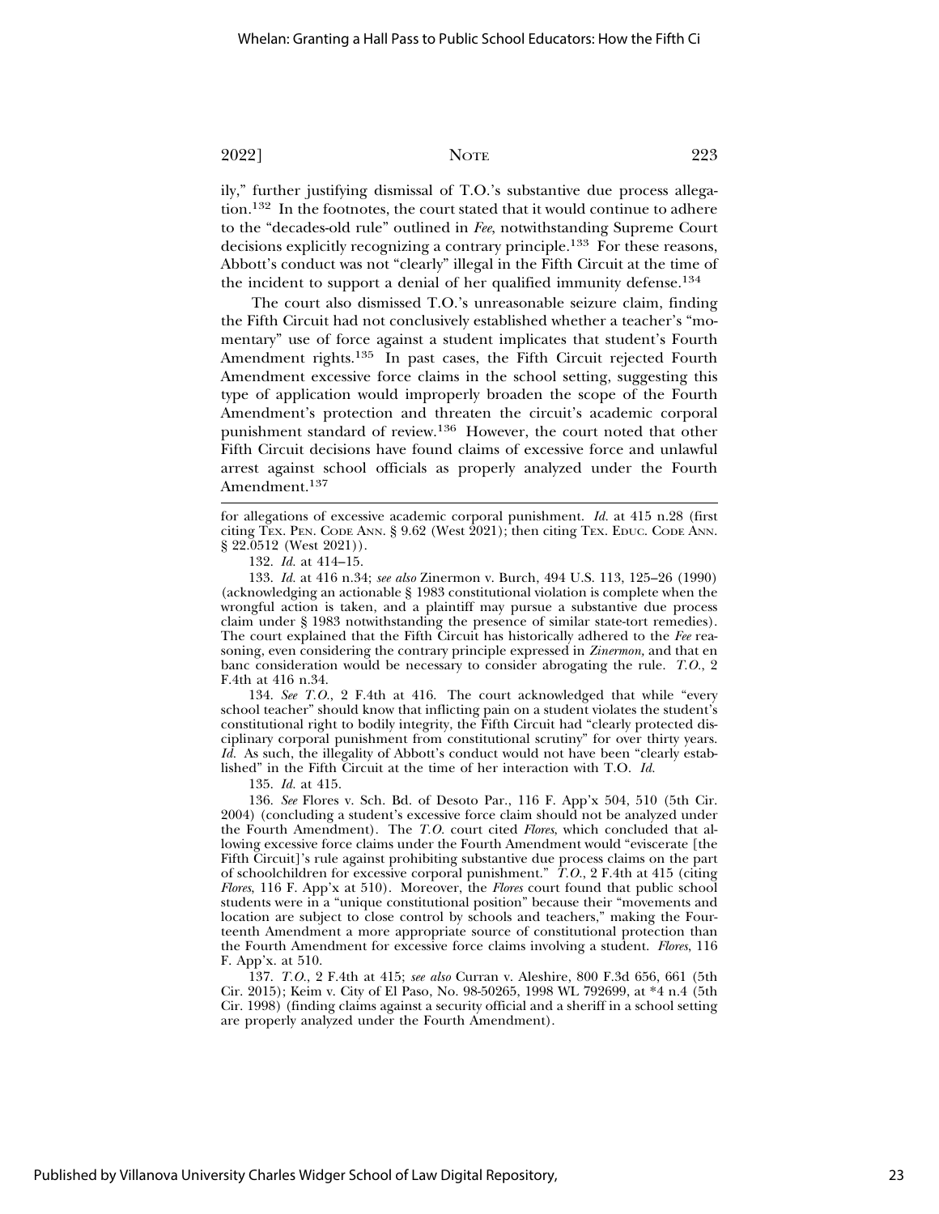ily," further justifying dismissal of T.O.'s substantive due process allegation.[132] In the footnotes, the court stated that it would continue to adhere to the "decades-old rule" outlined in *Fee*, notwithstanding Supreme Court decisions explicitly recognizing a contrary principle.[133] For these reasons, Abbott's conduct was not "clearly" illegal in the Fifth Circuit at the time of the incident to support a denial of her qualified immunity defense.[134]

The court also dismissed T.O.'s unreasonable seizure claim, finding the Fifth Circuit had not conclusively established whether a teacher's "momentary" use of force against a student implicates that student's Fourth Amendment rights.[135] In past cases, the Fifth Circuit rejected Fourth Amendment excessive force claims in the school setting, suggesting this type of application would improperly broaden the scope of the Fourth Amendment's protection and threaten the circuit's academic corporal punishment standard of review.[136] However, the court noted that other Fifth Circuit decisions have found claims of excessive force and unlawful arrest against school officials as properly analyzed under the Fourth Amendment.[137]

---

for allegations of excessive academic corporal punishment. *Id.* at 415 n.28 (first citing TEX. PEN. CODE ANN. § 9.62 (West 2021); then citing TEX. EDUC. CODE ANN. § 22.0512 (West 2021)).

132. *Id.* at 414–15.

133. *Id.* at 416 n.34; *see also* Zinermon v. Burch, 494 U.S. 113, 125–26 (1990) (acknowledging an actionable § 1983 constitutional violation is complete when the wrongful action is taken, and a plaintiff may pursue a substantive due process claim under § 1983 notwithstanding the presence of similar state-tort remedies). The court explained that the Fifth Circuit has historically adhered to the *Fee* reasoning, even considering the contrary principle expressed in *Zinermon*, and that en banc consideration would be necessary to consider abrogating the rule. *T.O.*, 2 F.4th at 416 n.34.

134. *See T.O.*, 2 F.4th at 416. The court acknowledged that while "every school teacher" should know that inflicting pain on a student violates the student's constitutional right to bodily integrity, the Fifth Circuit had "clearly protected disciplinary corporal punishment from constitutional scrutiny" for over thirty years. *Id.* As such, the illegality of Abbott's conduct would not have been "clearly established" in the Fifth Circuit at the time of her interaction with T.O. *Id.*

135. *Id.* at 415.

136. *See* Flores v. Sch. Bd. of Desoto Par., 116 F. App'x 504, 510 (5th Cir. 2004) (concluding a student's excessive force claim should not be analyzed under the Fourth Amendment). The *T.O.* court cited *Flores*, which concluded that allowing excessive force claims under the Fourth Amendment would "eviscerate [the Fifth Circuit]'s rule against prohibiting substantive due process claims on the part of schoolchildren for excessive corporal punishment." *T.O.*, 2 F.4th at 415 (citing *Flores*, 116 F. App'x at 510). Moreover, the *Flores* court found that public school students were in a "unique constitutional position" because their "movements and location are subject to close control by schools and teachers," making the Fourteenth Amendment a more appropriate source of constitutional protection than the Fourth Amendment for excessive force claims involving a student. *Flores*, 116 F. App'x. at 510.

137. *T.O.*, 2 F.4th at 415; *see also* Curran v. Aleshire, 800 F.3d 656, 661 (5th Cir. 2015); Keim v. City of El Paso, No. 98-50265, 1998 WL 792699, at *4 n.4 (5th Cir. 1998) (finding claims against a security official and a sheriff in a school setting are properly analyzed under the Fourth Amendment).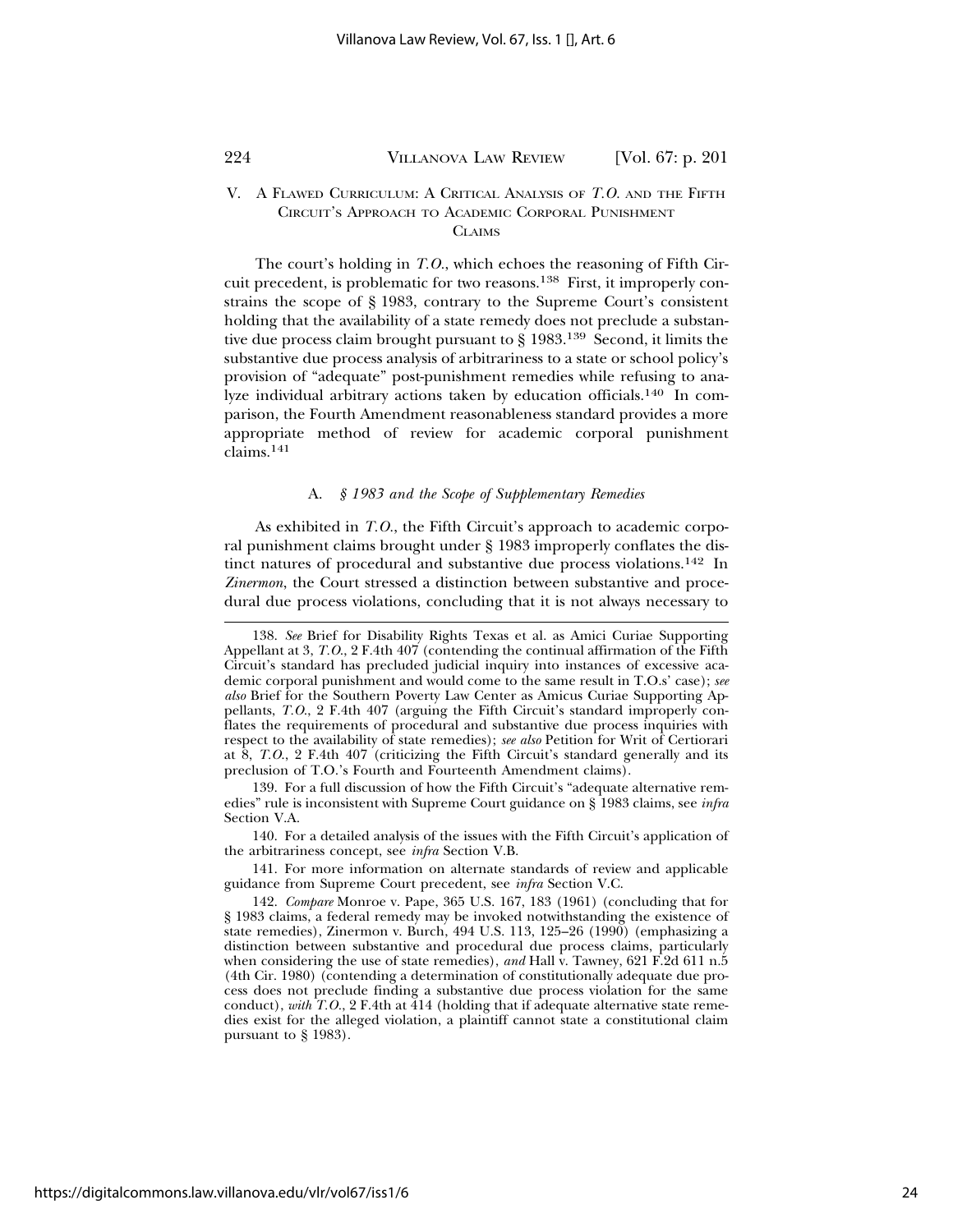## V. A Flawed Curriculum: A Critical Analysis of *T.O.* and the Fifth Circuit's Approach to Academic Corporal Punishment Claims

The court's holding in *T.O.*, which echoes the reasoning of Fifth Circuit precedent, is problematic for two reasons.[138] First, it improperly constrains the scope of § 1983, contrary to the Supreme Court's consistent holding that the availability of a state remedy does not preclude a substantive due process claim brought pursuant to § 1983.[139] Second, it limits the substantive due process analysis of arbitrariness to a state or school policy's provision of "adequate" post-punishment remedies while refusing to analyze individual arbitrary actions taken by education officials.[140] In comparison, the Fourth Amendment reasonableness standard provides a more appropriate method of review for academic corporal punishment claims.[141]

### A. *§ 1983 and the Scope of Supplementary Remedies*

As exhibited in *T.O.*, the Fifth Circuit's approach to academic corporal punishment claims brought under § 1983 improperly conflates the distinct natures of procedural and substantive due process violations.[142] In *Zinermon*, the Court stressed a distinction between substantive and procedural due process violations, concluding that it is not always necessary to

---

138. *See* Brief for Disability Rights Texas et al. as Amici Curiae Supporting Appellant at 3, *T.O.*, 2 F.4th 407 (contending the continual affirmation of the Fifth Circuit's standard has precluded judicial inquiry into instances of excessive academic corporal punishment and would come to the same result in T.O.s' case); *see also* Brief for the Southern Poverty Law Center as Amicus Curiae Supporting Appellants, *T.O.*, 2 F.4th 407 (arguing the Fifth Circuit's standard improperly conflates the requirements of procedural and substantive due process inquiries with respect to the availability of state remedies); *see also* Petition for Writ of Certiorari at 8, *T.O.*, 2 F.4th 407 (criticizing the Fifth Circuit's standard generally and its preclusion of T.O.'s Fourth and Fourteenth Amendment claims).

139. For a full discussion of how the Fifth Circuit's "adequate alternative remedies" rule is inconsistent with Supreme Court guidance on § 1983 claims, see *infra* Section V.A.

140. For a detailed analysis of the issues with the Fifth Circuit's application of the arbitrariness concept, see *infra* Section V.B.

141. For more information on alternate standards of review and applicable guidance from Supreme Court precedent, see *infra* Section V.C.

142. *Compare* Monroe v. Pape, 365 U.S. 167, 183 (1961) (concluding that for § 1983 claims, a federal remedy may be invoked notwithstanding the existence of state remedies), Zinermon v. Burch, 494 U.S. 113, 125–26 (1990) (emphasizing a distinction between substantive and procedural due process claims, particularly when considering the use of state remedies), *and* Hall v. Tawney, 621 F.2d 611 n.5 (4th Cir. 1980) (contending a determination of constitutionally adequate due process does not preclude finding a substantive due process violation for the same conduct), *with T.O.*, 2 F.4th at 414 (holding that if adequate alternative state remedies exist for the alleged violation, a plaintiff cannot state a constitutional claim pursuant to § 1983).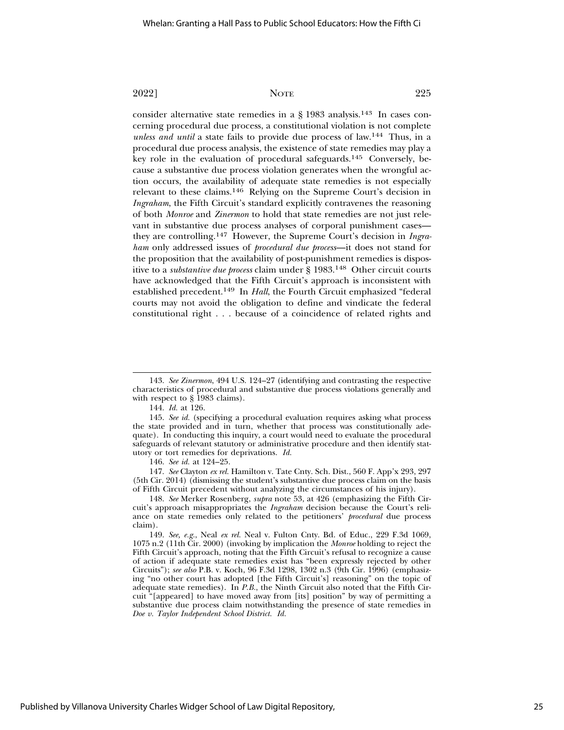consider alternative state remedies in a § 1983 analysis.[143] In cases concerning procedural due process, a constitutional violation is not complete *unless and until* a state fails to provide due process of law.[144] Thus, in a procedural due process analysis, the existence of state remedies may play a key role in the evaluation of procedural safeguards.[145] Conversely, because a substantive due process violation generates when the wrongful action occurs, the availability of adequate state remedies is not especially relevant to these claims.[146] Relying on the Supreme Court's decision in *Ingraham*, the Fifth Circuit's standard explicitly contravenes the reasoning of both *Monroe* and *Zinermon* to hold that state remedies are not just relevant in substantive due process analyses of corporal punishment cases—they are controlling.[147] However, the Supreme Court's decision in *Ingraham* only addressed issues of *procedural due process*—it does not stand for the proposition that the availability of post-punishment remedies is dispositive to a *substantive due process* claim under § 1983.[148] Other circuit courts have acknowledged that the Fifth Circuit's approach is inconsistent with established precedent.[149] In *Hall*, the Fourth Circuit emphasized "federal courts may not avoid the obligation to define and vindicate the federal constitutional right . . . because of a coincidence of related rights and

---

143. *See Zinermon*, 494 U.S. 124–27 (identifying and contrasting the respective characteristics of procedural and substantive due process violations generally and with respect to § 1983 claims).

144. *Id.* at 126.

145. *See id.* (specifying a procedural evaluation requires asking what process the state provided and in turn, whether that process was constitutionally adequate). In conducting this inquiry, a court would need to evaluate the procedural safeguards of relevant statutory or administrative procedure and then identify statutory or tort remedies for deprivations. *Id.*

146. *See id.* at 124–25.

147. *See* Clayton *ex rel.* Hamilton v. Tate Cnty. Sch. Dist., 560 F. App'x 293, 297 (5th Cir. 2014) (dismissing the student's substantive due process claim on the basis of Fifth Circuit precedent without analyzing the circumstances of his injury).

148. *See* Merker Rosenberg, *supra* note 53, at 426 (emphasizing the Fifth Circuit's approach misappropriates the *Ingraham* decision because the Court's reliance on state remedies only related to the petitioners' *procedural* due process claim).

149. *See, e.g.*, Neal *ex rel.* Neal v. Fulton Cnty. Bd. of Educ., 229 F.3d 1069, 1075 n.2 (11th Cir. 2000) (invoking by implication the *Monroe* holding to reject the Fifth Circuit's approach, noting that the Fifth Circuit's refusal to recognize a cause of action if adequate state remedies exist has "been expressly rejected by other Circuits"); *see also* P.B. v. Koch, 96 F.3d 1298, 1302 n.3 (9th Cir. 1996) (emphasizing "no other court has adopted [the Fifth Circuit's] reasoning" on the topic of adequate state remedies). In *P.B.*, the Ninth Circuit also noted that the Fifth Circuit "[appeared] to have moved away from [its] position" by way of permitting a substantive due process claim notwithstanding the presence of state remedies in *Doe v. Taylor Independent School District*. *Id.*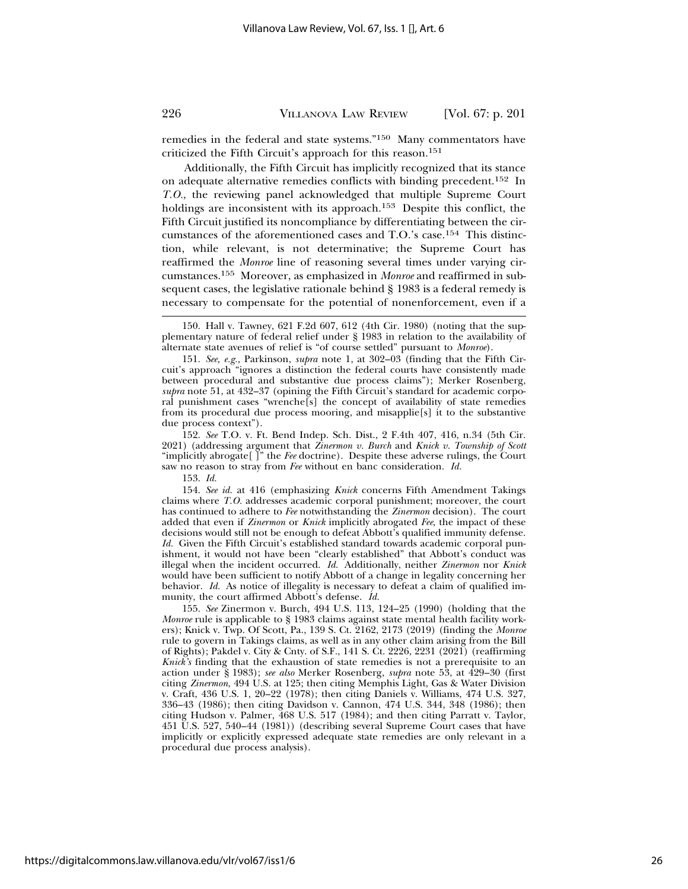remedies in the federal and state systems."[150] Many commentators have criticized the Fifth Circuit's approach for this reason.[151]

Additionally, the Fifth Circuit has implicitly recognized that its stance on adequate alternative remedies conflicts with binding precedent.[152] In *T.O.*, the reviewing panel acknowledged that multiple Supreme Court holdings are inconsistent with its approach.[153] Despite this conflict, the Fifth Circuit justified its noncompliance by differentiating between the circumstances of the aforementioned cases and T.O.'s case.[154] This distinction, while relevant, is not determinative; the Supreme Court has reaffirmed the *Monroe* line of reasoning several times under varying circumstances.[155] Moreover, as emphasized in *Monroe* and reaffirmed in subsequent cases, the legislative rationale behind § 1983 is a federal remedy is necessary to compensate for the potential of nonenforcement, even if a

---

150. Hall v. Tawney, 621 F.2d 607, 612 (4th Cir. 1980) (noting that the supplementary nature of federal relief under § 1983 in relation to the availability of alternate state avenues of relief is "of course settled" pursuant to *Monroe*).

151. *See, e.g.*, Parkinson, *supra* note 1, at 302–03 (finding that the Fifth Circuit's approach "ignores a distinction the federal courts have consistently made between procedural and substantive due process claims"); Merker Rosenberg, *supra* note 51, at 432–37 (opining the Fifth Circuit's standard for academic corporal punishment cases "wrenche[s] the concept of availability of state remedies from its procedural due process mooring, and misapplie[s] it to the substantive due process context").

152. *See* T.O. v. Ft. Bend Indep. Sch. Dist., 2 F.4th 407, 416, n.34 (5th Cir. 2021) (addressing argument that *Zinermon v. Burch* and *Knick v. Township of Scott* "implicitly abrogate[ ]" the *Fee* doctrine). Despite these adverse rulings, the Court saw no reason to stray from *Fee* without en banc consideration. *Id.*

153. *Id.*

154. *See id.* at 416 (emphasizing *Knick* concerns Fifth Amendment Takings claims where *T.O.* addresses academic corporal punishment; moreover, the court has continued to adhere to *Fee* notwithstanding the *Zinermon* decision). The court added that even if *Zinermon* or *Knick* implicitly abrogated *Fee*, the impact of these decisions would still not be enough to defeat Abbott's qualified immunity defense. *Id.* Given the Fifth Circuit's established standard towards academic corporal punishment, it would not have been "clearly established" that Abbott's conduct was illegal when the incident occurred. *Id.* Additionally, neither *Zinermon* nor *Knick* would have been sufficient to notify Abbott of a change in legality concerning her behavior. *Id.* As notice of illegality is necessary to defeat a claim of qualified immunity, the court affirmed Abbott's defense. *Id.*

155. *See* Zinermon v. Burch, 494 U.S. 113, 124–25 (1990) (holding that the *Monroe* rule is applicable to § 1983 claims against state mental health facility workers); Knick v. Twp. Of Scott, Pa., 139 S. Ct. 2162, 2173 (2019) (finding the *Monroe* rule to govern in Takings claims, as well as in any other claim arising from the Bill of Rights); Pakdel v. City & Cnty. of S.F., 141 S. Ct. 2226, 2231 (2021) (reaffirming *Knick's* finding that the exhaustion of state remedies is not a prerequisite to an action under § 1983); *see also* Merker Rosenberg, *supra* note 53, at 429–30 (first citing *Zinermon*, 494 U.S. at 125; then citing Memphis Light, Gas & Water Division v. Craft, 436 U.S. 1, 20–22 (1978); then citing Daniels v. Williams, 474 U.S. 327, 336–43 (1986); then citing Davidson v. Cannon, 474 U.S. 344, 348 (1986); then citing Hudson v. Palmer, 468 U.S. 517 (1984); and then citing Parratt v. Taylor, 451 U.S. 527, 540–44 (1981)) (describing several Supreme Court cases that have implicitly or explicitly expressed adequate state remedies are only relevant in a procedural due process analysis).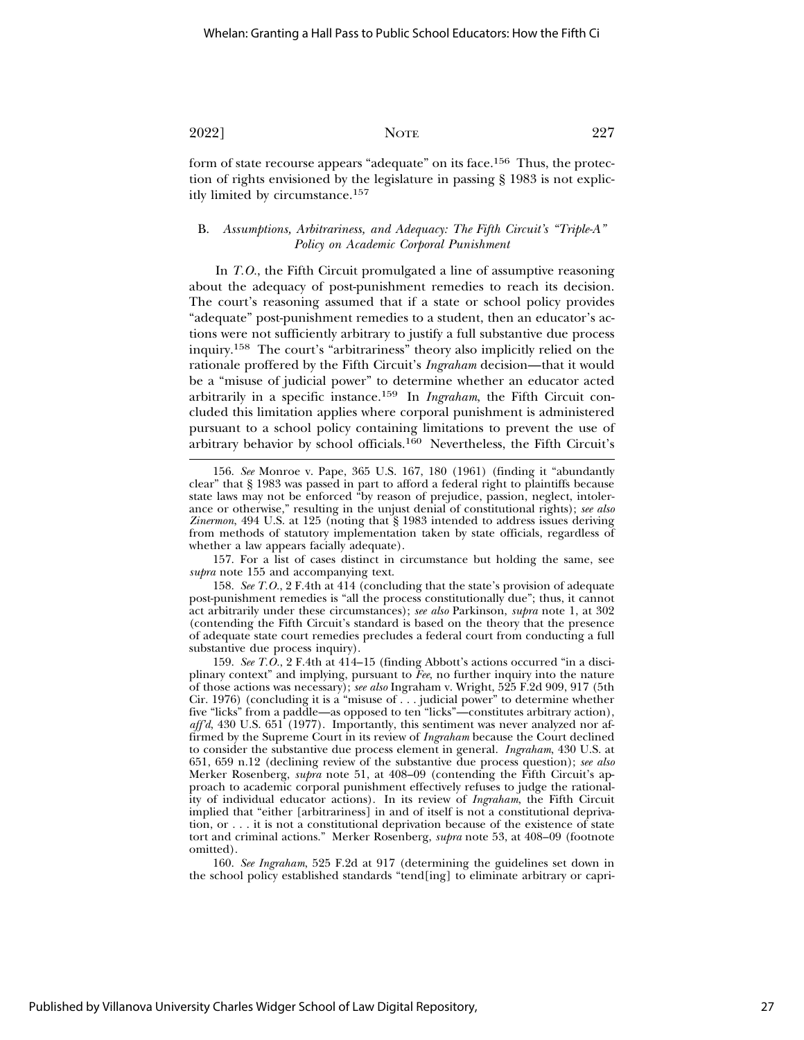form of state recourse appears "adequate" on its face.[156] Thus, the protection of rights envisioned by the legislature in passing § 1983 is not explicitly limited by circumstance.[157]

### B. *Assumptions, Arbitrariness, and Adequacy: The Fifth Circuit's "Triple-A" Policy on Academic Corporal Punishment*

In *T.O.*, the Fifth Circuit promulgated a line of assumptive reasoning about the adequacy of post-punishment remedies to reach its decision. The court's reasoning assumed that if a state or school policy provides "adequate" post-punishment remedies to a student, then an educator's actions were not sufficiently arbitrary to justify a full substantive due process inquiry.[158] The court's "arbitrariness" theory also implicitly relied on the rationale proffered by the Fifth Circuit's *Ingraham* decision—that it would be a "misuse of judicial power" to determine whether an educator acted arbitrarily in a specific instance.[159] In *Ingraham*, the Fifth Circuit concluded this limitation applies where corporal punishment is administered pursuant to a school policy containing limitations to prevent the use of arbitrary behavior by school officials.[160] Nevertheless, the Fifth Circuit's

---

156. *See* Monroe v. Pape, 365 U.S. 167, 180 (1961) (finding it "abundantly clear" that § 1983 was passed in part to afford a federal right to plaintiffs because state laws may not be enforced "by reason of prejudice, passion, neglect, intolerance or otherwise," resulting in the unjust denial of constitutional rights); *see also Zinermon*, 494 U.S. at 125 (noting that § 1983 intended to address issues deriving from methods of statutory implementation taken by state officials, regardless of whether a law appears facially adequate).

157. For a list of cases distinct in circumstance but holding the same, see *supra* note 155 and accompanying text.

158. *See T.O.*, 2 F.4th at 414 (concluding that the state's provision of adequate post-punishment remedies is "all the process constitutionally due"; thus, it cannot act arbitrarily under these circumstances); *see also* Parkinson, *supra* note 1, at 302 (contending the Fifth Circuit's standard is based on the theory that the presence of adequate state court remedies precludes a federal court from conducting a full substantive due process inquiry).

159. *See T.O.*, 2 F.4th at 414–15 (finding Abbott's actions occurred "in a disciplinary context" and implying, pursuant to *Fee*, no further inquiry into the nature of those actions was necessary); *see also* Ingraham v. Wright, 525 F.2d 909, 917 (5th Cir. 1976) (concluding it is a "misuse of . . . judicial power" to determine whether five "licks" from a paddle—as opposed to ten "licks"—constitutes arbitrary action), *aff'd*, 430 U.S. 651 (1977). Importantly, this sentiment was never analyzed nor affirmed by the Supreme Court in its review of *Ingraham* because the Court declined to consider the substantive due process element in general. *Ingraham*, 430 U.S. at 651, 659 n.12 (declining review of the substantive due process question); *see also* Merker Rosenberg, *supra* note 51, at 408–09 (contending the Fifth Circuit's approach to academic corporal punishment effectively refuses to judge the rationality of individual educator actions). In its review of *Ingraham*, the Fifth Circuit implied that "either [arbitrariness] in and of itself is not a constitutional deprivation, or . . . it is not a constitutional deprivation because of the existence of state tort and criminal actions." Merker Rosenberg, *supra* note 53, at 408–09 (footnote omitted).

160. *See Ingraham*, 525 F.2d at 917 (determining the guidelines set down in the school policy established standards "tend[ing] to eliminate arbitrary or capri-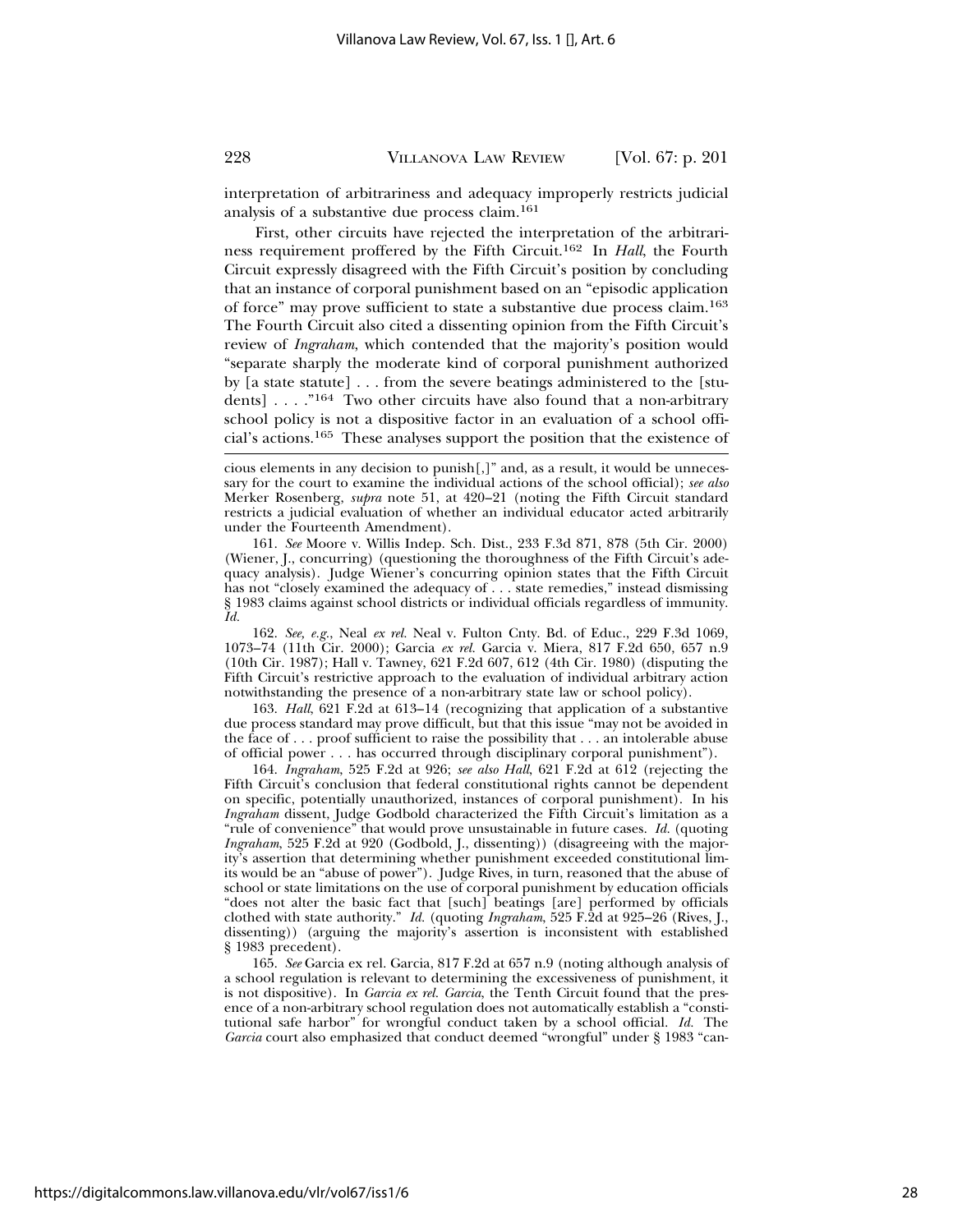interpretation of arbitrariness and adequacy improperly restricts judicial analysis of a substantive due process claim.[161]

First, other circuits have rejected the interpretation of the arbitrariness requirement proffered by the Fifth Circuit.[162] In *Hall*, the Fourth Circuit expressly disagreed with the Fifth Circuit's position by concluding that an instance of corporal punishment based on an "episodic application of force" may prove sufficient to state a substantive due process claim.[163] The Fourth Circuit also cited a dissenting opinion from the Fifth Circuit's review of *Ingraham*, which contended that the majority's position would "separate sharply the moderate kind of corporal punishment authorized by [a state statute] . . . from the severe beatings administered to the [students] . . . ."[164] Two other circuits have also found that a non-arbitrary school policy is not a dispositive factor in an evaluation of a school official's actions.[165] These analyses support the position that the existence of

---

cious elements in any decision to punish[,]" and, as a result, it would be unnecessary for the court to examine the individual actions of the school official); *see also* Merker Rosenberg, *supra* note 51, at 420–21 (noting the Fifth Circuit standard restricts a judicial evaluation of whether an individual educator acted arbitrarily under the Fourteenth Amendment).

161. *See* Moore v. Willis Indep. Sch. Dist., 233 F.3d 871, 878 (5th Cir. 2000) (Wiener, J., concurring) (questioning the thoroughness of the Fifth Circuit's adequacy analysis). Judge Wiener's concurring opinion states that the Fifth Circuit has not "closely examined the adequacy of . . . state remedies," instead dismissing § 1983 claims against school districts or individual officials regardless of immunity. *Id.*

162. *See, e.g.*, Neal *ex rel.* Neal v. Fulton Cnty. Bd. of Educ., 229 F.3d 1069, 1073–74 (11th Cir. 2000); Garcia *ex rel.* Garcia v. Miera, 817 F.2d 650, 657 n.9 (10th Cir. 1987); Hall v. Tawney, 621 F.2d 607, 612 (4th Cir. 1980) (disputing the Fifth Circuit's restrictive approach to the evaluation of individual arbitrary action notwithstanding the presence of a non-arbitrary state law or school policy).

163. *Hall*, 621 F.2d at 613–14 (recognizing that application of a substantive due process standard may prove difficult, but that this issue "may not be avoided in the face of . . . proof sufficient to raise the possibility that . . . an intolerable abuse of official power . . . has occurred through disciplinary corporal punishment").

164. *Ingraham*, 525 F.2d at 926; *see also Hall*, 621 F.2d at 612 (rejecting the Fifth Circuit's conclusion that federal constitutional rights cannot be dependent on specific, potentially unauthorized, instances of corporal punishment). In his *Ingraham* dissent, Judge Godbold characterized the Fifth Circuit's limitation as a "rule of convenience" that would prove unsustainable in future cases. *Id.* (quoting *Ingraham*, 525 F.2d at 920 (Godbold, J., dissenting)) (disagreeing with the majority's assertion that determining whether punishment exceeded constitutional limits would be an "abuse of power"). Judge Rives, in turn, reasoned that the abuse of school or state limitations on the use of corporal punishment by education officials "does not alter the basic fact that [such] beatings [are] performed by officials clothed with state authority." *Id.* (quoting *Ingraham*, 525 F.2d at 925–26 (Rives, J., dissenting)) (arguing the majority's assertion is inconsistent with established § 1983 precedent).

165. *See* Garcia ex rel. Garcia, 817 F.2d at 657 n.9 (noting although analysis of a school regulation is relevant to determining the excessiveness of punishment, it is not dispositive). In *Garcia ex rel. Garcia*, the Tenth Circuit found that the presence of a non-arbitrary school regulation does not automatically establish a "constitutional safe harbor" for wrongful conduct taken by a school official. *Id.* The *Garcia* court also emphasized that conduct deemed "wrongful" under § 1983 "can-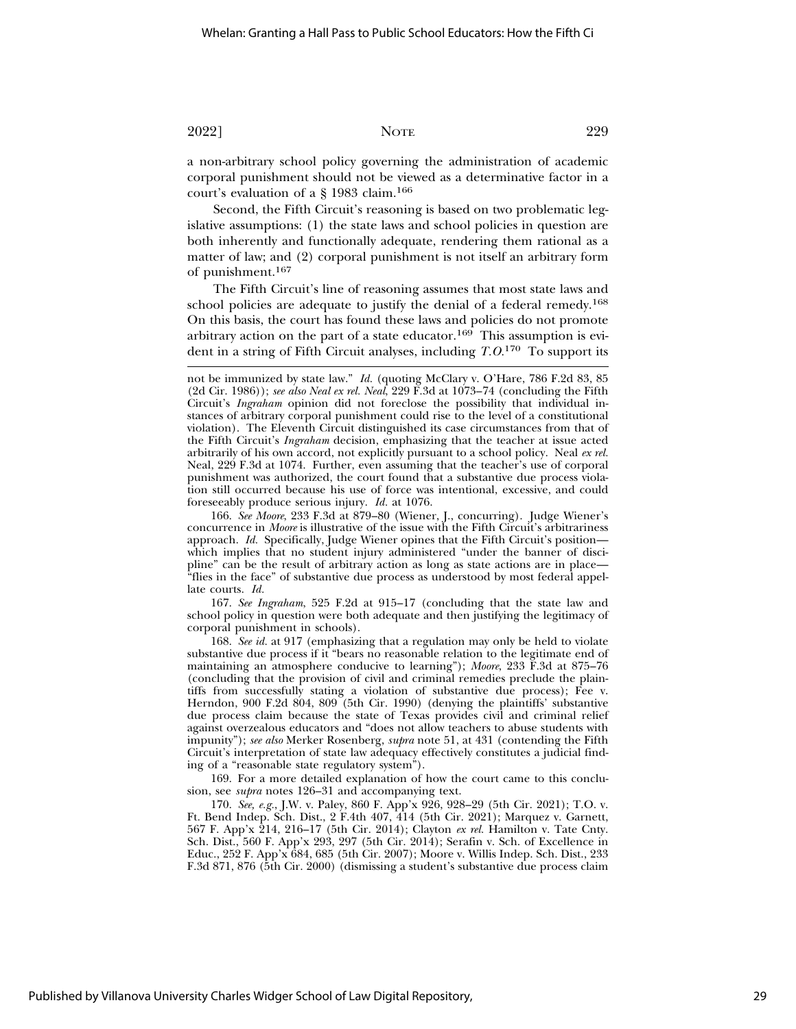a non-arbitrary school policy governing the administration of academic corporal punishment should not be viewed as a determinative factor in a court's evaluation of a § 1983 claim.[166]

Second, the Fifth Circuit's reasoning is based on two problematic legislative assumptions: (1) the state laws and school policies in question are both inherently and functionally adequate, rendering them rational as a matter of law; and (2) corporal punishment is not itself an arbitrary form of punishment.[167]

The Fifth Circuit's line of reasoning assumes that most state laws and school policies are adequate to justify the denial of a federal remedy.[168] On this basis, the court has found these laws and policies do not promote arbitrary action on the part of a state educator.[169] This assumption is evident in a string of Fifth Circuit analyses, including *T.O.*[170] To support its

---

not be immunized by state law." *Id.* (quoting McClary v. O'Hare, 786 F.2d 83, 85 (2d Cir. 1986)); *see also Neal ex rel. Neal*, 229 F.3d at 1073–74 (concluding the Fifth Circuit's *Ingraham* opinion did not foreclose the possibility that individual instances of arbitrary corporal punishment could rise to the level of a constitutional violation). The Eleventh Circuit distinguished its case circumstances from that of the Fifth Circuit's *Ingraham* decision, emphasizing that the teacher at issue acted arbitrarily of his own accord, not explicitly pursuant to a school policy. Neal *ex rel.* Neal, 229 F.3d at 1074. Further, even assuming that the teacher's use of corporal punishment was authorized, the court found that a substantive due process violation still occurred because his use of force was intentional, excessive, and could foreseeably produce serious injury. *Id.* at 1076.

166. *See Moore*, 233 F.3d at 879–80 (Wiener, J., concurring). Judge Wiener's concurrence in *Moore* is illustrative of the issue with the Fifth Circuit's arbitrariness approach. *Id.* Specifically, Judge Wiener opines that the Fifth Circuit's position—which implies that no student injury administered "under the banner of discipline" can be the result of arbitrary action as long as state actions are in place—"flies in the face" of substantive due process as understood by most federal appellate courts. *Id.*

167. *See Ingraham*, 525 F.2d at 915–17 (concluding that the state law and school policy in question were both adequate and then justifying the legitimacy of corporal punishment in schools).

168. *See id.* at 917 (emphasizing that a regulation may only be held to violate substantive due process if it "bears no reasonable relation to the legitimate end of maintaining an atmosphere conducive to learning"); *Moore*, 233 F.3d at 875–76 (concluding that the provision of civil and criminal remedies preclude the plaintiffs from successfully stating a violation of substantive due process); Fee v. Herndon, 900 F.2d 804, 809 (5th Cir. 1990) (denying the plaintiffs' substantive due process claim because the state of Texas provides civil and criminal relief against overzealous educators and "does not allow teachers to abuse students with impunity"); *see also* Merker Rosenberg, *supra* note 51, at 431 (contending the Fifth Circuit's interpretation of state law adequacy effectively constitutes a judicial finding of a "reasonable state regulatory system").

169. For a more detailed explanation of how the court came to this conclusion, see *supra* notes 126–31 and accompanying text.

170. *See, e.g.*, J.W. v. Paley, 860 F. App'x 926, 928–29 (5th Cir. 2021); T.O. v. Ft. Bend Indep. Sch. Dist., 2 F.4th 407, 414 (5th Cir. 2021); Marquez v. Garnett, 567 F. App'x 214, 216–17 (5th Cir. 2014); Clayton *ex rel.* Hamilton v. Tate Cnty. Sch. Dist., 560 F. App'x 293, 297 (5th Cir. 2014); Serafin v. Sch. of Excellence in Educ., 252 F. App'x 684, 685 (5th Cir. 2007); Moore v. Willis Indep. Sch. Dist., 233 F.3d 871, 876 (5th Cir. 2000) (dismissing a student's substantive due process claim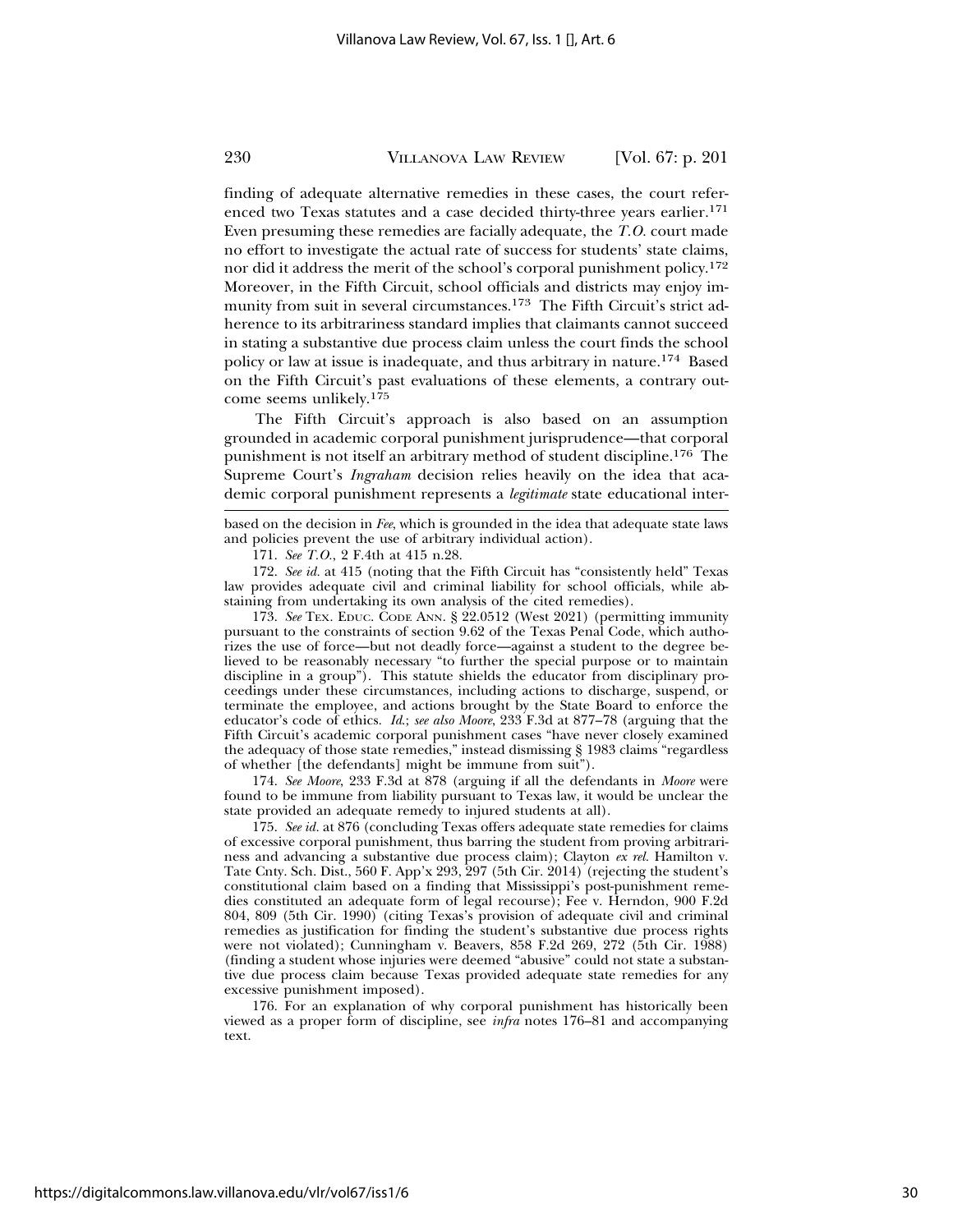finding of adequate alternative remedies in these cases, the court referenced two Texas statutes and a case decided thirty-three years earlier.[171] Even presuming these remedies are facially adequate, the *T.O.* court made no effort to investigate the actual rate of success for students' state claims, nor did it address the merit of the school's corporal punishment policy.[172] Moreover, in the Fifth Circuit, school officials and districts may enjoy immunity from suit in several circumstances.[173] The Fifth Circuit's strict adherence to its arbitrariness standard implies that claimants cannot succeed in stating a substantive due process claim unless the court finds the school policy or law at issue is inadequate, and thus arbitrary in nature.[174] Based on the Fifth Circuit's past evaluations of these elements, a contrary outcome seems unlikely.[175]

The Fifth Circuit's approach is also based on an assumption grounded in academic corporal punishment jurisprudence—that corporal punishment is not itself an arbitrary method of student discipline.[176] The Supreme Court's *Ingraham* decision relies heavily on the idea that academic corporal punishment represents a *legitimate* state educational inter-

---

based on the decision in *Fee*, which is grounded in the idea that adequate state laws and policies prevent the use of arbitrary individual action).

171. *See T.O.*, 2 F.4th at 415 n.28.

172. *See id.* at 415 (noting that the Fifth Circuit has "consistently held" Texas law provides adequate civil and criminal liability for school officials, while abstaining from undertaking its own analysis of the cited remedies).

173. *See* TEX. EDUC. CODE ANN. § 22.0512 (West 2021) (permitting immunity pursuant to the constraints of section 9.62 of the Texas Penal Code, which authorizes the use of force—but not deadly force—against a student to the degree believed to be reasonably necessary "to further the special purpose or to maintain discipline in a group"). This statute shields the educator from disciplinary proceedings under these circumstances, including actions to discharge, suspend, or terminate the employee, and actions brought by the State Board to enforce the educator's code of ethics. *Id.*; *see also Moore*, 233 F.3d at 877–78 (arguing that the Fifth Circuit's academic corporal punishment cases "have never closely examined the adequacy of those state remedies," instead dismissing § 1983 claims "regardless of whether [the defendants] might be immune from suit").

174. *See Moore*, 233 F.3d at 878 (arguing if all the defendants in *Moore* were found to be immune from liability pursuant to Texas law, it would be unclear the state provided an adequate remedy to injured students at all).

175. *See id.* at 876 (concluding Texas offers adequate state remedies for claims of excessive corporal punishment, thus barring the student from proving arbitrariness and advancing a substantive due process claim); Clayton *ex rel.* Hamilton v. Tate Cnty. Sch. Dist., 560 F. App'x 293, 297 (5th Cir. 2014) (rejecting the student's constitutional claim based on a finding that Mississippi's post-punishment remedies constituted an adequate form of legal recourse); Fee v. Herndon, 900 F.2d 804, 809 (5th Cir. 1990) (citing Texas's provision of adequate civil and criminal remedies as justification for finding the student's substantive due process rights were not violated); Cunningham v. Beavers, 858 F.2d 269, 272 (5th Cir. 1988) (finding a student whose injuries were deemed "abusive" could not state a substantive due process claim because Texas provided adequate state remedies for any excessive punishment imposed).

176. For an explanation of why corporal punishment has historically been viewed as a proper form of discipline, see *infra* notes 176–81 and accompanying text.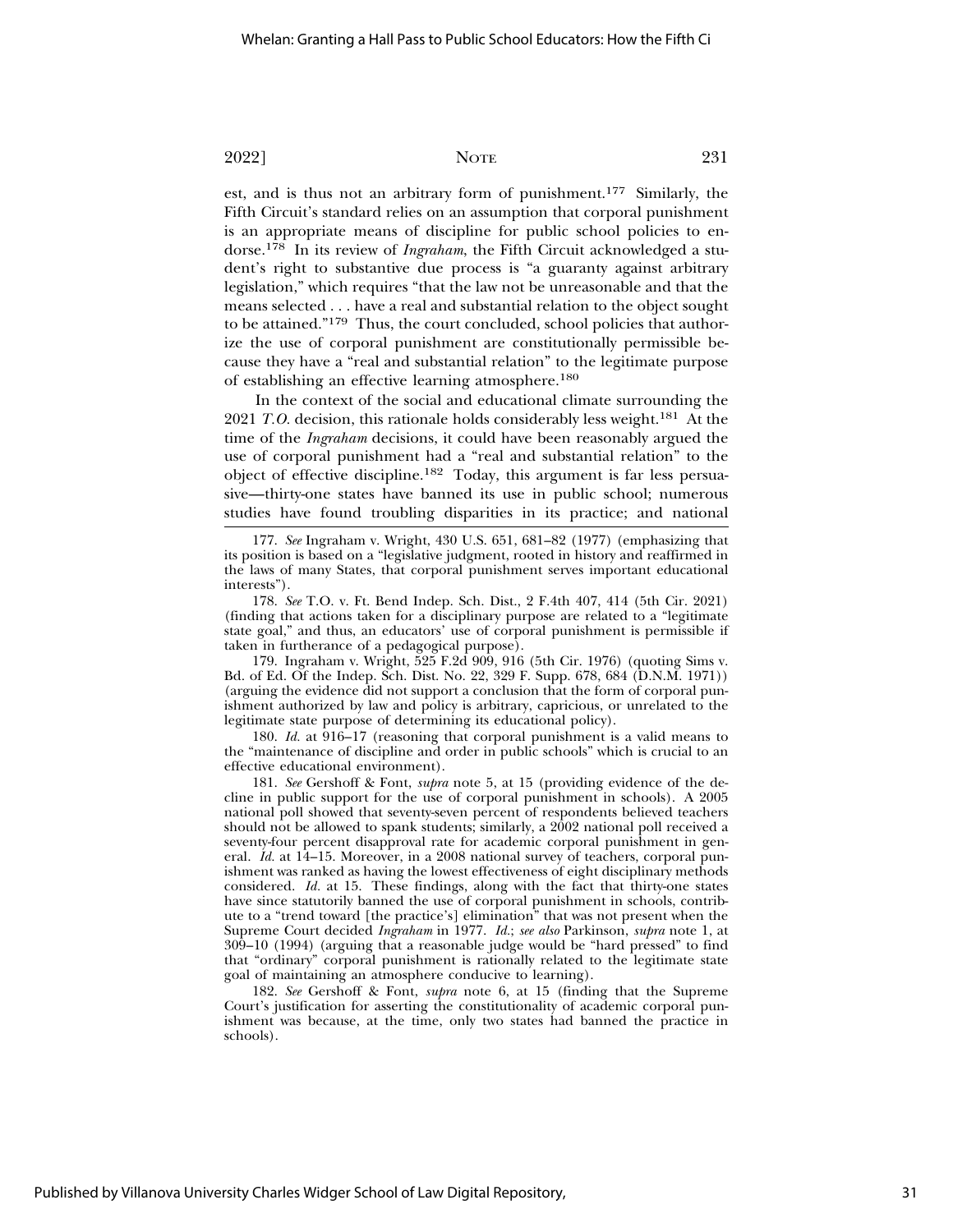est, and is thus not an arbitrary form of punishment.[177] Similarly, the Fifth Circuit's standard relies on an assumption that corporal punishment is an appropriate means of discipline for public school policies to endorse.[178] In its review of *Ingraham*, the Fifth Circuit acknowledged a student's right to substantive due process is "a guaranty against arbitrary legislation," which requires "that the law not be unreasonable and that the means selected . . . have a real and substantial relation to the object sought to be attained."[179] Thus, the court concluded, school policies that authorize the use of corporal punishment are constitutionally permissible because they have a "real and substantial relation" to the legitimate purpose of establishing an effective learning atmosphere.[180]

In the context of the social and educational climate surrounding the 2021 *T.O.* decision, this rationale holds considerably less weight.[181] At the time of the *Ingraham* decisions, it could have been reasonably argued the use of corporal punishment had a "real and substantial relation" to the object of effective discipline.[182] Today, this argument is far less persuasive—thirty-one states have banned its use in public school; numerous studies have found troubling disparities in its practice; and national

---

177. *See* Ingraham v. Wright, 430 U.S. 651, 681–82 (1977) (emphasizing that its position is based on a "legislative judgment, rooted in history and reaffirmed in the laws of many States, that corporal punishment serves important educational interests").

178. *See* T.O. v. Ft. Bend Indep. Sch. Dist., 2 F.4th 407, 414 (5th Cir. 2021) (finding that actions taken for a disciplinary purpose are related to a "legitimate state goal," and thus, an educators' use of corporal punishment is permissible if taken in furtherance of a pedagogical purpose).

179. Ingraham v. Wright, 525 F.2d 909, 916 (5th Cir. 1976) (quoting Sims v. Bd. of Ed. Of the Indep. Sch. Dist. No. 22, 329 F. Supp. 678, 684 (D.N.M. 1971)) (arguing the evidence did not support a conclusion that the form of corporal punishment authorized by law and policy is arbitrary, capricious, or unrelated to the legitimate state purpose of determining its educational policy).

180. *Id.* at 916–17 (reasoning that corporal punishment is a valid means to the "maintenance of discipline and order in public schools" which is crucial to an effective educational environment).

181. *See* Gershoff & Font, *supra* note 5, at 15 (providing evidence of the decline in public support for the use of corporal punishment in schools). A 2005 national poll showed that seventy-seven percent of respondents believed teachers should not be allowed to spank students; similarly, a 2002 national poll received a seventy-four percent disapproval rate for academic corporal punishment in general. *Id.* at 14–15. Moreover, in a 2008 national survey of teachers, corporal punishment was ranked as having the lowest effectiveness of eight disciplinary methods considered. *Id.* at 15. These findings, along with the fact that thirty-one states have since statutorily banned the use of corporal punishment in schools, contribute to a "trend toward [the practice's] elimination" that was not present when the Supreme Court decided *Ingraham* in 1977. *Id.*; *see also* Parkinson, *supra* note 1, at 309–10 (1994) (arguing that a reasonable judge would be "hard pressed" to find that "ordinary" corporal punishment is rationally related to the legitimate state goal of maintaining an atmosphere conducive to learning).

182. *See* Gershoff & Font, *supra* note 6, at 15 (finding that the Supreme Court's justification for asserting the constitutionality of academic corporal punishment was because, at the time, only two states had banned the practice in schools).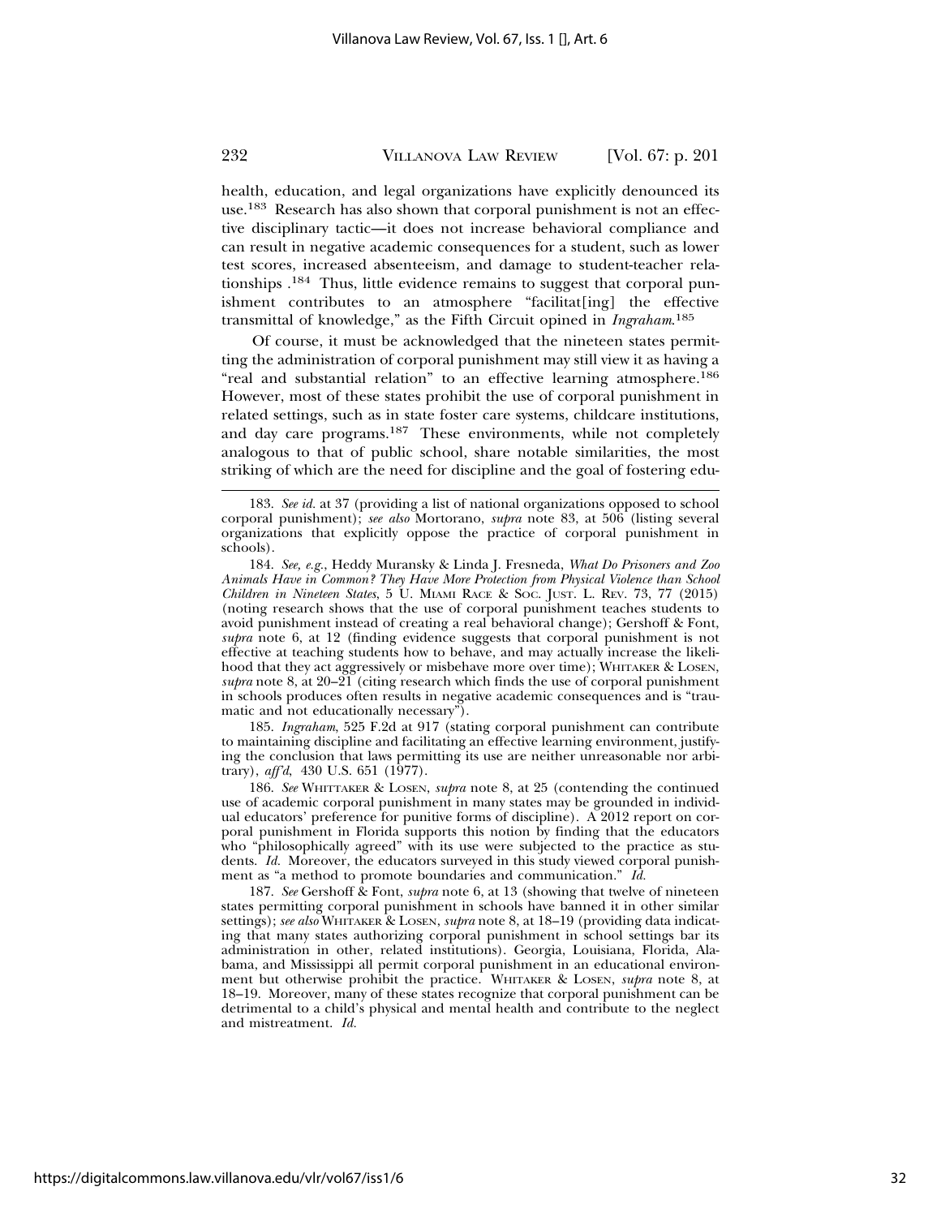health, education, and legal organizations have explicitly denounced its use.[183] Research has also shown that corporal punishment is not an effective disciplinary tactic—it does not increase behavioral compliance and can result in negative academic consequences for a student, such as lower test scores, increased absenteeism, and damage to student-teacher relationships .[184] Thus, little evidence remains to suggest that corporal punishment contributes to an atmosphere "facilitat[ing] the effective transmittal of knowledge," as the Fifth Circuit opined in *Ingraham*.[185]

Of course, it must be acknowledged that the nineteen states permitting the administration of corporal punishment may still view it as having a "real and substantial relation" to an effective learning atmosphere.[186] However, most of these states prohibit the use of corporal punishment in related settings, such as in state foster care systems, childcare institutions, and day care programs.[187] These environments, while not completely analogous to that of public school, share notable similarities, the most striking of which are the need for discipline and the goal of fostering edu-

---

183. *See id.* at 37 (providing a list of national organizations opposed to school corporal punishment); *see also* Mortorano, *supra* note 83, at 506 (listing several organizations that explicitly oppose the practice of corporal punishment in schools).

184. *See, e.g.*, Heddy Muransky & Linda J. Fresneda, *What Do Prisoners and Zoo Animals Have in Common? They Have More Protection from Physical Violence than School Children in Nineteen States*, 5 U. MIAMI RACE & SOC. JUST. L. REV. 73, 77 (2015) (noting research shows that the use of corporal punishment teaches students to avoid punishment instead of creating a real behavioral change); Gershoff & Font, *supra* note 6, at 12 (finding evidence suggests that corporal punishment is not effective at teaching students how to behave, and may actually increase the likelihood that they act aggressively or misbehave more over time); WHITTAKER & LOSEN, *supra* note 8, at 20–21 (citing research which finds the use of corporal punishment in schools produces often results in negative academic consequences and is "traumatic and not educationally necessary").

185. *Ingraham*, 525 F.2d at 917 (stating corporal punishment can contribute to maintaining discipline and facilitating an effective learning environment, justifying the conclusion that laws permitting its use are neither unreasonable nor arbitrary), *aff'd*, 430 U.S. 651 (1977).

186. *See* WHITTAKER & LOSEN, *supra* note 8, at 25 (contending the continued use of academic corporal punishment in many states may be grounded in individual educators' preference for punitive forms of discipline). A 2012 report on corporal punishment in Florida supports this notion by finding that the educators who "philosophically agreed" with its use were subjected to the practice as students. *Id.* Moreover, the educators surveyed in this study viewed corporal punishment as "a method to promote boundaries and communication." *Id.*

187. *See* Gershoff & Font, *supra* note 6, at 13 (showing that twelve of nineteen states permitting corporal punishment in schools have banned it in other similar settings); *see also* WHITTAKER & LOSEN, *supra* note 8, at 18–19 (providing data indicating that many states authorizing corporal punishment in school settings bar its administration in other, related institutions). Georgia, Louisiana, Florida, Alabama, and Mississippi all permit corporal punishment in an educational environment but otherwise prohibit the practice. WHITTAKER & LOSEN, *supra* note 8, at 18–19. Moreover, many of these states recognize that corporal punishment can be detrimental to a child's physical and mental health and contribute to the neglect and mistreatment. *Id.*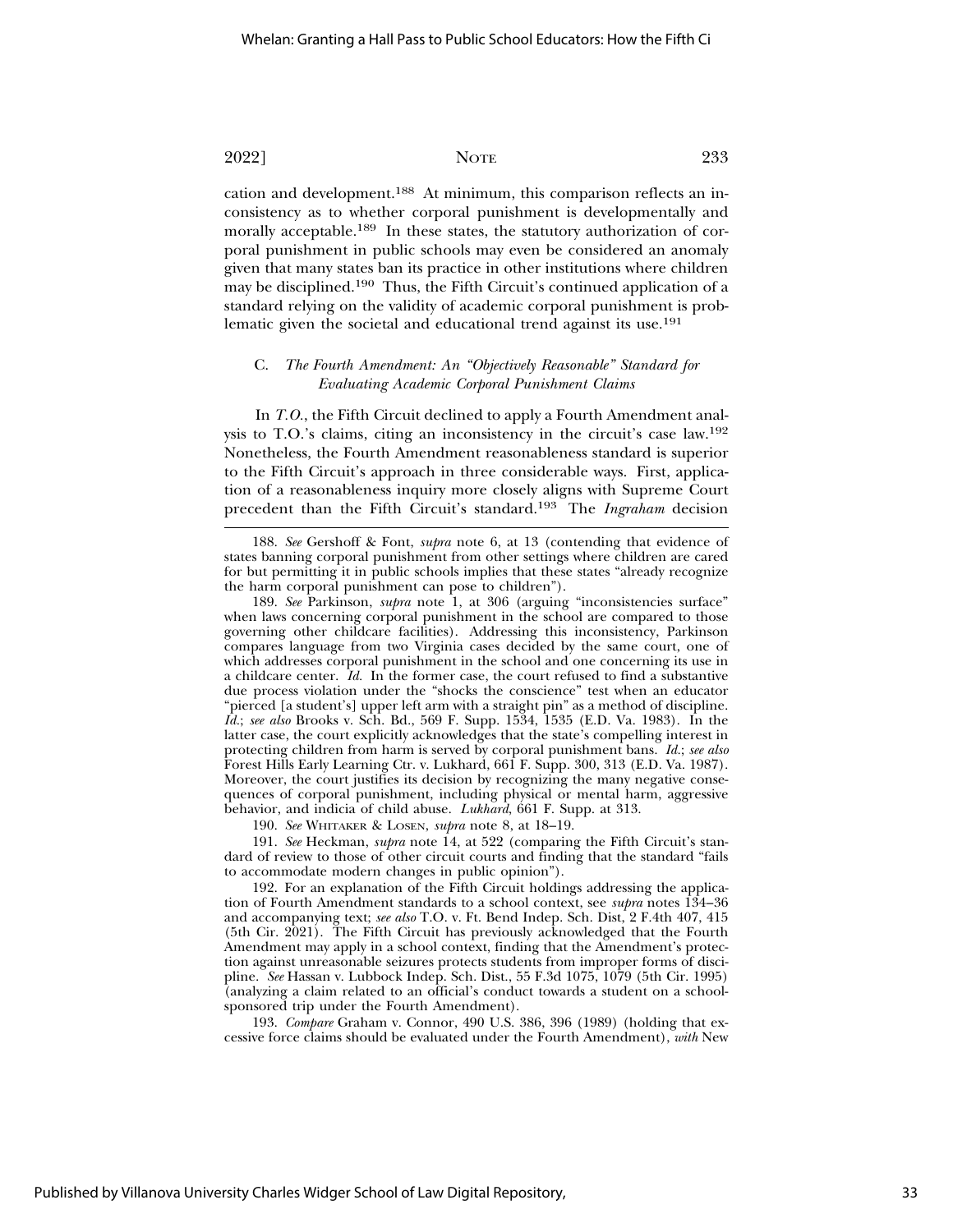cation and development.[188] At minimum, this comparison reflects an inconsistency as to whether corporal punishment is developmentally and morally acceptable.[189] In these states, the statutory authorization of corporal punishment in public schools may even be considered an anomaly given that many states ban its practice in other institutions where children may be disciplined.[190] Thus, the Fifth Circuit's continued application of a standard relying on the validity of academic corporal punishment is problematic given the societal and educational trend against its use.[191]

### C. *The Fourth Amendment: An "Objectively Reasonable" Standard for Evaluating Academic Corporal Punishment Claims*

In *T.O.*, the Fifth Circuit declined to apply a Fourth Amendment analysis to T.O.'s claims, citing an inconsistency in the circuit's case law.[192] Nonetheless, the Fourth Amendment reasonableness standard is superior to the Fifth Circuit's approach in three considerable ways. First, application of a reasonableness inquiry more closely aligns with Supreme Court precedent than the Fifth Circuit's standard.[193] The *Ingraham* decision

---

188. *See* Gershoff & Font, *supra* note 6, at 13 (contending that evidence of states banning corporal punishment from other settings where children are cared for but permitting it in public schools implies that these states "already recognize the harm corporal punishment can pose to children").

189. *See* Parkinson, *supra* note 1, at 306 (arguing "inconsistencies surface" when laws concerning corporal punishment in the school are compared to those governing other childcare facilities). Addressing this inconsistency, Parkinson compares language from two Virginia cases decided by the same court, one of which addresses corporal punishment in the school and one concerning its use in a childcare center. *Id.* In the former case, the court refused to find a substantive due process violation under the "shocks the conscience" test when an educator "pierced [a student's] upper left arm with a straight pin" as a method of discipline. *Id.*; *see also* Brooks v. Sch. Bd., 569 F. Supp. 1534, 1535 (E.D. Va. 1983). In the latter case, the court explicitly acknowledges that the state's compelling interest in protecting children from harm is served by corporal punishment bans. *Id.*; *see also* Forest Hills Early Learning Ctr. v. Lukhard, 661 F. Supp. 300, 313 (E.D. Va. 1987). Moreover, the court justifies its decision by recognizing the many negative consequences of corporal punishment, including physical or mental harm, aggressive behavior, and indicia of child abuse. *Lukhard*, 661 F. Supp. at 313.

190. *See* WHITAKER & LOSEN, *supra* note 8, at 18–19.

191. *See* Heckman, *supra* note 14, at 522 (comparing the Fifth Circuit's standard of review to those of other circuit courts and finding that the standard "fails to accommodate modern changes in public opinion").

192. For an explanation of the Fifth Circuit holdings addressing the application of Fourth Amendment standards to a school context, see *supra* notes 134–36 and accompanying text; *see also* T.O. v. Ft. Bend Indep. Sch. Dist, 2 F.4th 407, 415 (5th Cir. 2021). The Fifth Circuit has previously acknowledged that the Fourth Amendment may apply in a school context, finding that the Amendment's protection against unreasonable seizures protects students from improper forms of discipline. *See* Hassan v. Lubbock Indep. Sch. Dist., 55 F.3d 1075, 1079 (5th Cir. 1995) (analyzing a claim related to an official's conduct towards a student on a school-sponsored trip under the Fourth Amendment).

193. *Compare* Graham v. Connor, 490 U.S. 386, 396 (1989) (holding that excessive force claims should be evaluated under the Fourth Amendment), *with* New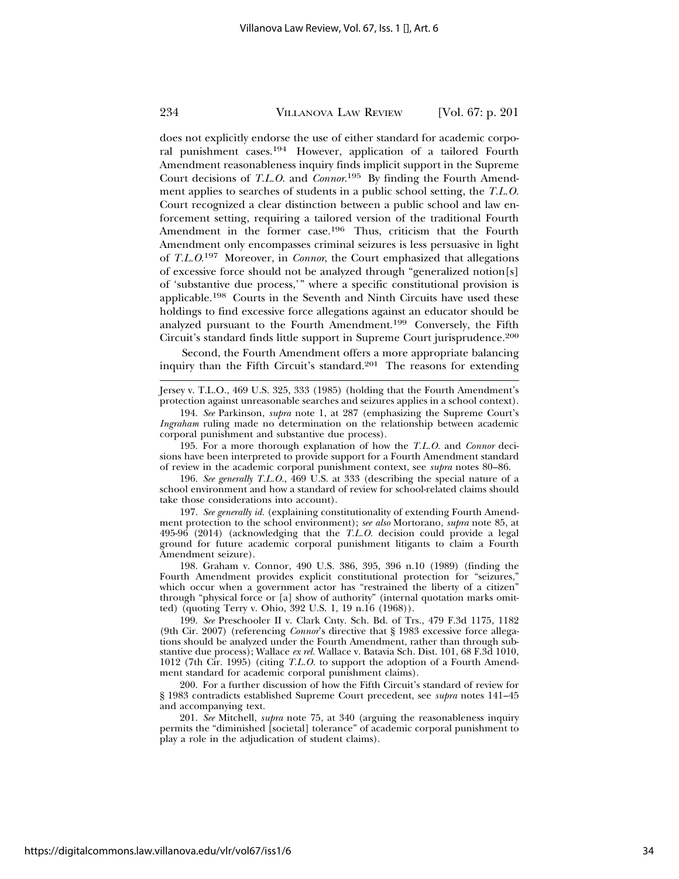does not explicitly endorse the use of either standard for academic corporal punishment cases.[194] However, application of a tailored Fourth Amendment reasonableness inquiry finds implicit support in the Supreme Court decisions of *T.L.O.* and *Connor*.[195] By finding the Fourth Amendment applies to searches of students in a public school setting, the *T.L.O.* Court recognized a clear distinction between a public school and law enforcement setting, requiring a tailored version of the traditional Fourth Amendment in the former case.[196] Thus, criticism that the Fourth Amendment only encompasses criminal seizures is less persuasive in light of *T.L.O.*[197] Moreover, in *Connor*, the Court emphasized that allegations of excessive force should not be analyzed through "generalized notion[s] of 'substantive due process,'" where a specific constitutional provision is applicable.[198] Courts in the Seventh and Ninth Circuits have used these holdings to find excessive force allegations against an educator should be analyzed pursuant to the Fourth Amendment.[199] Conversely, the Fifth Circuit's standard finds little support in Supreme Court jurisprudence.[200]

Second, the Fourth Amendment offers a more appropriate balancing inquiry than the Fifth Circuit's standard.[201] The reasons for extending

---

Jersey v. T.L.O., 469 U.S. 325, 333 (1985) (holding that the Fourth Amendment's protection against unreasonable searches and seizures applies in a school context).

194. *See* Parkinson, *supra* note 1, at 287 (emphasizing the Supreme Court's *Ingraham* ruling made no determination on the relationship between academic corporal punishment and substantive due process).

195. For a more thorough explanation of how the *T.L.O.* and *Connor* decisions have been interpreted to provide support for a Fourth Amendment standard of review in the academic corporal punishment context, see *supra* notes 80–86.

196. *See generally T.L.O.*, 469 U.S. at 333 (describing the special nature of a school environment and how a standard of review for school-related claims should take those considerations into account).

197. *See generally id.* (explaining constitutionality of extending Fourth Amendment protection to the school environment); *see also* Mortorano, *supra* note 85, at 495-96 (2014) (acknowledging that the *T.L.O.* decision could provide a legal ground for future academic corporal punishment litigants to claim a Fourth Amendment seizure).

198. Graham v. Connor, 490 U.S. 386, 395, 396 n.10 (1989) (finding the Fourth Amendment provides explicit constitutional protection for "seizures," which occur when a government actor has "restrained the liberty of a citizen" through "physical force or [a] show of authority" (internal quotation marks omitted) (quoting Terry v. Ohio, 392 U.S. 1, 19 n.16 (1968)).

199. *See* Preschooler II v. Clark Cnty. Sch. Bd. of Trs., 479 F.3d 1175, 1182 (9th Cir. 2007) (referencing *Connor*'s directive that § 1983 excessive force allegations should be analyzed under the Fourth Amendment, rather than through substantive due process); Wallace *ex rel.* Wallace v. Batavia Sch. Dist. 101, 68 F.3d 1010, 1012 (7th Cir. 1995) (citing *T.L.O.* to support the adoption of a Fourth Amendment standard for academic corporal punishment claims).

200. For a further discussion of how the Fifth Circuit's standard of review for § 1983 contradicts established Supreme Court precedent, see *supra* notes 141–45 and accompanying text.

201. *See* Mitchell, *supra* note 75, at 340 (arguing the reasonableness inquiry permits the "diminished [societal] tolerance" of academic corporal punishment to play a role in the adjudication of student claims).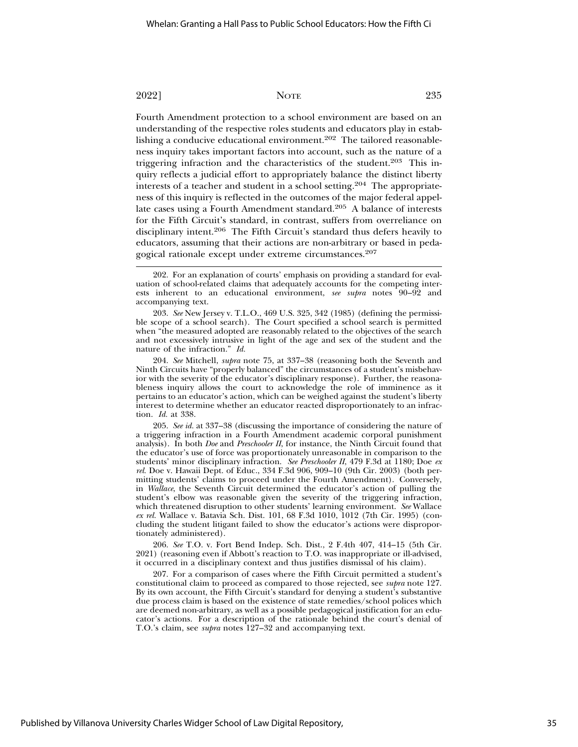Fourth Amendment protection to a school environment are based on an understanding of the respective roles students and educators play in establishing a conducive educational environment.[202] The tailored reasonableness inquiry takes important factors into account, such as the nature of a triggering infraction and the characteristics of the student.[203] This inquiry reflects a judicial effort to appropriately balance the distinct liberty interests of a teacher and student in a school setting.[204] The appropriateness of this inquiry is reflected in the outcomes of the major federal appellate cases using a Fourth Amendment standard.[205] A balance of interests for the Fifth Circuit's standard, in contrast, suffers from overreliance on disciplinary intent.[206] The Fifth Circuit's standard thus defers heavily to educators, assuming that their actions are non-arbitrary or based in pedagogical rationale except under extreme circumstances.[207]

---

202. For an explanation of courts' emphasis on providing a standard for evaluation of school-related claims that adequately accounts for the competing interests inherent to an educational environment, *see supra* notes 90–92 and accompanying text.

203. *See* New Jersey v. T.L.O., 469 U.S. 325, 342 (1985) (defining the permissible scope of a school search). The Court specified a school search is permitted when "the measured adopted are reasonably related to the objectives of the search and not excessively intrusive in light of the age and sex of the student and the nature of the infraction." *Id.*

204. *See* Mitchell, *supra* note 75, at 337–38 (reasoning both the Seventh and Ninth Circuits have "properly balanced" the circumstances of a student's misbehavior with the severity of the educator's disciplinary response). Further, the reasonableness inquiry allows the court to acknowledge the role of imminence as it pertains to an educator's action, which can be weighed against the student's liberty interest to determine whether an educator reacted disproportionately to an infraction. *Id.* at 338.

205. *See id.* at 337–38 (discussing the importance of considering the nature of a triggering infraction in a Fourth Amendment academic corporal punishment analysis). In both *Doe* and *Preschooler II*, for instance, the Ninth Circuit found that the educator's use of force was proportionately unreasonable in comparison to the students' minor disciplinary infraction. *See Preschooler II*, 479 F.3d at 1180; Doe *ex rel.* Doe v. Hawaii Dept. of Educ., 334 F.3d 906, 909–10 (9th Cir. 2003) (both permitting students' claims to proceed under the Fourth Amendment). Conversely, in *Wallace*, the Seventh Circuit determined the educator's action of pulling the student's elbow was reasonable given the severity of the triggering infraction, which threatened disruption to other students' learning environment. *See* Wallace *ex rel.* Wallace v. Batavia Sch. Dist. 101, 68 F.3d 1010, 1012 (7th Cir. 1995) (concluding the student litigant failed to show the educator's actions were disproportionately administered).

206. *See* T.O. v. Fort Bend Indep. Sch. Dist., 2 F.4th 407, 414–15 (5th Cir. 2021) (reasoning even if Abbott's reaction to T.O. was inappropriate or ill-advised, it occurred in a disciplinary context and thus justifies dismissal of his claim).

207. For a comparison of cases where the Fifth Circuit permitted a student's constitutional claim to proceed as compared to those rejected, see *supra* note 127. By its own account, the Fifth Circuit's standard for denying a student's substantive due process claim is based on the existence of state remedies/school polices which are deemed non-arbitrary, as well as a possible pedagogical justification for an educator's actions. For a description of the rationale behind the court's denial of T.O.'s claim, see *supra* notes 127–32 and accompanying text.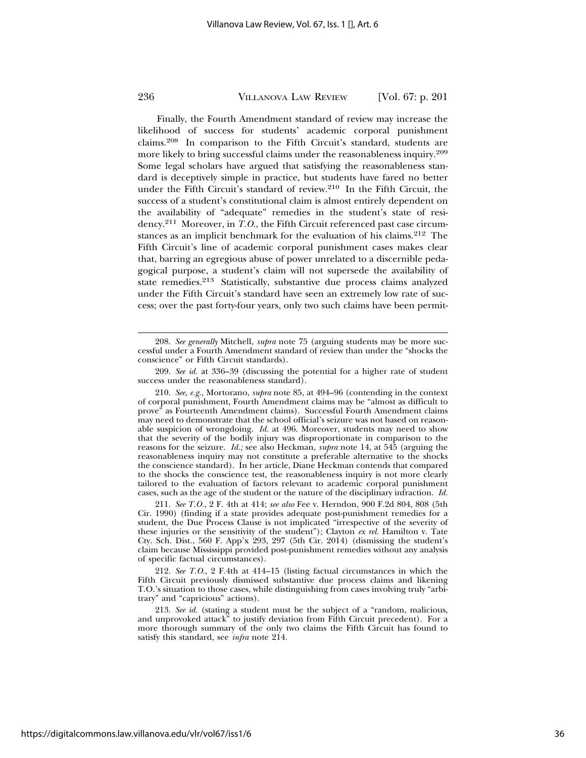Finally, the Fourth Amendment standard of review may increase the likelihood of success for students' academic corporal punishment claims.[208] In comparison to the Fifth Circuit's standard, students are more likely to bring successful claims under the reasonableness inquiry.[209] Some legal scholars have argued that satisfying the reasonableness standard is deceptively simple in practice, but students have fared no better under the Fifth Circuit's standard of review.[210] In the Fifth Circuit, the success of a student's constitutional claim is almost entirely dependent on the availability of "adequate" remedies in the student's state of residency.[211] Moreover, in *T.O.*, the Fifth Circuit referenced past case circumstances as an implicit benchmark for the evaluation of his claims.[212] The Fifth Circuit's line of academic corporal punishment cases makes clear that, barring an egregious abuse of power unrelated to a discernible pedagogical purpose, a student's claim will not supersede the availability of state remedies.[213] Statistically, substantive due process claims analyzed under the Fifth Circuit's standard have seen an extremely low rate of success; over the past forty-four years, only two such claims have been permit-

---

208. *See generally* Mitchell, *supra* note 75 (arguing students may be more successful under a Fourth Amendment standard of review than under the "shocks the conscience" or Fifth Circuit standards).

209. *See id.* at 336–39 (discussing the potential for a higher rate of student success under the reasonableness standard).

210. *See, e.g.*, Mortorano, *supra* note 85, at 494–96 (contending in the context of corporal punishment, Fourth Amendment claims may be "almost as difficult to prove" as Fourteenth Amendment claims). Successful Fourth Amendment claims may need to demonstrate that the school official's seizure was not based on reasonable suspicion of wrongdoing. *Id.* at 496. Moreover, students may need to show that the severity of the bodily injury was disproportionate in comparison to the reasons for the seizure. *Id.;* see also Heckman, *supra* note 14, at 545 (arguing the reasonableness inquiry may not constitute a preferable alternative to the shocks the conscience standard). In her article, Diane Heckman contends that compared to the shocks the conscience test, the reasonableness inquiry is not more clearly tailored to the evaluation of factors relevant to academic corporal punishment cases, such as the age of the student or the nature of the disciplinary infraction. *Id.*

211. *See T.O.*, 2 F. 4th at 414; *see also* Fee v. Herndon, 900 F.2d 804, 808 (5th Cir. 1990) (finding if a state provides adequate post-punishment remedies for a student, the Due Process Clause is not implicated "irrespective of the severity of these injuries or the sensitivity of the student"); Clayton *ex rel.* Hamilton v. Tate Cty. Sch. Dist., 560 F. App'x 293, 297 (5th Cir. 2014) (dismissing the student's claim because Mississippi provided post-punishment remedies without any analysis of specific factual circumstances).

212. *See T.O.*, 2 F.4th at 414–15 (listing factual circumstances in which the Fifth Circuit previously dismissed substantive due process claims and likening T.O.'s situation to those cases, while distinguishing from cases involving truly "arbitrary" and "capricious" actions).

213. *See id.* (stating a student must be the subject of a "random, malicious, and unprovoked attack" to justify deviation from Fifth Circuit precedent). For a more thorough summary of the only two claims the Fifth Circuit has found to satisfy this standard, see *infra* note 214.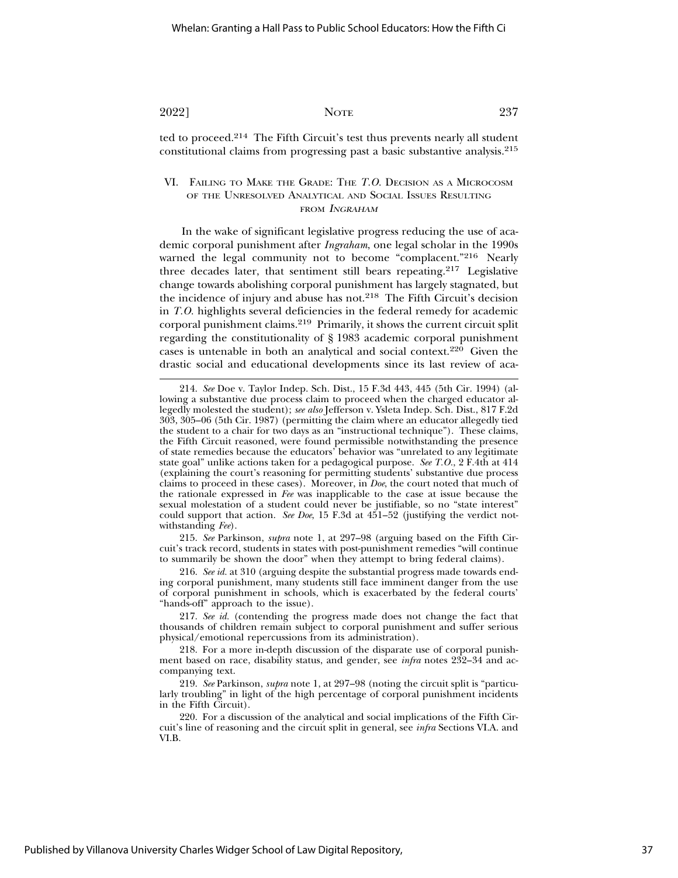ted to proceed.[214] The Fifth Circuit's test thus prevents nearly all student constitutional claims from progressing past a basic substantive analysis.[215]

## VI. Failing to Make the Grade: The *T.O.* Decision as a Microcosm of the Unresolved Analytical and Social Issues Resulting from *Ingraham*

In the wake of significant legislative progress reducing the use of academic corporal punishment after *Ingraham*, one legal scholar in the 1990s warned the legal community not to become "complacent."[216] Nearly three decades later, that sentiment still bears repeating.[217] Legislative change towards abolishing corporal punishment has largely stagnated, but the incidence of injury and abuse has not.[218] The Fifth Circuit's decision in *T.O.* highlights several deficiencies in the federal remedy for academic corporal punishment claims.[219] Primarily, it shows the current circuit split regarding the constitutionality of § 1983 academic corporal punishment cases is untenable in both an analytical and social context.[220] Given the drastic social and educational developments since its last review of aca-

---

214. *See* Doe v. Taylor Indep. Sch. Dist., 15 F.3d 443, 445 (5th Cir. 1994) (allowing a substantive due process claim to proceed when the charged educator allegedly molested the student); *see also* Jefferson v. Ysleta Indep. Sch. Dist., 817 F.2d 303, 305–06 (5th Cir. 1987) (permitting the claim where an educator allegedly tied the student to a chair for two days as an "instructional technique"). These claims, the Fifth Circuit reasoned, were found permissible notwithstanding the presence of state remedies because the educators' behavior was "unrelated to any legitimate state goal" unlike actions taken for a pedagogical purpose. *See T.O.*, 2 F.4th at 414 (explaining the court's reasoning for permitting students' substantive due process claims to proceed in these cases). Moreover, in *Doe*, the court noted that much of the rationale expressed in *Fee* was inapplicable to the case at issue because the sexual molestation of a student could never be justifiable, so no "state interest" could support that action. *See Doe*, 15 F.3d at 451–52 (justifying the verdict notwithstanding *Fee*).

215. *See* Parkinson, *supra* note 1, at 297–98 (arguing based on the Fifth Circuit's track record, students in states with post-punishment remedies "will continue to summarily be shown the door" when they attempt to bring federal claims).

216. *See id.* at 310 (arguing despite the substantial progress made towards ending corporal punishment, many students still face imminent danger from the use of corporal punishment in schools, which is exacerbated by the federal courts' "hands-off" approach to the issue).

217. *See id.* (contending the progress made does not change the fact that thousands of children remain subject to corporal punishment and suffer serious physical/emotional repercussions from its administration).

218. For a more in-depth discussion of the disparate use of corporal punishment based on race, disability status, and gender, see *infra* notes 232–34 and accompanying text.

219. *See* Parkinson, *supra* note 1, at 297–98 (noting the circuit split is "particularly troubling" in light of the high percentage of corporal punishment incidents in the Fifth Circuit).

220. For a discussion of the analytical and social implications of the Fifth Circuit's line of reasoning and the circuit split in general, see *infra* Sections VI.A. and VI.B.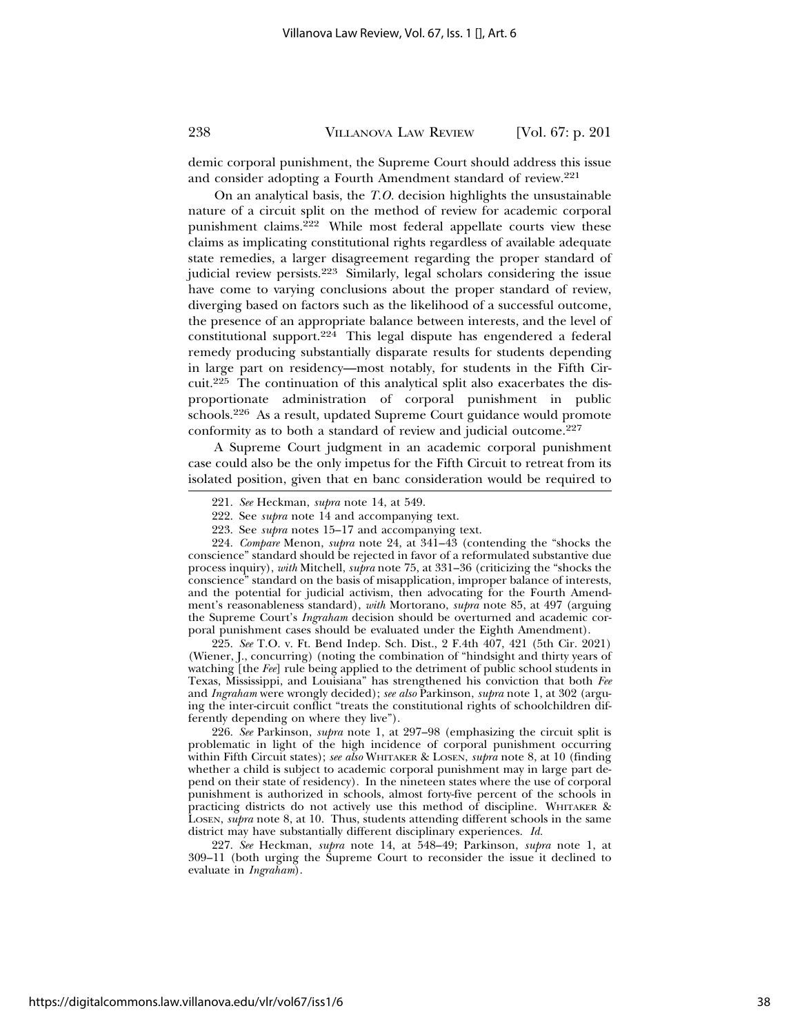demic corporal punishment, the Supreme Court should address this issue and consider adopting a Fourth Amendment standard of review.[221]

On an analytical basis, the *T.O.* decision highlights the unsustainable nature of a circuit split on the method of review for academic corporal punishment claims.[222] While most federal appellate courts view these claims as implicating constitutional rights regardless of available adequate state remedies, a larger disagreement regarding the proper standard of judicial review persists.[223] Similarly, legal scholars considering the issue have come to varying conclusions about the proper standard of review, diverging based on factors such as the likelihood of a successful outcome, the presence of an appropriate balance between interests, and the level of constitutional support.[224] This legal dispute has engendered a federal remedy producing substantially disparate results for students depending in large part on residency—most notably, for students in the Fifth Circuit.[225] The continuation of this analytical split also exacerbates the disproportionate administration of corporal punishment in public schools.[226] As a result, updated Supreme Court guidance would promote conformity as to both a standard of review and judicial outcome.[227]

A Supreme Court judgment in an academic corporal punishment case could also be the only impetus for the Fifth Circuit to retreat from its isolated position, given that en banc consideration would be required to

---

221. *See* Heckman, *supra* note 14, at 549.

222. See *supra* note 14 and accompanying text.

223. See *supra* notes 15–17 and accompanying text.

224. *Compare* Menon, *supra* note 24, at 341–43 (contending the "shocks the conscience" standard should be rejected in favor of a reformulated substantive due process inquiry), *with* Mitchell, *supra* note 75, at 331–36 (criticizing the "shocks the conscience" standard on the basis of misapplication, improper balance of interests, and the potential for judicial activism, then advocating for the Fourth Amendment's reasonableness standard), *with* Mortorano, *supra* note 85, at 497 (arguing the Supreme Court's *Ingraham* decision should be overturned and academic corporal punishment cases should be evaluated under the Eighth Amendment).

225. *See* T.O. v. Ft. Bend Indep. Sch. Dist., 2 F.4th 407, 421 (5th Cir. 2021) (Wiener, J., concurring) (noting the combination of "hindsight and thirty years of watching [the *Fee*] rule being applied to the detriment of public school students in Texas, Mississippi, and Louisiana" has strengthened his conviction that both *Fee* and *Ingraham* were wrongly decided); *see also* Parkinson, *supra* note 1, at 302 (arguing the inter-circuit conflict "treats the constitutional rights of schoolchildren differently depending on where they live").

226. *See* Parkinson, *supra* note 1, at 297–98 (emphasizing the circuit split is problematic in light of the high incidence of corporal punishment occurring within Fifth Circuit states); *see also* WHITAKER & LOSEN, *supra* note 8, at 10 (finding whether a child is subject to academic corporal punishment may in large part depend on their state of residency). In the nineteen states where the use of corporal punishment is authorized in schools, almost forty-five percent of the schools in practicing districts do not actively use this method of discipline. WHITAKER & LOSEN, *supra* note 8, at 10. Thus, students attending different schools in the same district may have substantially different disciplinary experiences. *Id.*

227. *See* Heckman, *supra* note 14, at 548–49; Parkinson, *supra* note 1, at 309–11 (both urging the Supreme Court to reconsider the issue it declined to evaluate in *Ingraham*).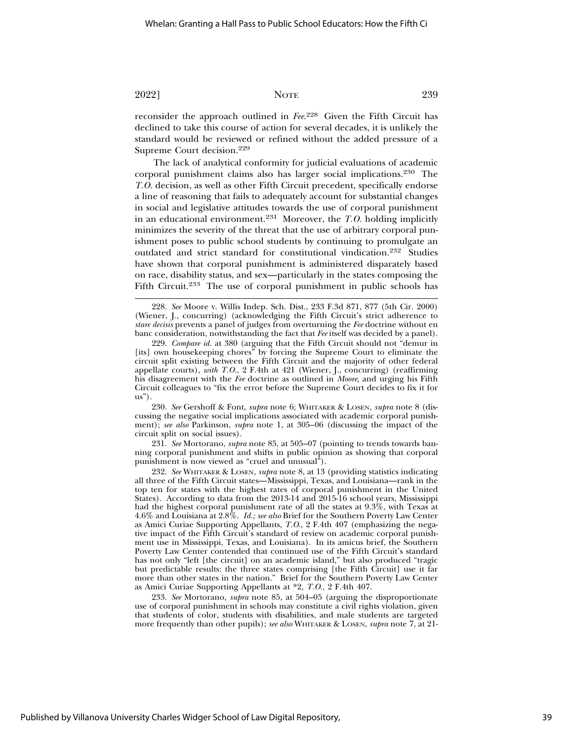reconsider the approach outlined in *Fee*.[228] Given the Fifth Circuit has declined to take this course of action for several decades, it is unlikely the standard would be reviewed or refined without the added pressure of a Supreme Court decision.[229]

The lack of analytical conformity for judicial evaluations of academic corporal punishment claims also has larger social implications.[230] The *T.O.* decision, as well as other Fifth Circuit precedent, specifically endorse a line of reasoning that fails to adequately account for substantial changes in social and legislative attitudes towards the use of corporal punishment in an educational environment.[231] Moreover, the *T.O.* holding implicitly minimizes the severity of the threat that the use of arbitrary corporal punishment poses to public school students by continuing to promulgate an outdated and strict standard for constitutional vindication.[232] Studies have shown that corporal punishment is administered disparately based on race, disability status, and sex—particularly in the states composing the Fifth Circuit.[233] The use of corporal punishment in public schools has

---

228. *See* Moore v. Willis Indep. Sch. Dist., 233 F.3d 871, 877 (5th Cir. 2000) (Wiener, J., concurring) (acknowledging the Fifth Circuit's strict adherence to *stare decisis* prevents a panel of judges from overturning the *Fee* doctrine without en banc consideration, notwithstanding the fact that *Fee* itself was decided by a panel).

229. *Compare id.* at 380 (arguing that the Fifth Circuit should not "demur in [its] own housekeeping chores" by forcing the Supreme Court to eliminate the circuit split existing between the Fifth Circuit and the majority of other federal appellate courts), *with T.O.*, 2 F.4th at 421 (Wiener, J., concurring) (reaffirming his disagreement with the *Fee* doctrine as outlined in *Moore*, and urging his Fifth Circuit colleagues to "fix the error before the Supreme Court decides to fix it for us").

230. *See* Gershoff & Font, *supra* note 6; Whitaker & Losen, *supra* note 8 (discussing the negative social implications associated with academic corporal punishment); *see also* Parkinson, *supra* note 1, at 305–06 (discussing the impact of the circuit split on social issues).

231. *See* Mortorano, *supra* note 85, at 505–07 (pointing to trends towards banning corporal punishment and shifts in public opinion as showing that corporal punishment is now viewed as "cruel and unusual").

232. *See* Whitaker & Losen, *supra* note 8, at 13 (providing statistics indicating all three of the Fifth Circuit states—Mississippi, Texas, and Louisiana—rank in the top ten for states with the highest rates of corporal punishment in the United States). According to data from the 2013-14 and 2015-16 school years, Mississippi had the highest corporal punishment rate of all the states at 9.3%, with Texas at 4.6% and Louisiana at 2.8%. *Id.; see also* Brief for the Southern Poverty Law Center as Amici Curiae Supporting Appellants, *T.O.*, 2 F.4th 407 (emphasizing the negative impact of the Fifth Circuit's standard of review on academic corporal punishment use in Mississippi, Texas, and Louisiana). In its amicus brief, the Southern Poverty Law Center contended that continued use of the Fifth Circuit's standard has not only "left [the circuit] on an academic island," but also produced "tragic but predictable results: the three states comprising [the Fifth Circuit] use it far more than other states in the nation." Brief for the Southern Poverty Law Center as Amici Curiae Supporting Appellants at *2, *T.O.*, 2 F.4th 407.

233. *See* Mortorano, *supra* note 85, at 504–05 (arguing the disproportionate use of corporal punishment in schools may constitute a civil rights violation, given that students of color, students with disabilities, and male students are targeted more frequently than other pupils); *see also* Whitaker & Losen, *supra* note 7, at 21-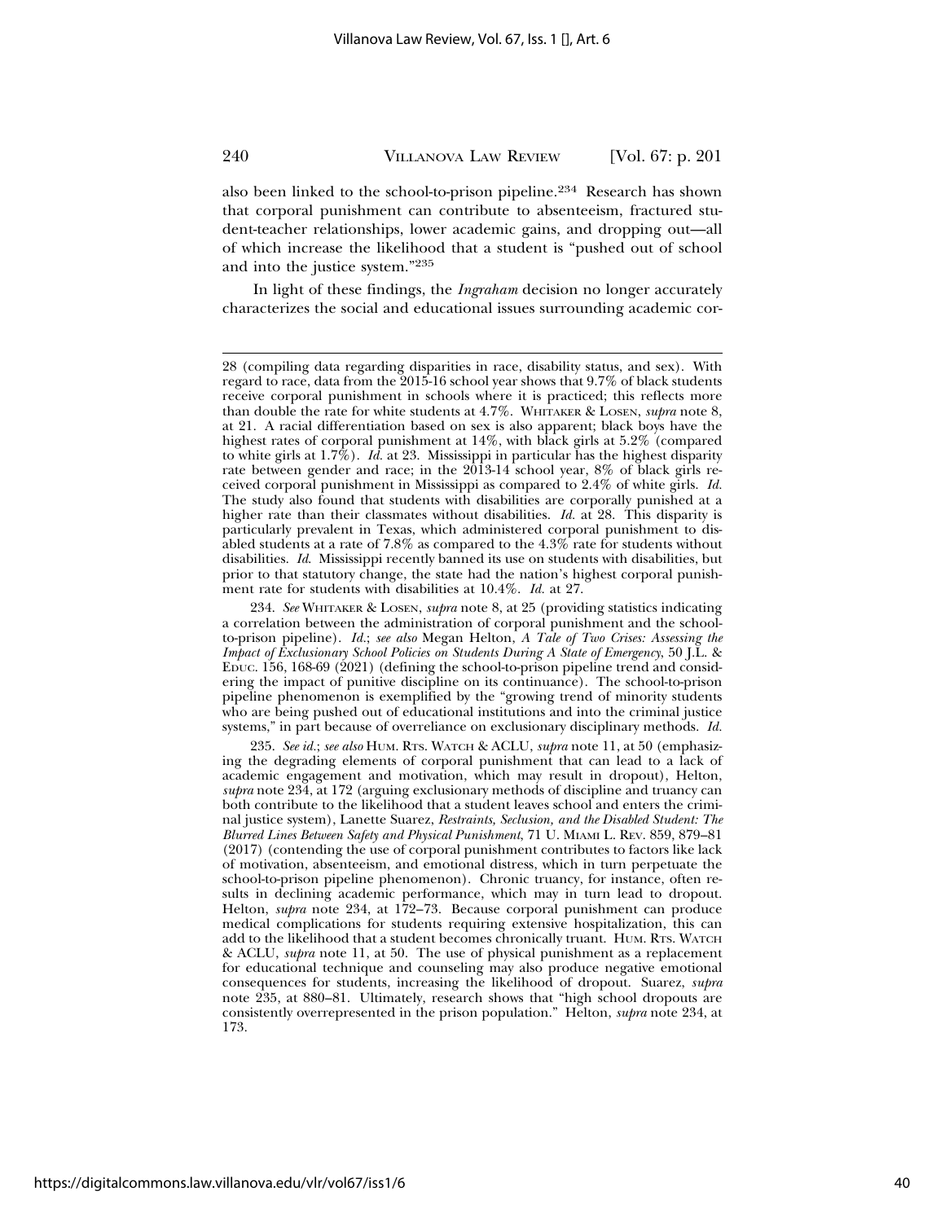also been linked to the school-to-prison pipeline.[234] Research has shown that corporal punishment can contribute to absenteeism, fractured student-teacher relationships, lower academic gains, and dropping out—all of which increase the likelihood that a student is "pushed out of school and into the justice system."[235]

In light of these findings, the *Ingraham* decision no longer accurately characterizes the social and educational issues surrounding academic cor-

---

28 (compiling data regarding disparities in race, disability status, and sex). With regard to race, data from the 2015-16 school year shows that 9.7% of black students receive corporal punishment in schools where it is practiced; this reflects more than double the rate for white students at 4.7%. WHITAKER & LOSEN, *supra* note 8, at 21. A racial differentiation based on sex is also apparent; black boys have the highest rates of corporal punishment at 14%, with black girls at 5.2% (compared to white girls at 1.7%). *Id.* at 23. Mississippi in particular has the highest disparity rate between gender and race; in the 2013-14 school year, 8% of black girls received corporal punishment in Mississippi as compared to 2.4% of white girls. *Id.* The study also found that students with disabilities are corporally punished at a higher rate than their classmates without disabilities. *Id.* at 28. This disparity is particularly prevalent in Texas, which administered corporal punishment to disabled students at a rate of 7.8% as compared to the 4.3% rate for students without disabilities. *Id.* Mississippi recently banned its use on students with disabilities, but prior to that statutory change, the state had the nation's highest corporal punishment rate for students with disabilities at 10.4%. *Id.* at 27.

234. *See* WHITAKER & LOSEN, *supra* note 8, at 25 (providing statistics indicating a correlation between the administration of corporal punishment and the school-to-prison pipeline). *Id.*; *see also* Megan Helton, *A Tale of Two Crises: Assessing the Impact of Exclusionary School Policies on Students During A State of Emergency*, 50 J.L. & EDUC. 156, 168-69 (2021) (defining the school-to-prison pipeline trend and considering the impact of punitive discipline on its continuance). The school-to-prison pipeline phenomenon is exemplified by the "growing trend of minority students who are being pushed out of educational institutions and into the criminal justice systems," in part because of overreliance on exclusionary disciplinary methods. *Id.*

235. *See id.*; *see also* HUM. RTS. WATCH & ACLU, *supra* note 11, at 50 (emphasizing the degrading elements of corporal punishment that can lead to a lack of academic engagement and motivation, which may result in dropout), Helton, *supra* note 234, at 172 (arguing exclusionary methods of discipline and truancy can both contribute to the likelihood that a student leaves school and enters the criminal justice system), Lanette Suarez, *Restraints, Seclusion, and the Disabled Student: The Blurred Lines Between Safety and Physical Punishment*, 71 U. MIAMI L. REV. 859, 879–81 (2017) (contending the use of corporal punishment contributes to factors like lack of motivation, absenteeism, and emotional distress, which in turn perpetuate the school-to-prison pipeline phenomenon). Chronic truancy, for instance, often results in declining academic performance, which may in turn lead to dropout. Helton, *supra* note 234, at 172–73. Because corporal punishment can produce medical complications for students requiring extensive hospitalization, this can add to the likelihood that a student becomes chronically truant. HUM. RTS. WATCH & ACLU, *supra* note 11, at 50. The use of physical punishment as a replacement for educational technique and counseling may also produce negative emotional consequences for students, increasing the likelihood of dropout. Suarez, *supra* note 235, at 880–81. Ultimately, research shows that "high school dropouts are consistently overrepresented in the prison population." Helton, *supra* note 234, at 173.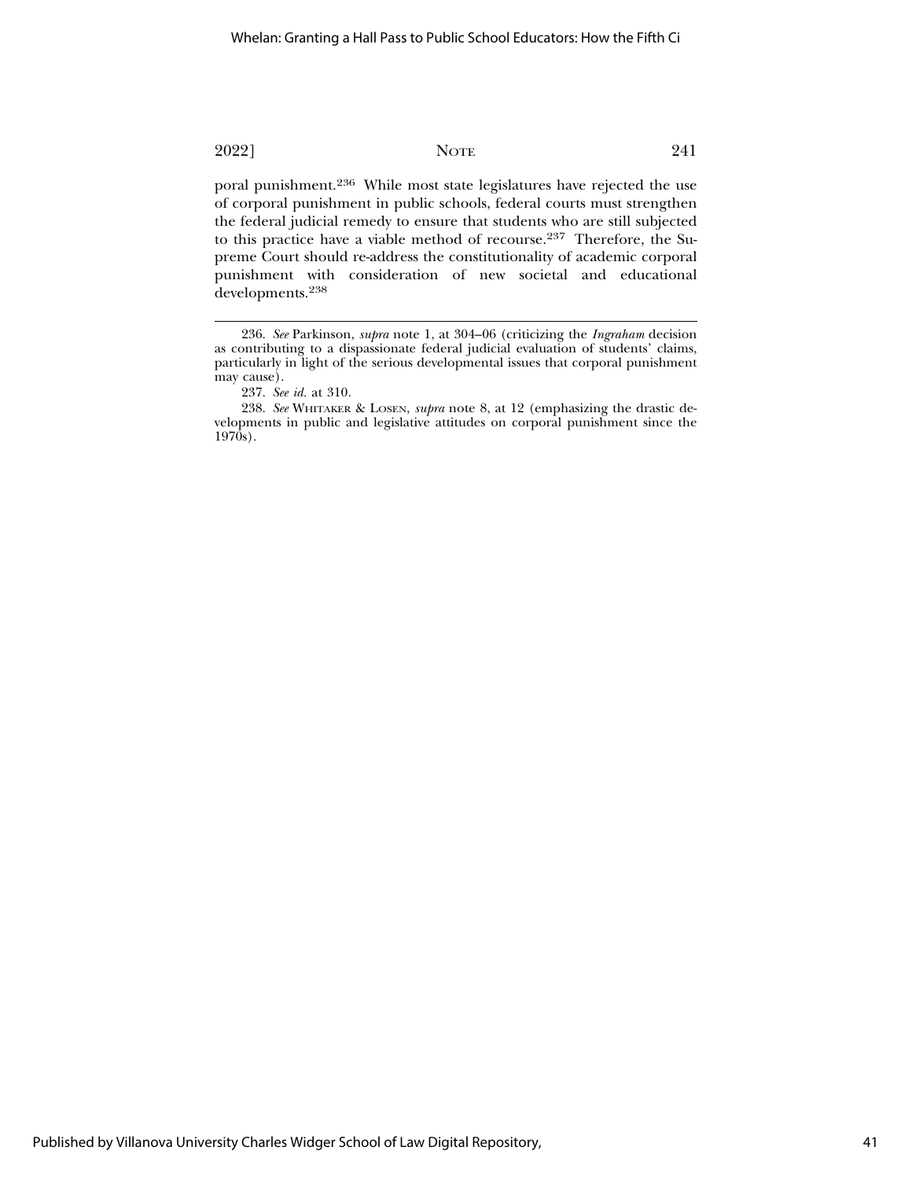poral punishment.[236] While most state legislatures have rejected the use of corporal punishment in public schools, federal courts must strengthen the federal judicial remedy to ensure that students who are still subjected to this practice have a viable method of recourse.[237] Therefore, the Supreme Court should re-address the constitutionality of academic corporal punishment with consideration of new societal and educational developments.[238]

---

236. *See* Parkinson, *supra* note 1, at 304–06 (criticizing the *Ingraham* decision as contributing to a dispassionate federal judicial evaluation of students' claims, particularly in light of the serious developmental issues that corporal punishment may cause).

237. *See id.* at 310.

238. *See* WHITAKER & LOSEN, *supra* note 8, at 12 (emphasizing the drastic developments in public and legislative attitudes on corporal punishment since the 1970s).